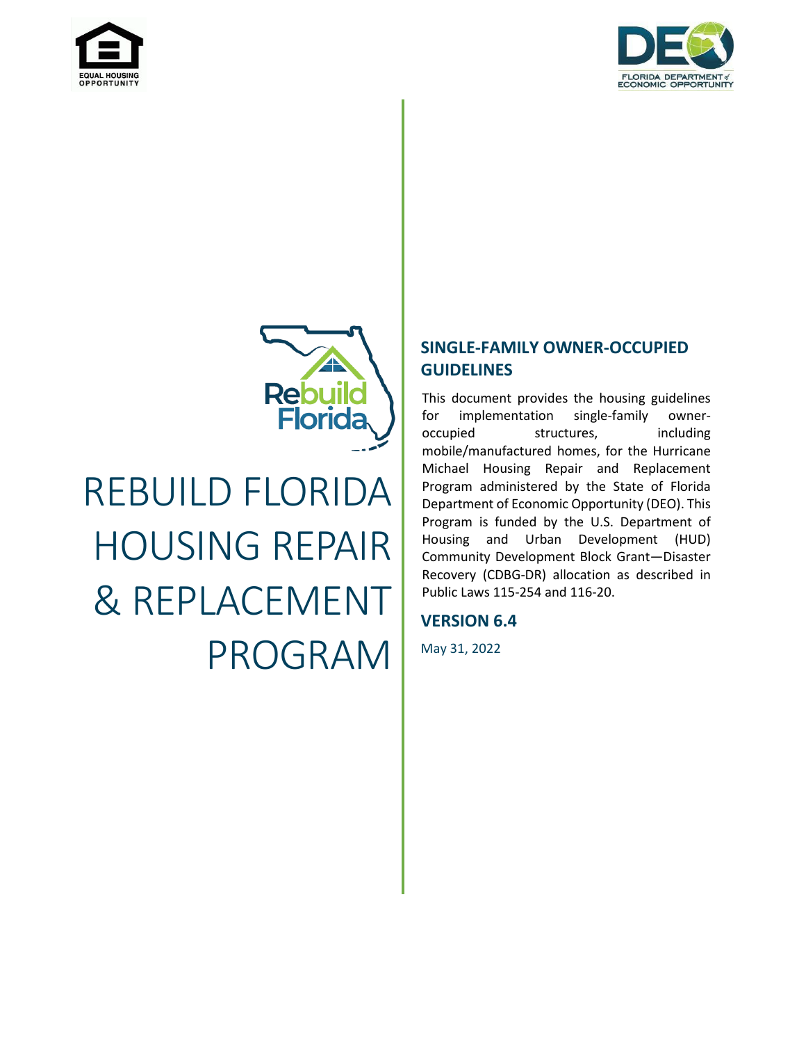# REBUILD FLORIDA HOUSING REPAIR & REPLACEMENT PROGRAM

## SINGLE-FAMILY OWNER-OCCUPIED GUIDELINES

This document provides the housing guidelines for implementation single-family owner-occupied structures, including mobile/manufactured homes, for the Hurricane Michael Housing Repair and Replacement Program administered by the State of Florida Department of Economic Opportunity (DEO). This Program is funded by the U.S. Department of Housing and Urban Development (HUD) Community Development Block Grant—Disaster Recovery (CDBG-DR) allocation as described in Public Laws 115-254 and 116-20.

## VERSION 6.4

May 31, 2022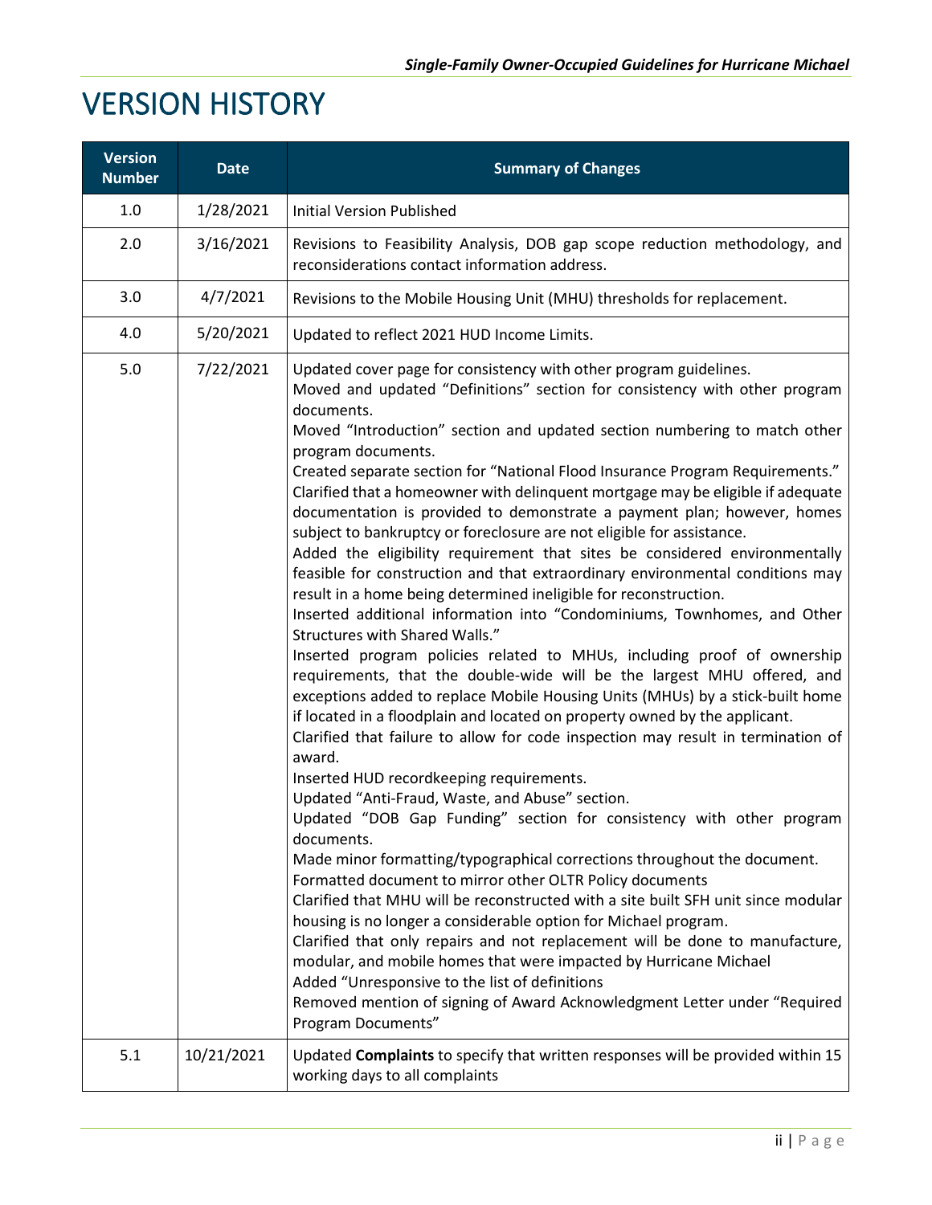# VERSION HISTORY

| Version Number | Date | Summary of Changes |
|---|---|---|
| 1.0 | 1/28/2021 | Initial Version Published |
| 2.0 | 3/16/2021 | Revisions to Feasibility Analysis, DOB gap scope reduction methodology, and reconsiderations contact information address. |
| 3.0 | 4/7/2021 | Revisions to the Mobile Housing Unit (MHU) thresholds for replacement. |
| 4.0 | 5/20/2021 | Updated to reflect 2021 HUD Income Limits. |
| 5.0 | 7/22/2021 | Updated cover page for consistency with other program guidelines.<br>Moved and updated "Definitions" section for consistency with other program documents.<br>Moved "Introduction" section and updated section numbering to match other program documents.<br>Created separate section for "National Flood Insurance Program Requirements."<br>Clarified that a homeowner with delinquent mortgage may be eligible if adequate documentation is provided to demonstrate a payment plan; however, homes subject to bankruptcy or foreclosure are not eligible for assistance.<br>Added the eligibility requirement that sites be considered environmentally feasible for construction and that extraordinary environmental conditions may result in a home being determined ineligible for reconstruction.<br>Inserted additional information into "Condominiums, Townhomes, and Other Structures with Shared Walls."<br>Inserted program policies related to MHUs, including proof of ownership requirements, that the double-wide will be the largest MHU offered, and exceptions added to replace Mobile Housing Units (MHUs) by a stick-built home if located in a floodplain and located on property owned by the applicant.<br>Clarified that failure to allow for code inspection may result in termination of award.<br>Inserted HUD recordkeeping requirements.<br>Updated "Anti-Fraud, Waste, and Abuse" section.<br>Updated "DOB Gap Funding" section for consistency with other program documents.<br>Made minor formatting/typographical corrections throughout the document.<br>Formatted document to mirror other OLTR Policy documents<br>Clarified that MHU will be reconstructed with a site built SFH unit since modular housing is no longer a considerable option for Michael program.<br>Clarified that only repairs and not replacement will be done to manufacture, modular, and mobile homes that were impacted by Hurricane Michael<br>Added "Unresponsive to the list of definitions<br>Removed mention of signing of Award Acknowledgment Letter under "Required Program Documents" |
| 5.1 | 10/21/2021 | Updated **Complaints** to specify that written responses will be provided within 15 working days to all complaints |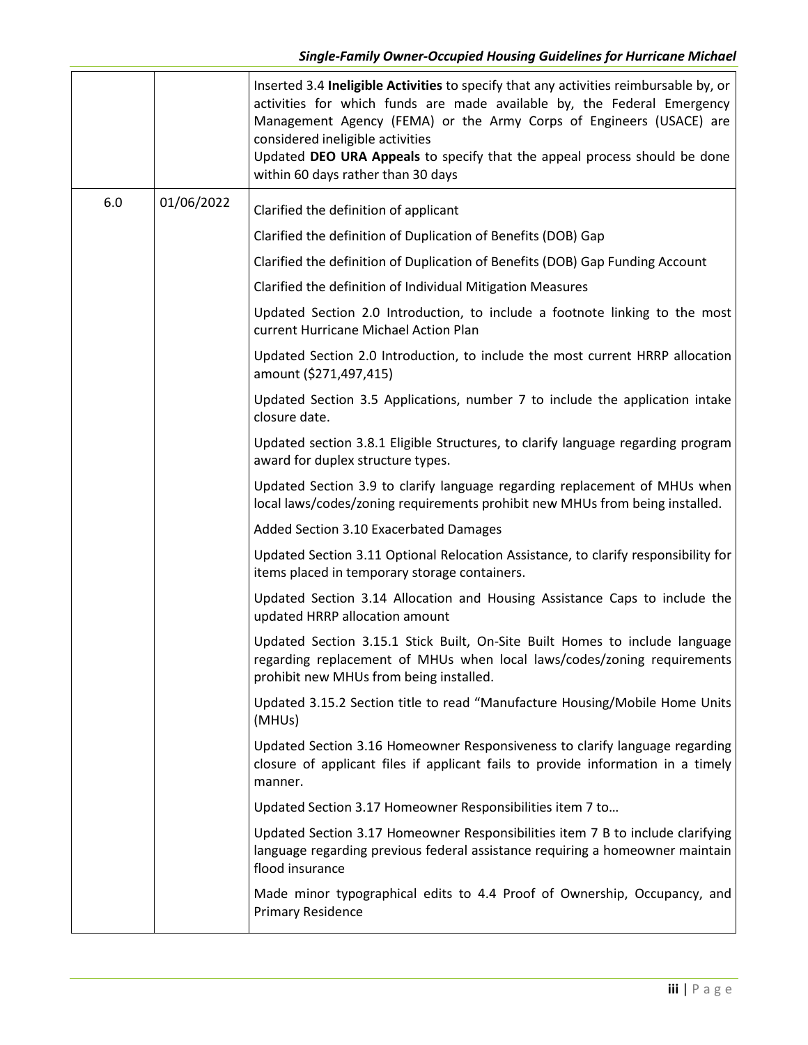| | | |
|---|---|---|
| | | Inserted 3.4 **Ineligible Activities** to specify that any activities reimbursable by, or activities for which funds are made available by, the Federal Emergency Management Agency (FEMA) or the Army Corps of Engineers (USACE) are considered ineligible activities<br>Updated **DEO URA Appeals** to specify that the appeal process should be done within 60 days rather than 30 days |
| 6.0 | 01/06/2022 | Clarified the definition of applicant<br><br>Clarified the definition of Duplication of Benefits (DOB) Gap<br><br>Clarified the definition of Duplication of Benefits (DOB) Gap Funding Account<br><br>Clarified the definition of Individual Mitigation Measures<br><br>Updated Section 2.0 Introduction, to include a footnote linking to the most current Hurricane Michael Action Plan<br><br>Updated Section 2.0 Introduction, to include the most current HRRP allocation amount ($271,497,415)<br><br>Updated Section 3.5 Applications, number 7 to include the application intake closure date.<br><br>Updated section 3.8.1 Eligible Structures, to clarify language regarding program award for duplex structure types.<br><br>Updated Section 3.9 to clarify language regarding replacement of MHUs when local laws/codes/zoning requirements prohibit new MHUs from being installed.<br><br>Added Section 3.10 Exacerbated Damages<br><br>Updated Section 3.11 Optional Relocation Assistance, to clarify responsibility for items placed in temporary storage containers.<br><br>Updated Section 3.14 Allocation and Housing Assistance Caps to include the updated HRRP allocation amount<br><br>Updated Section 3.15.1 Stick Built, On-Site Built Homes to include language regarding replacement of MHUs when local laws/codes/zoning requirements prohibit new MHUs from being installed.<br><br>Updated 3.15.2 Section title to read "Manufacture Housing/Mobile Home Units (MHUs)<br><br>Updated Section 3.16 Homeowner Responsiveness to clarify language regarding closure of applicant files if applicant fails to provide information in a timely manner.<br><br>Updated Section 3.17 Homeowner Responsibilities item 7 to…<br><br>Updated Section 3.17 Homeowner Responsibilities item 7 B to include clarifying language regarding previous federal assistance requiring a homeowner maintain flood insurance<br><br>Made minor typographical edits to 4.4 Proof of Ownership, Occupancy, and Primary Residence |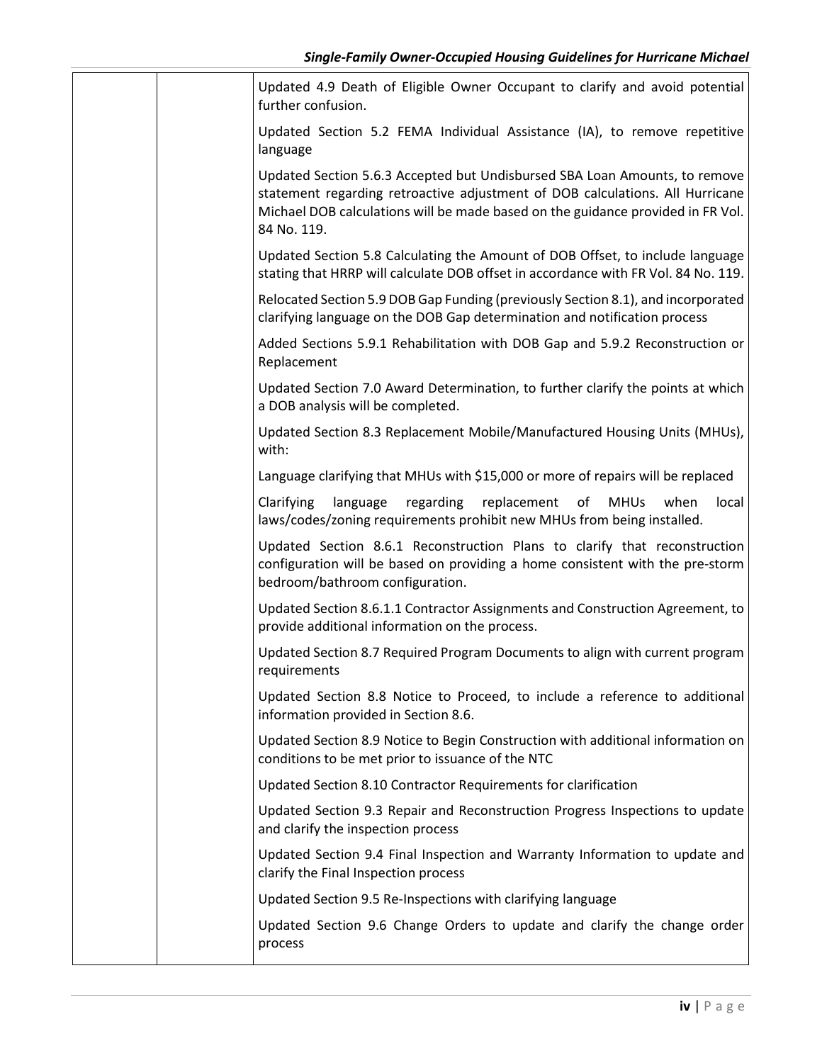| | | |
|---|---|---|
| | | Updated 4.9 Death of Eligible Owner Occupant to clarify and avoid potential further confusion.<br><br>Updated Section 5.2 FEMA Individual Assistance (IA), to remove repetitive language<br><br>Updated Section 5.6.3 Accepted but Undisbursed SBA Loan Amounts, to remove statement regarding retroactive adjustment of DOB calculations. All Hurricane Michael DOB calculations will be made based on the guidance provided in FR Vol. 84 No. 119.<br><br>Updated Section 5.8 Calculating the Amount of DOB Offset, to include language stating that HRRP will calculate DOB offset in accordance with FR Vol. 84 No. 119.<br><br>Relocated Section 5.9 DOB Gap Funding (previously Section 8.1), and incorporated clarifying language on the DOB Gap determination and notification process<br><br>Added Sections 5.9.1 Rehabilitation with DOB Gap and 5.9.2 Reconstruction or Replacement<br><br>Updated Section 7.0 Award Determination, to further clarify the points at which a DOB analysis will be completed.<br><br>Updated Section 8.3 Replacement Mobile/Manufactured Housing Units (MHUs), with:<br><br>Language clarifying that MHUs with \$15,000 or more of repairs will be replaced<br><br>Clarifying language regarding replacement of MHUs when local laws/codes/zoning requirements prohibit new MHUs from being installed.<br><br>Updated Section 8.6.1 Reconstruction Plans to clarify that reconstruction configuration will be based on providing a home consistent with the pre-storm bedroom/bathroom configuration.<br><br>Updated Section 8.6.1.1 Contractor Assignments and Construction Agreement, to provide additional information on the process.<br><br>Updated Section 8.7 Required Program Documents to align with current program requirements<br><br>Updated Section 8.8 Notice to Proceed, to include a reference to additional information provided in Section 8.6.<br><br>Updated Section 8.9 Notice to Begin Construction with additional information on conditions to be met prior to issuance of the NTC<br><br>Updated Section 8.10 Contractor Requirements for clarification<br><br>Updated Section 9.3 Repair and Reconstruction Progress Inspections to update and clarify the inspection process<br><br>Updated Section 9.4 Final Inspection and Warranty Information to update and clarify the Final Inspection process<br><br>Updated Section 9.5 Re-Inspections with clarifying language<br><br>Updated Section 9.6 Change Orders to update and clarify the change order process |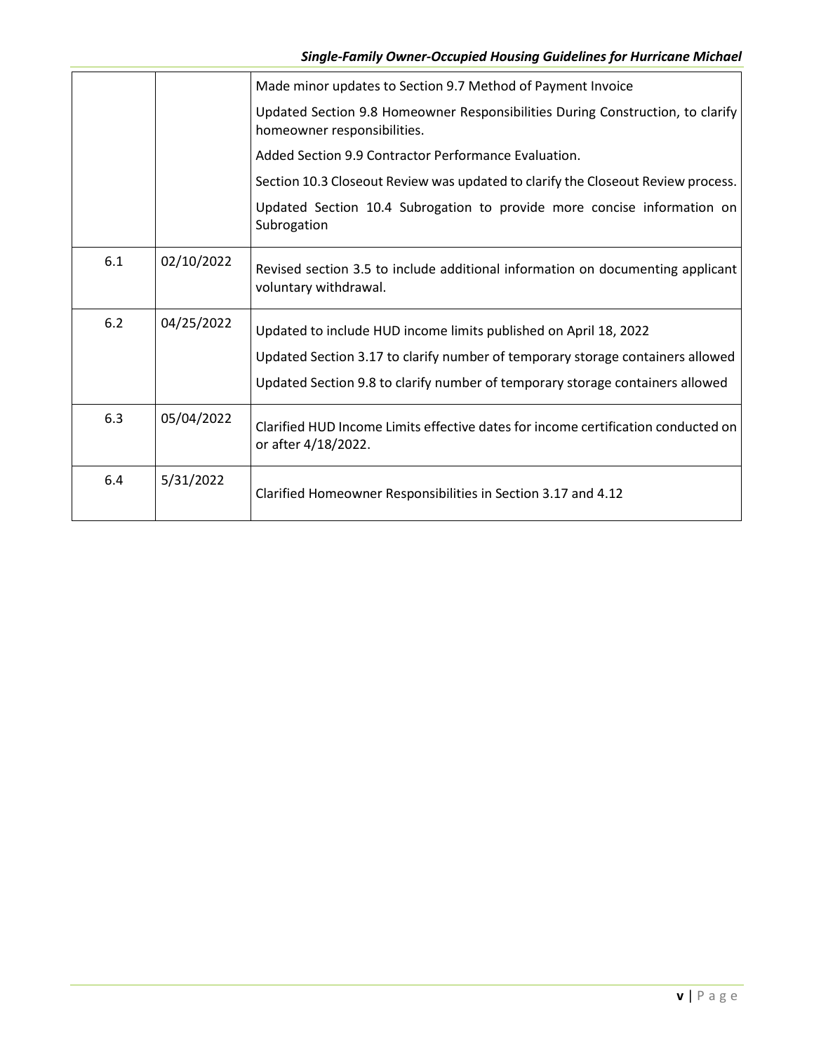| | | |
|---|---|---|
| | | Made minor updates to Section 9.7 Method of Payment Invoice<br>Updated Section 9.8 Homeowner Responsibilities During Construction, to clarify homeowner responsibilities.<br>Added Section 9.9 Contractor Performance Evaluation.<br>Section 10.3 Closeout Review was updated to clarify the Closeout Review process.<br>Updated Section 10.4 Subrogation to provide more concise information on Subrogation |
| 6.1 | 02/10/2022 | Revised section 3.5 to include additional information on documenting applicant voluntary withdrawal. |
| 6.2 | 04/25/2022 | Updated to include HUD income limits published on April 18, 2022<br>Updated Section 3.17 to clarify number of temporary storage containers allowed<br>Updated Section 9.8 to clarify number of temporary storage containers allowed |
| 6.3 | 05/04/2022 | Clarified HUD Income Limits effective dates for income certification conducted on or after 4/18/2022. |
| 6.4 | 5/31/2022 | Clarified Homeowner Responsibilities in Section 3.17 and 4.12 |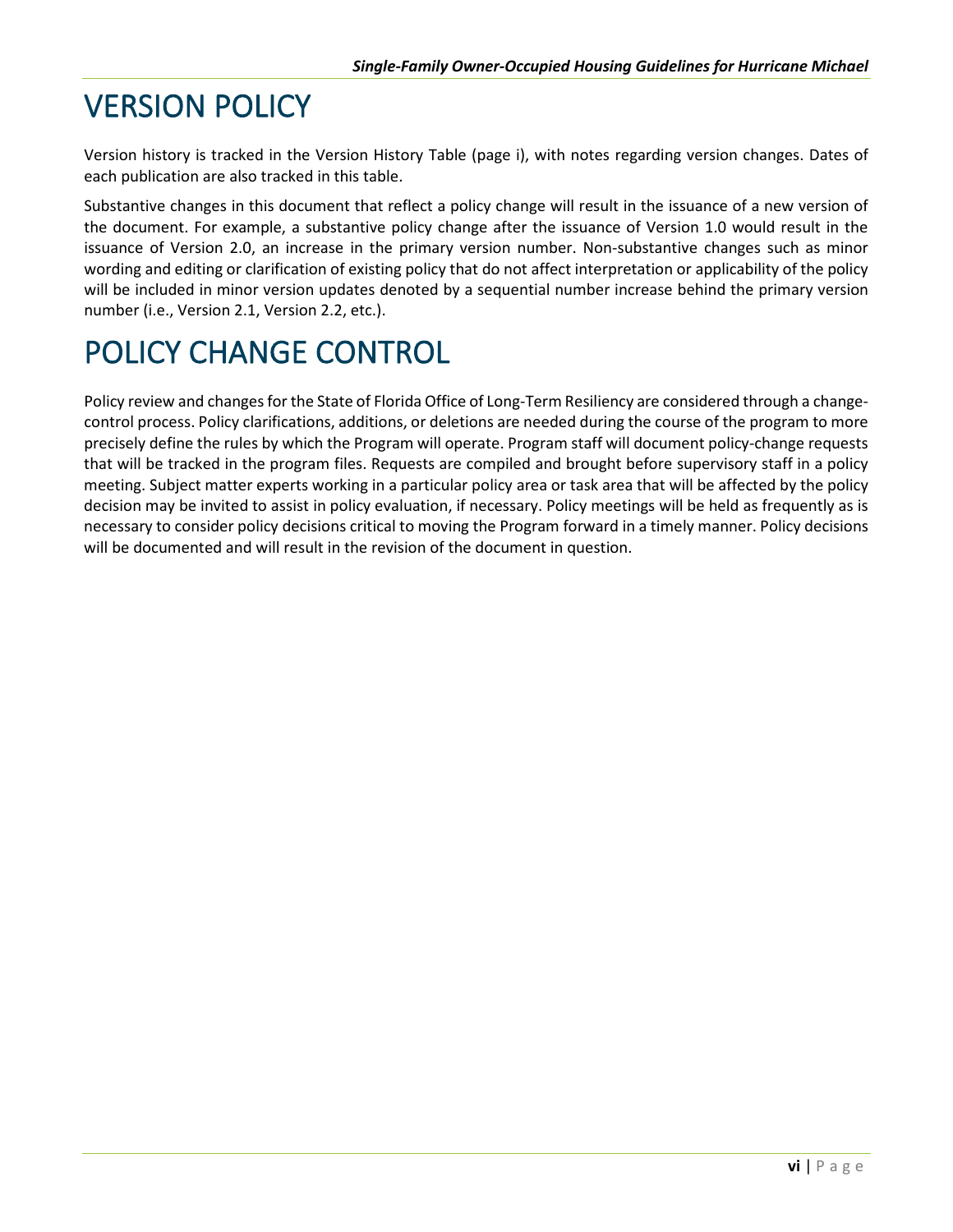# VERSION POLICY

Version history is tracked in the Version History Table (page i), with notes regarding version changes. Dates of each publication are also tracked in this table.

Substantive changes in this document that reflect a policy change will result in the issuance of a new version of the document. For example, a substantive policy change after the issuance of Version 1.0 would result in the issuance of Version 2.0, an increase in the primary version number. Non-substantive changes such as minor wording and editing or clarification of existing policy that do not affect interpretation or applicability of the policy will be included in minor version updates denoted by a sequential number increase behind the primary version number (i.e., Version 2.1, Version 2.2, etc.).

# POLICY CHANGE CONTROL

Policy review and changes for the State of Florida Office of Long-Term Resiliency are considered through a change-control process. Policy clarifications, additions, or deletions are needed during the course of the program to more precisely define the rules by which the Program will operate. Program staff will document policy-change requests that will be tracked in the program files. Requests are compiled and brought before supervisory staff in a policy meeting. Subject matter experts working in a particular policy area or task area that will be affected by the policy decision may be invited to assist in policy evaluation, if necessary. Policy meetings will be held as frequently as is necessary to consider policy decisions critical to moving the Program forward in a timely manner. Policy decisions will be documented and will result in the revision of the document in question.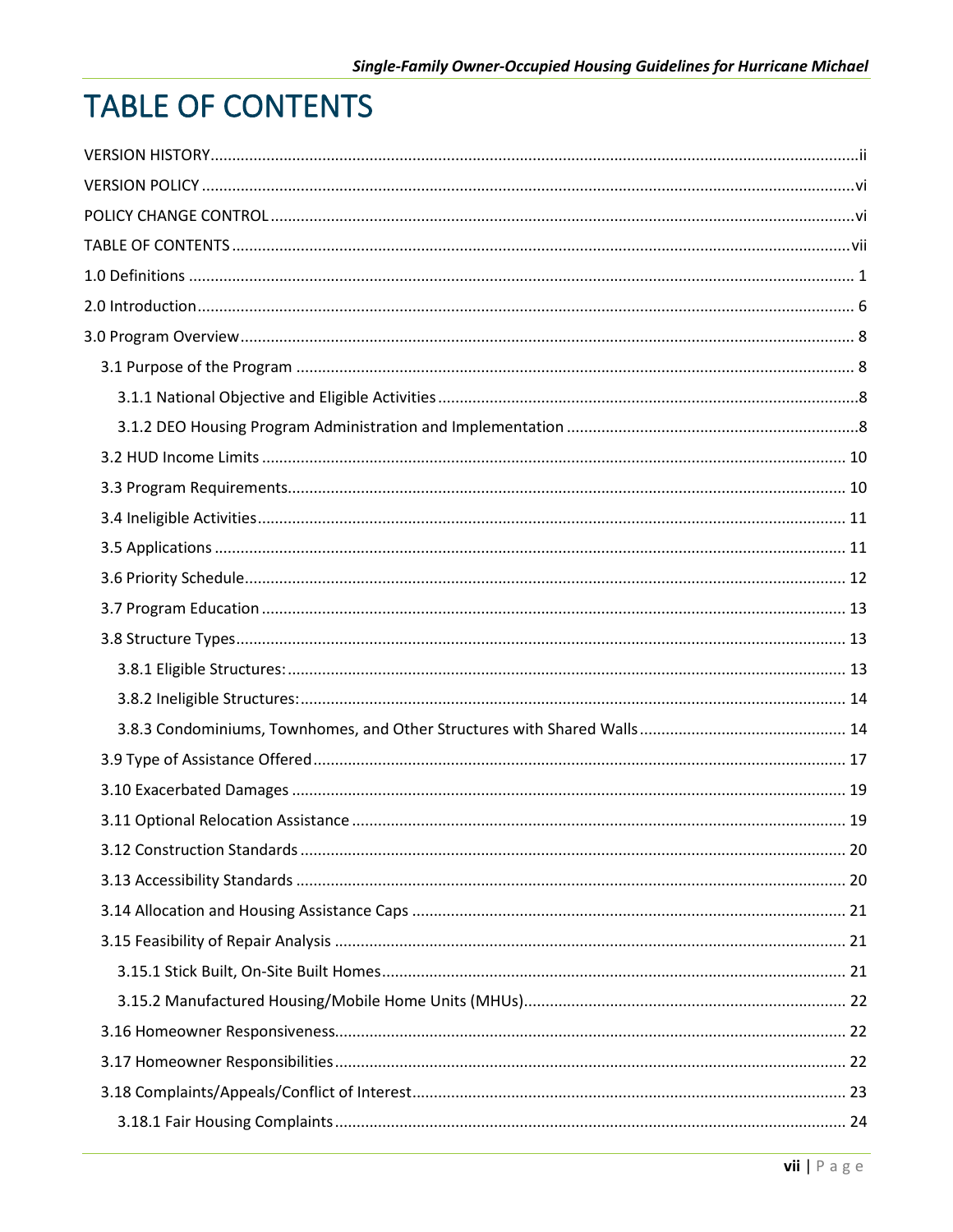# TABLE OF CONTENTS

VERSION HISTORY....ii

VERSION POLICY....vi

POLICY CHANGE CONTROL....vi

TABLE OF CONTENTS....vii

1.0 Definitions.... 1

2.0 Introduction.... 6

3.0 Program Overview.... 8

- 3.1 Purpose of the Program.... 8
  - 3.1.1 National Objective and Eligible Activities....8
  - 3.1.2 DEO Housing Program Administration and Implementation....8
- 3.2 HUD Income Limits.... 10
- 3.3 Program Requirements.... 10
- 3.4 Ineligible Activities.... 11
- 3.5 Applications.... 11
- 3.6 Priority Schedule.... 12
- 3.7 Program Education.... 13
- 3.8 Structure Types.... 13
  - 3.8.1 Eligible Structures:.... 13
  - 3.8.2 Ineligible Structures:.... 14
  - 3.8.3 Condominiums, Townhomes, and Other Structures with Shared Walls.... 14
- 3.9 Type of Assistance Offered.... 17
- 3.10 Exacerbated Damages.... 19
- 3.11 Optional Relocation Assistance.... 19
- 3.12 Construction Standards.... 20
- 3.13 Accessibility Standards.... 20
- 3.14 Allocation and Housing Assistance Caps.... 21
- 3.15 Feasibility of Repair Analysis.... 21
  - 3.15.1 Stick Built, On-Site Built Homes.... 21
  - 3.15.2 Manufactured Housing/Mobile Home Units (MHUs).... 22
- 3.16 Homeowner Responsiveness.... 22
- 3.17 Homeowner Responsibilities.... 22
- 3.18 Complaints/Appeals/Conflict of Interest.... 23
  - 3.18.1 Fair Housing Complaints.... 24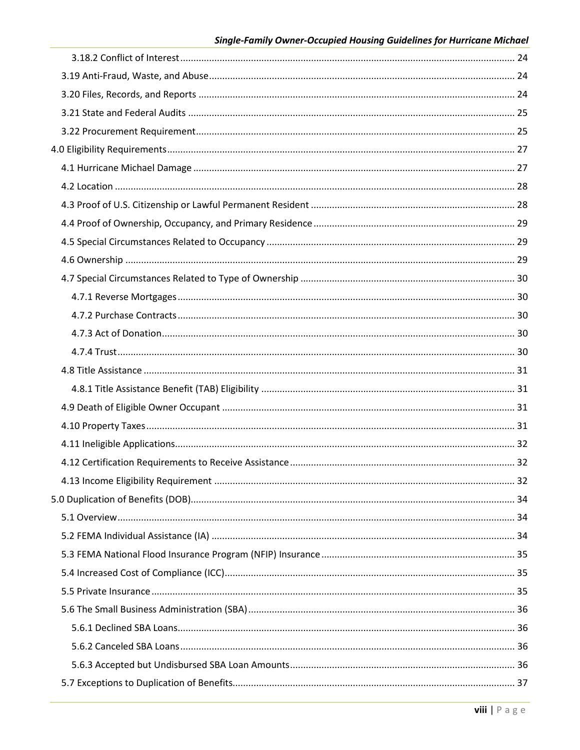3.18.2 Conflict of Interest .......... 24
3.19 Anti-Fraud, Waste, and Abuse .......... 24
3.20 Files, Records, and Reports .......... 24
3.21 State and Federal Audits .......... 25
3.22 Procurement Requirement .......... 25
4.0 Eligibility Requirements .......... 27
4.1 Hurricane Michael Damage .......... 27
4.2 Location .......... 28
4.3 Proof of U.S. Citizenship or Lawful Permanent Resident .......... 28
4.4 Proof of Ownership, Occupancy, and Primary Residence .......... 29
4.5 Special Circumstances Related to Occupancy .......... 29
4.6 Ownership .......... 29
4.7 Special Circumstances Related to Type of Ownership .......... 30
4.7.1 Reverse Mortgages .......... 30
4.7.2 Purchase Contracts .......... 30
4.7.3 Act of Donation .......... 30
4.7.4 Trust .......... 30
4.8 Title Assistance .......... 31
4.8.1 Title Assistance Benefit (TAB) Eligibility .......... 31
4.9 Death of Eligible Owner Occupant .......... 31
4.10 Property Taxes .......... 31
4.11 Ineligible Applications .......... 32
4.12 Certification Requirements to Receive Assistance .......... 32
4.13 Income Eligibility Requirement .......... 32
5.0 Duplication of Benefits (DOB) .......... 34
5.1 Overview .......... 34
5.2 FEMA Individual Assistance (IA) .......... 34
5.3 FEMA National Flood Insurance Program (NFIP) Insurance .......... 35
5.4 Increased Cost of Compliance (ICC) .......... 35
5.5 Private Insurance .......... 35
5.6 The Small Business Administration (SBA) .......... 36
5.6.1 Declined SBA Loans .......... 36
5.6.2 Canceled SBA Loans .......... 36
5.6.3 Accepted but Undisbursed SBA Loan Amounts .......... 36
5.7 Exceptions to Duplication of Benefits .......... 37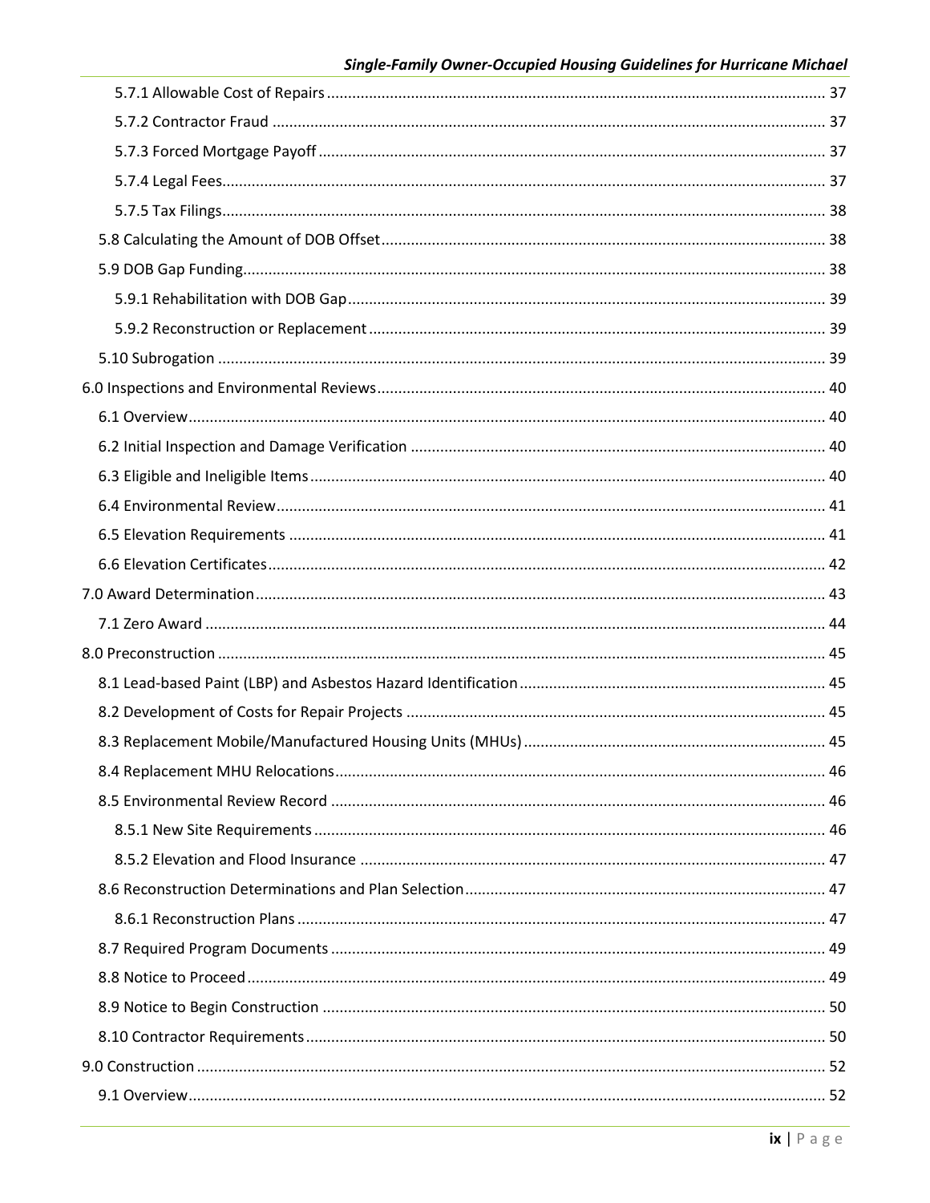5.7.1 Allowable Cost of Repairs ..................................................................................................... 37

5.7.2 Contractor Fraud .................................................................................................................. 37

5.7.3 Forced Mortgage Payoff ........................................................................................................ 37

5.7.4 Legal Fees.............................................................................................................................. 37

5.7.5 Tax Filings.............................................................................................................................. 38

5.8 Calculating the Amount of DOB Offset......................................................................................... 38

5.9 DOB Gap Funding......................................................................................................................... 38

5.9.1 Rehabilitation with DOB Gap................................................................................................. 39

5.9.2 Reconstruction or Replacement ............................................................................................ 39

5.10 Subrogation ............................................................................................................................... 39

6.0 Inspections and Environmental Reviews.......................................................................................... 40

6.1 Overview...................................................................................................................................... 40

6.2 Initial Inspection and Damage Verification .................................................................................. 40

6.3 Eligible and Ineligible Items.......................................................................................................... 40

6.4 Environmental Review.................................................................................................................. 41

6.5 Elevation Requirements ............................................................................................................... 41

6.6 Elevation Certificates.................................................................................................................... 42

7.0 Award Determination...................................................................................................................... 43

7.1 Zero Award .................................................................................................................................. 44

8.0 Preconstruction ............................................................................................................................... 45

8.1 Lead-based Paint (LBP) and Asbestos Hazard Identification........................................................ 45

8.2 Development of Costs for Repair Projects ................................................................................... 45

8.3 Replacement Mobile/Manufactured Housing Units (MHUs) ....................................................... 45

8.4 Replacement MHU Relocations.................................................................................................... 46

8.5 Environmental Review Record ..................................................................................................... 46

8.5.1 New Site Requirements ......................................................................................................... 46

8.5.2 Elevation and Flood Insurance .............................................................................................. 47

8.6 Reconstruction Determinations and Plan Selection..................................................................... 47

8.6.1 Reconstruction Plans ............................................................................................................. 47

8.7 Required Program Documents ..................................................................................................... 49

8.8 Notice to Proceed......................................................................................................................... 49

8.9 Notice to Begin Construction ....................................................................................................... 50

8.10 Contractor Requirements........................................................................................................... 50

9.0 Construction .................................................................................................................................... 52

9.1 Overview...................................................................................................................................... 52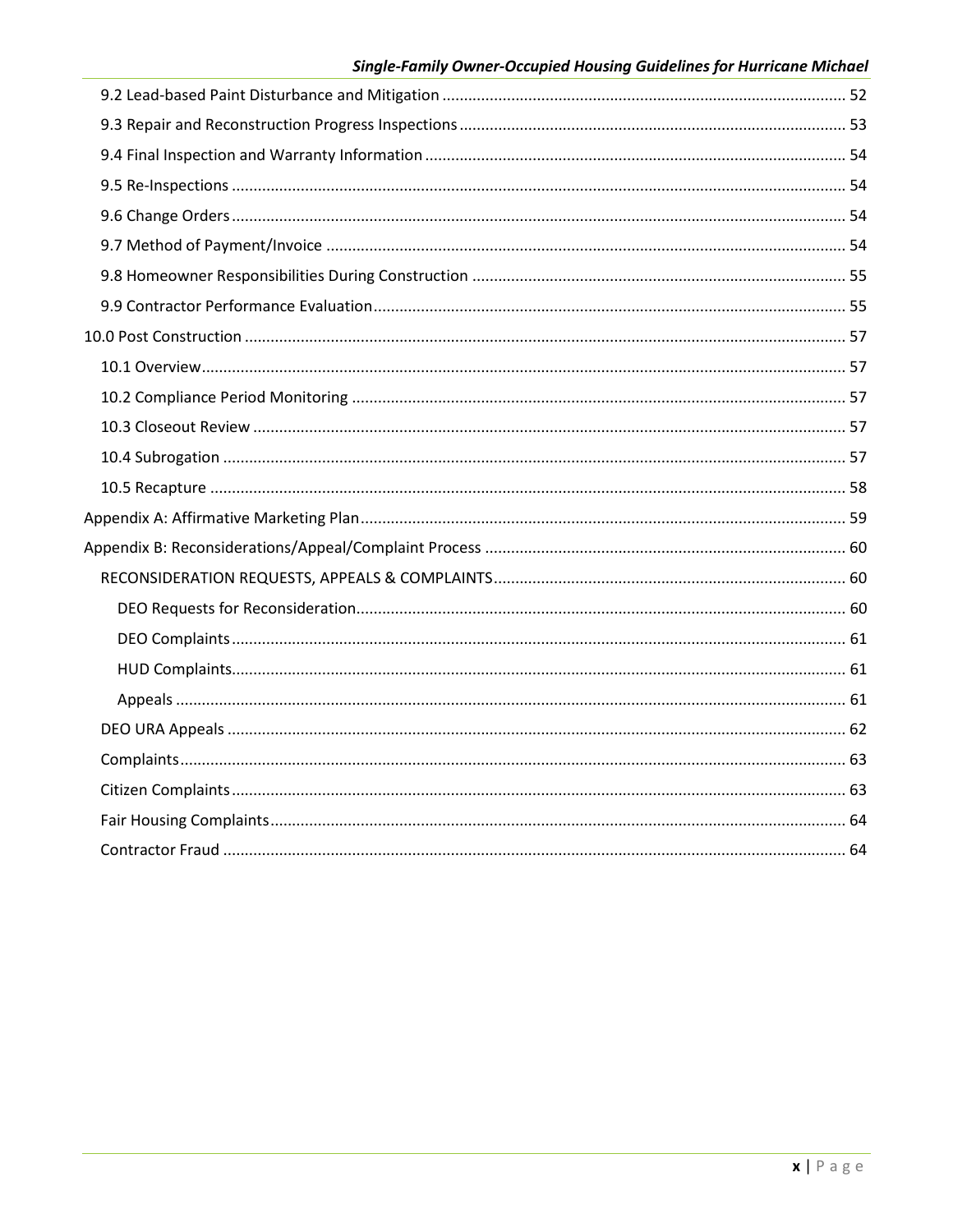9.2 Lead-based Paint Disturbance and Mitigation ........................................................................................... 52

9.3 Repair and Reconstruction Progress Inspections ......................................................................................... 53

9.4 Final Inspection and Warranty Information ................................................................................................. 54

9.5 Re-Inspections ............................................................................................................................................. 54

9.6 Change Orders ............................................................................................................................................. 54

9.7 Method of Payment/Invoice ........................................................................................................................ 54

9.8 Homeowner Responsibilities During Construction ...................................................................................... 55

9.9 Contractor Performance Evaluation ............................................................................................................. 55

10.0 Post Construction ........................................................................................................................................... 57

10.1 Overview ..................................................................................................................................................... 57

10.2 Compliance Period Monitoring .................................................................................................................. 57

10.3 Closeout Review ......................................................................................................................................... 57

10.4 Subrogation ................................................................................................................................................ 57

10.5 Recapture ................................................................................................................................................... 58

Appendix A: Affirmative Marketing Plan ................................................................................................................ 59

Appendix B: Reconsiderations/Appeal/Complaint Process .................................................................................... 60

RECONSIDERATION REQUESTS, APPEALS & COMPLAINTS ................................................................................. 60

DEO Requests for Reconsideration ................................................................................................................ 60

DEO Complaints ............................................................................................................................................. 61

HUD Complaints ............................................................................................................................................. 61

Appeals .......................................................................................................................................................... 61

DEO URA Appeals ............................................................................................................................................... 62

Complaints ........................................................................................................................................................... 63

Citizen Complaints ............................................................................................................................................... 63

Fair Housing Complaints ..................................................................................................................................... 64

Contractor Fraud ................................................................................................................................................. 64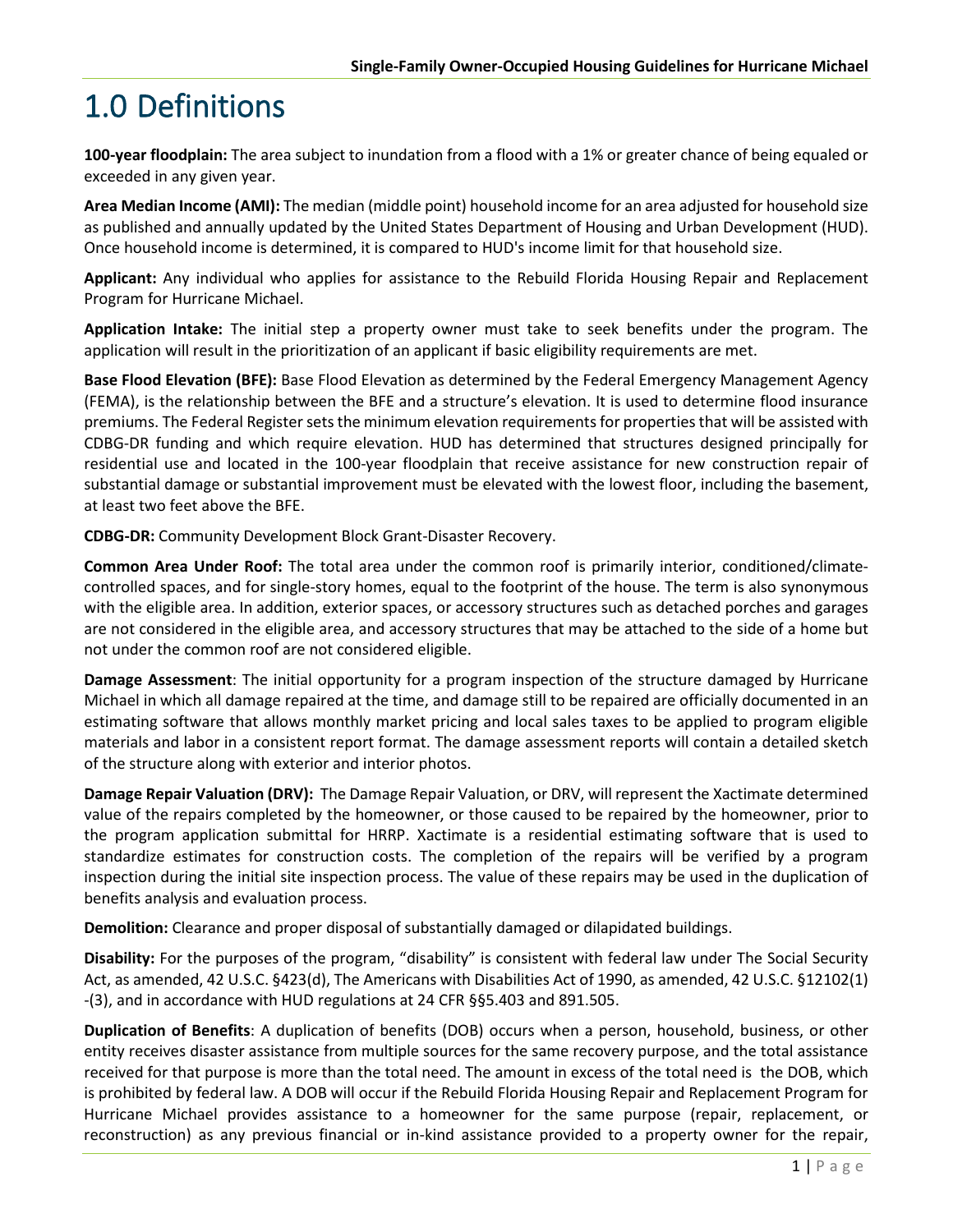# 1.0 Definitions

**100-year floodplain:** The area subject to inundation from a flood with a 1% or greater chance of being equaled or exceeded in any given year.

**Area Median Income (AMI):** The median (middle point) household income for an area adjusted for household size as published and annually updated by the United States Department of Housing and Urban Development (HUD). Once household income is determined, it is compared to HUD's income limit for that household size.

**Applicant:** Any individual who applies for assistance to the Rebuild Florida Housing Repair and Replacement Program for Hurricane Michael.

**Application Intake:** The initial step a property owner must take to seek benefits under the program. The application will result in the prioritization of an applicant if basic eligibility requirements are met.

**Base Flood Elevation (BFE):** Base Flood Elevation as determined by the Federal Emergency Management Agency (FEMA), is the relationship between the BFE and a structure's elevation. It is used to determine flood insurance premiums. The Federal Register sets the minimum elevation requirements for properties that will be assisted with CDBG-DR funding and which require elevation. HUD has determined that structures designed principally for residential use and located in the 100-year floodplain that receive assistance for new construction repair of substantial damage or substantial improvement must be elevated with the lowest floor, including the basement, at least two feet above the BFE.

**CDBG-DR:** Community Development Block Grant-Disaster Recovery.

**Common Area Under Roof:** The total area under the common roof is primarily interior, conditioned/climate-controlled spaces, and for single-story homes, equal to the footprint of the house. The term is also synonymous with the eligible area. In addition, exterior spaces, or accessory structures such as detached porches and garages are not considered in the eligible area, and accessory structures that may be attached to the side of a home but not under the common roof are not considered eligible.

**Damage Assessment**: The initial opportunity for a program inspection of the structure damaged by Hurricane Michael in which all damage repaired at the time, and damage still to be repaired are officially documented in an estimating software that allows monthly market pricing and local sales taxes to be applied to program eligible materials and labor in a consistent report format. The damage assessment reports will contain a detailed sketch of the structure along with exterior and interior photos.

**Damage Repair Valuation (DRV):** The Damage Repair Valuation, or DRV, will represent the Xactimate determined value of the repairs completed by the homeowner, or those caused to be repaired by the homeowner, prior to the program application submittal for HRRP. Xactimate is a residential estimating software that is used to standardize estimates for construction costs. The completion of the repairs will be verified by a program inspection during the initial site inspection process. The value of these repairs may be used in the duplication of benefits analysis and evaluation process.

**Demolition:** Clearance and proper disposal of substantially damaged or dilapidated buildings.

**Disability:** For the purposes of the program, "disability" is consistent with federal law under The Social Security Act, as amended, 42 U.S.C. §423(d), The Americans with Disabilities Act of 1990, as amended, 42 U.S.C. §12102(1) -(3), and in accordance with HUD regulations at 24 CFR §§5.403 and 891.505.

**Duplication of Benefits**: A duplication of benefits (DOB) occurs when a person, household, business, or other entity receives disaster assistance from multiple sources for the same recovery purpose, and the total assistance received for that purpose is more than the total need. The amount in excess of the total need is the DOB, which is prohibited by federal law. A DOB will occur if the Rebuild Florida Housing Repair and Replacement Program for Hurricane Michael provides assistance to a homeowner for the same purpose (repair, replacement, or reconstruction) as any previous financial or in-kind assistance provided to a property owner for the repair,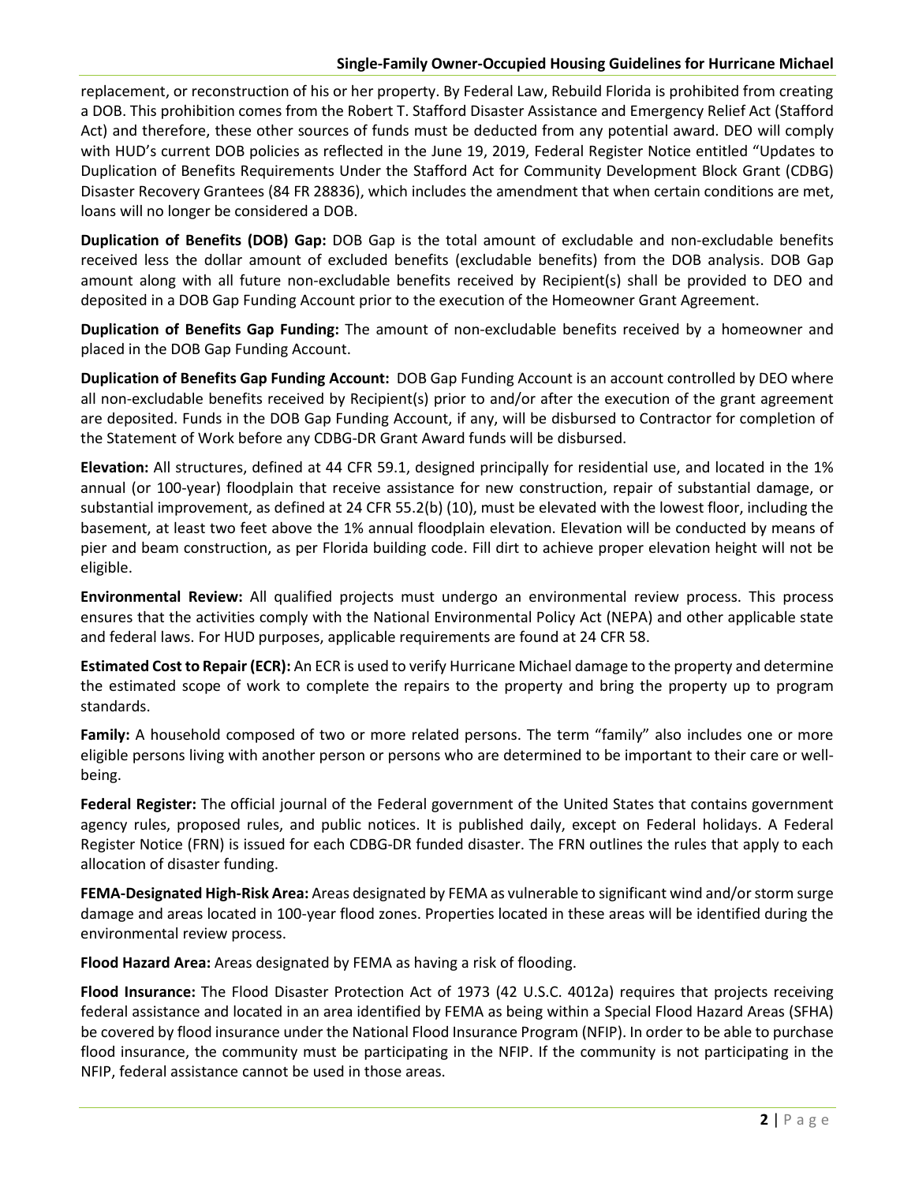replacement, or reconstruction of his or her property. By Federal Law, Rebuild Florida is prohibited from creating a DOB. This prohibition comes from the Robert T. Stafford Disaster Assistance and Emergency Relief Act (Stafford Act) and therefore, these other sources of funds must be deducted from any potential award. DEO will comply with HUD's current DOB policies as reflected in the June 19, 2019, Federal Register Notice entitled "Updates to Duplication of Benefits Requirements Under the Stafford Act for Community Development Block Grant (CDBG) Disaster Recovery Grantees (84 FR 28836), which includes the amendment that when certain conditions are met, loans will no longer be considered a DOB.

**Duplication of Benefits (DOB) Gap:** DOB Gap is the total amount of excludable and non-excludable benefits received less the dollar amount of excluded benefits (excludable benefits) from the DOB analysis. DOB Gap amount along with all future non-excludable benefits received by Recipient(s) shall be provided to DEO and deposited in a DOB Gap Funding Account prior to the execution of the Homeowner Grant Agreement.

**Duplication of Benefits Gap Funding:** The amount of non-excludable benefits received by a homeowner and placed in the DOB Gap Funding Account.

**Duplication of Benefits Gap Funding Account:** DOB Gap Funding Account is an account controlled by DEO where all non-excludable benefits received by Recipient(s) prior to and/or after the execution of the grant agreement are deposited. Funds in the DOB Gap Funding Account, if any, will be disbursed to Contractor for completion of the Statement of Work before any CDBG-DR Grant Award funds will be disbursed.

**Elevation:** All structures, defined at 44 CFR 59.1, designed principally for residential use, and located in the 1% annual (or 100-year) floodplain that receive assistance for new construction, repair of substantial damage, or substantial improvement, as defined at 24 CFR 55.2(b) (10), must be elevated with the lowest floor, including the basement, at least two feet above the 1% annual floodplain elevation. Elevation will be conducted by means of pier and beam construction, as per Florida building code. Fill dirt to achieve proper elevation height will not be eligible.

**Environmental Review:** All qualified projects must undergo an environmental review process. This process ensures that the activities comply with the National Environmental Policy Act (NEPA) and other applicable state and federal laws. For HUD purposes, applicable requirements are found at 24 CFR 58.

**Estimated Cost to Repair (ECR):** An ECR is used to verify Hurricane Michael damage to the property and determine the estimated scope of work to complete the repairs to the property and bring the property up to program standards.

**Family:** A household composed of two or more related persons. The term "family" also includes one or more eligible persons living with another person or persons who are determined to be important to their care or well-being.

**Federal Register:** The official journal of the Federal government of the United States that contains government agency rules, proposed rules, and public notices. It is published daily, except on Federal holidays. A Federal Register Notice (FRN) is issued for each CDBG-DR funded disaster. The FRN outlines the rules that apply to each allocation of disaster funding.

**FEMA-Designated High-Risk Area:** Areas designated by FEMA as vulnerable to significant wind and/or storm surge damage and areas located in 100-year flood zones. Properties located in these areas will be identified during the environmental review process.

**Flood Hazard Area:** Areas designated by FEMA as having a risk of flooding.

**Flood Insurance:** The Flood Disaster Protection Act of 1973 (42 U.S.C. 4012a) requires that projects receiving federal assistance and located in an area identified by FEMA as being within a Special Flood Hazard Areas (SFHA) be covered by flood insurance under the National Flood Insurance Program (NFIP). In order to be able to purchase flood insurance, the community must be participating in the NFIP. If the community is not participating in the NFIP, federal assistance cannot be used in those areas.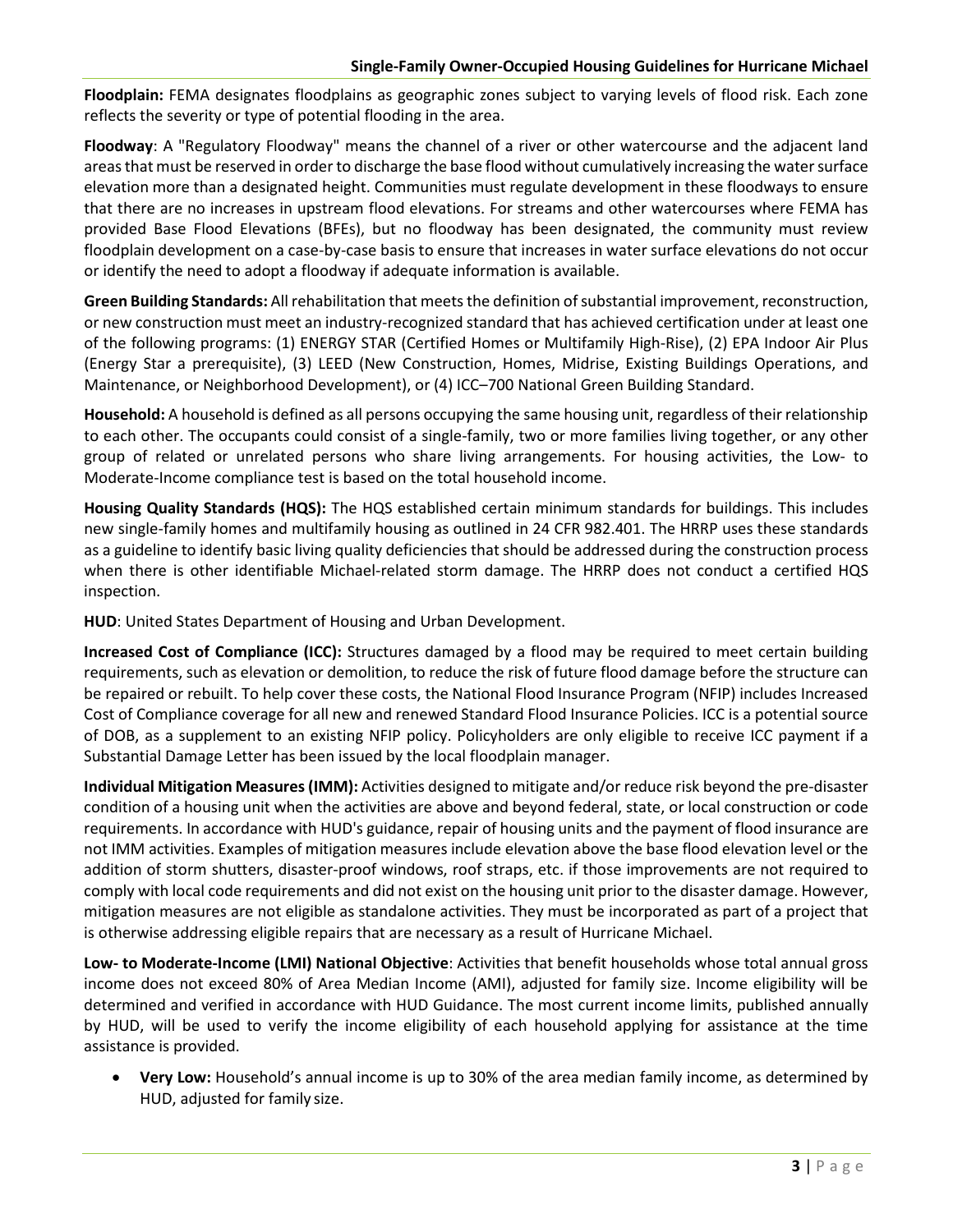**Floodplain:** FEMA designates floodplains as geographic zones subject to varying levels of flood risk. Each zone reflects the severity or type of potential flooding in the area.

**Floodway**: A "Regulatory Floodway" means the channel of a river or other watercourse and the adjacent land areas that must be reserved in order to discharge the base flood without cumulatively increasing the water surface elevation more than a designated height. Communities must regulate development in these floodways to ensure that there are no increases in upstream flood elevations. For streams and other watercourses where FEMA has provided Base Flood Elevations (BFEs), but no floodway has been designated, the community must review floodplain development on a case-by-case basis to ensure that increases in water surface elevations do not occur or identify the need to adopt a floodway if adequate information is available.

**Green Building Standards:** All rehabilitation that meets the definition of substantial improvement, reconstruction, or new construction must meet an industry-recognized standard that has achieved certification under at least one of the following programs: (1) ENERGY STAR (Certified Homes or Multifamily High-Rise), (2) EPA Indoor Air Plus (Energy Star a prerequisite), (3) LEED (New Construction, Homes, Midrise, Existing Buildings Operations, and Maintenance, or Neighborhood Development), or (4) ICC–700 National Green Building Standard.

**Household:** A household is defined as all persons occupying the same housing unit, regardless of their relationship to each other. The occupants could consist of a single-family, two or more families living together, or any other group of related or unrelated persons who share living arrangements. For housing activities, the Low- to Moderate-Income compliance test is based on the total household income.

**Housing Quality Standards (HQS):** The HQS established certain minimum standards for buildings. This includes new single-family homes and multifamily housing as outlined in 24 CFR 982.401. The HRRP uses these standards as a guideline to identify basic living quality deficiencies that should be addressed during the construction process when there is other identifiable Michael-related storm damage. The HRRP does not conduct a certified HQS inspection.

**HUD**: United States Department of Housing and Urban Development.

**Increased Cost of Compliance (ICC):** Structures damaged by a flood may be required to meet certain building requirements, such as elevation or demolition, to reduce the risk of future flood damage before the structure can be repaired or rebuilt. To help cover these costs, the National Flood Insurance Program (NFIP) includes Increased Cost of Compliance coverage for all new and renewed Standard Flood Insurance Policies. ICC is a potential source of DOB, as a supplement to an existing NFIP policy. Policyholders are only eligible to receive ICC payment if a Substantial Damage Letter has been issued by the local floodplain manager.

**Individual Mitigation Measures (IMM):** Activities designed to mitigate and/or reduce risk beyond the pre-disaster condition of a housing unit when the activities are above and beyond federal, state, or local construction or code requirements. In accordance with HUD's guidance, repair of housing units and the payment of flood insurance are not IMM activities. Examples of mitigation measures include elevation above the base flood elevation level or the addition of storm shutters, disaster-proof windows, roof straps, etc. if those improvements are not required to comply with local code requirements and did not exist on the housing unit prior to the disaster damage. However, mitigation measures are not eligible as standalone activities. They must be incorporated as part of a project that is otherwise addressing eligible repairs that are necessary as a result of Hurricane Michael.

**Low- to Moderate-Income (LMI) National Objective**: Activities that benefit households whose total annual gross income does not exceed 80% of Area Median Income (AMI), adjusted for family size. Income eligibility will be determined and verified in accordance with HUD Guidance. The most current income limits, published annually by HUD, will be used to verify the income eligibility of each household applying for assistance at the time assistance is provided.

- **Very Low:** Household's annual income is up to 30% of the area median family income, as determined by HUD, adjusted for family size.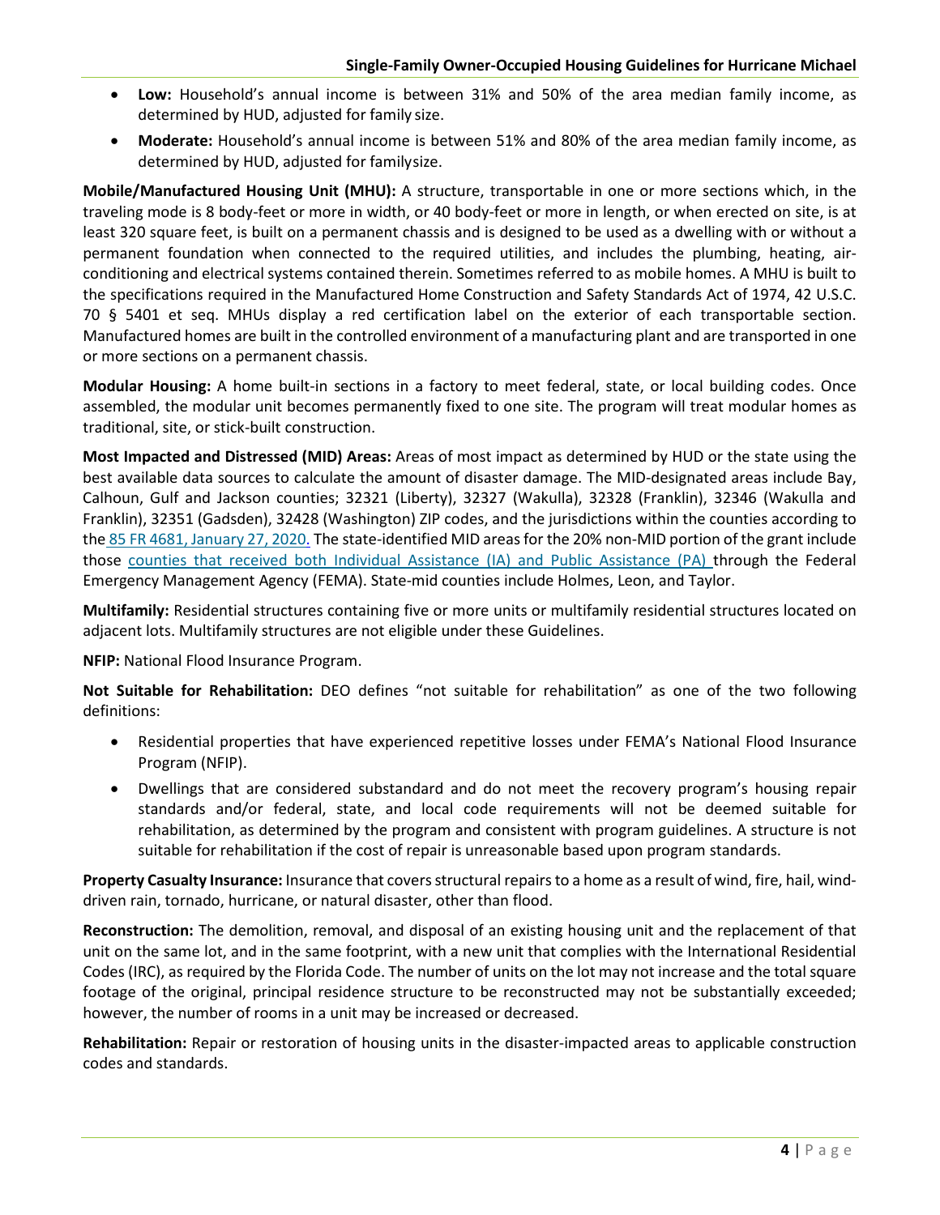- **Low:** Household's annual income is between 31% and 50% of the area median family income, as determined by HUD, adjusted for family size.
- **Moderate:** Household's annual income is between 51% and 80% of the area median family income, as determined by HUD, adjusted for familysize.

**Mobile/Manufactured Housing Unit (MHU):** A structure, transportable in one or more sections which, in the traveling mode is 8 body-feet or more in width, or 40 body-feet or more in length, or when erected on site, is at least 320 square feet, is built on a permanent chassis and is designed to be used as a dwelling with or without a permanent foundation when connected to the required utilities, and includes the plumbing, heating, air-conditioning and electrical systems contained therein. Sometimes referred to as mobile homes. A MHU is built to the specifications required in the Manufactured Home Construction and Safety Standards Act of 1974, 42 U.S.C. 70 § 5401 et seq. MHUs display a red certification label on the exterior of each transportable section. Manufactured homes are built in the controlled environment of a manufacturing plant and are transported in one or more sections on a permanent chassis.

**Modular Housing:** A home built-in sections in a factory to meet federal, state, or local building codes. Once assembled, the modular unit becomes permanently fixed to one site. The program will treat modular homes as traditional, site, or stick-built construction.

**Most Impacted and Distressed (MID) Areas:** Areas of most impact as determined by HUD or the state using the best available data sources to calculate the amount of disaster damage. The MID-designated areas include Bay, Calhoun, Gulf and Jackson counties; 32321 (Liberty), 32327 (Wakulla), 32328 (Franklin), 32346 (Wakulla and Franklin), 32351 (Gadsden), 32428 (Washington) ZIP codes, and the jurisdictions within the counties according to the 85 FR 4681, January 27, 2020. The state-identified MID areas for the 20% non-MID portion of the grant include those counties that received both Individual Assistance (IA) and Public Assistance (PA) through the Federal Emergency Management Agency (FEMA). State-mid counties include Holmes, Leon, and Taylor.

**Multifamily:** Residential structures containing five or more units or multifamily residential structures located on adjacent lots. Multifamily structures are not eligible under these Guidelines.

**NFIP:** National Flood Insurance Program.

**Not Suitable for Rehabilitation:** DEO defines "not suitable for rehabilitation" as one of the two following definitions:

- Residential properties that have experienced repetitive losses under FEMA's National Flood Insurance Program (NFIP).
- Dwellings that are considered substandard and do not meet the recovery program's housing repair standards and/or federal, state, and local code requirements will not be deemed suitable for rehabilitation, as determined by the program and consistent with program guidelines. A structure is not suitable for rehabilitation if the cost of repair is unreasonable based upon program standards.

**Property Casualty Insurance:** Insurance that covers structural repairs to a home as a result of wind, fire, hail, wind-driven rain, tornado, hurricane, or natural disaster, other than flood.

**Reconstruction:** The demolition, removal, and disposal of an existing housing unit and the replacement of that unit on the same lot, and in the same footprint, with a new unit that complies with the International Residential Codes (IRC), as required by the Florida Code. The number of units on the lot may not increase and the total square footage of the original, principal residence structure to be reconstructed may not be substantially exceeded; however, the number of rooms in a unit may be increased or decreased.

**Rehabilitation:** Repair or restoration of housing units in the disaster-impacted areas to applicable construction codes and standards.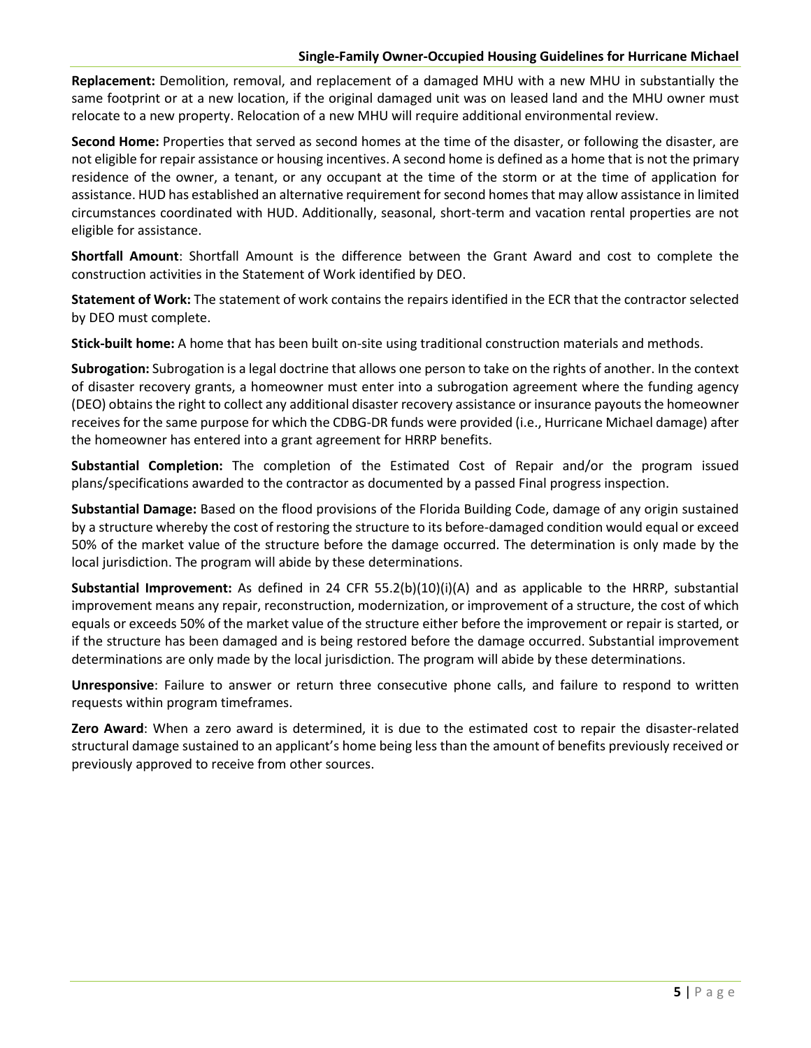**Replacement:** Demolition, removal, and replacement of a damaged MHU with a new MHU in substantially the same footprint or at a new location, if the original damaged unit was on leased land and the MHU owner must relocate to a new property. Relocation of a new MHU will require additional environmental review.

**Second Home:** Properties that served as second homes at the time of the disaster, or following the disaster, are not eligible for repair assistance or housing incentives. A second home is defined as a home that is not the primary residence of the owner, a tenant, or any occupant at the time of the storm or at the time of application for assistance. HUD has established an alternative requirement for second homes that may allow assistance in limited circumstances coordinated with HUD. Additionally, seasonal, short-term and vacation rental properties are not eligible for assistance.

**Shortfall Amount**: Shortfall Amount is the difference between the Grant Award and cost to complete the construction activities in the Statement of Work identified by DEO.

**Statement of Work:** The statement of work contains the repairs identified in the ECR that the contractor selected by DEO must complete.

**Stick-built home:** A home that has been built on-site using traditional construction materials and methods.

**Subrogation:** Subrogation is a legal doctrine that allows one person to take on the rights of another. In the context of disaster recovery grants, a homeowner must enter into a subrogation agreement where the funding agency (DEO) obtains the right to collect any additional disaster recovery assistance or insurance payouts the homeowner receives for the same purpose for which the CDBG-DR funds were provided (i.e., Hurricane Michael damage) after the homeowner has entered into a grant agreement for HRRP benefits.

**Substantial Completion:** The completion of the Estimated Cost of Repair and/or the program issued plans/specifications awarded to the contractor as documented by a passed Final progress inspection.

**Substantial Damage:** Based on the flood provisions of the Florida Building Code, damage of any origin sustained by a structure whereby the cost of restoring the structure to its before-damaged condition would equal or exceed 50% of the market value of the structure before the damage occurred. The determination is only made by the local jurisdiction. The program will abide by these determinations.

**Substantial Improvement:** As defined in 24 CFR 55.2(b)(10)(i)(A) and as applicable to the HRRP, substantial improvement means any repair, reconstruction, modernization, or improvement of a structure, the cost of which equals or exceeds 50% of the market value of the structure either before the improvement or repair is started, or if the structure has been damaged and is being restored before the damage occurred. Substantial improvement determinations are only made by the local jurisdiction. The program will abide by these determinations.

**Unresponsive**: Failure to answer or return three consecutive phone calls, and failure to respond to written requests within program timeframes.

**Zero Award**: When a zero award is determined, it is due to the estimated cost to repair the disaster-related structural damage sustained to an applicant's home being less than the amount of benefits previously received or previously approved to receive from other sources.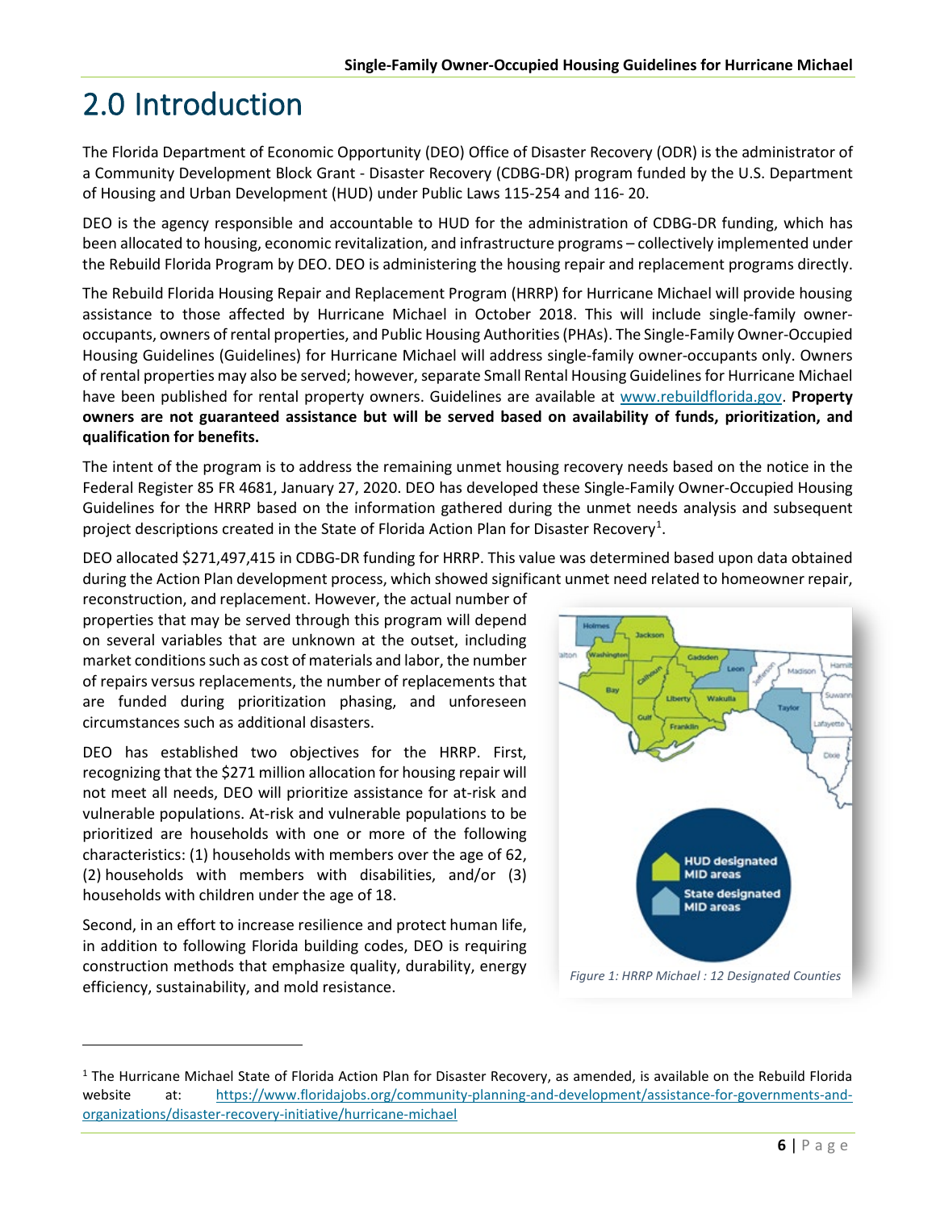# 2.0 Introduction

The Florida Department of Economic Opportunity (DEO) Office of Disaster Recovery (ODR) is the administrator of a Community Development Block Grant - Disaster Recovery (CDBG-DR) program funded by the U.S. Department of Housing and Urban Development (HUD) under Public Laws 115-254 and 116- 20.

DEO is the agency responsible and accountable to HUD for the administration of CDBG-DR funding, which has been allocated to housing, economic revitalization, and infrastructure programs – collectively implemented under the Rebuild Florida Program by DEO. DEO is administering the housing repair and replacement programs directly.

The Rebuild Florida Housing Repair and Replacement Program (HRRP) for Hurricane Michael will provide housing assistance to those affected by Hurricane Michael in October 2018. This will include single-family owner-occupants, owners of rental properties, and Public Housing Authorities (PHAs). The Single-Family Owner-Occupied Housing Guidelines (Guidelines) for Hurricane Michael will address single-family owner-occupants only. Owners of rental properties may also be served; however, separate Small Rental Housing Guidelines for Hurricane Michael have been published for rental property owners. Guidelines are available at www.rebuildflorida.gov. **Property owners are not guaranteed assistance but will be served based on availability of funds, prioritization, and qualification for benefits.**

The intent of the program is to address the remaining unmet housing recovery needs based on the notice in the Federal Register 85 FR 4681, January 27, 2020. DEO has developed these Single-Family Owner-Occupied Housing Guidelines for the HRRP based on the information gathered during the unmet needs analysis and subsequent project descriptions created in the State of Florida Action Plan for Disaster Recovery[1].

DEO allocated $271,497,415 in CDBG-DR funding for HRRP. This value was determined based upon data obtained during the Action Plan development process, which showed significant unmet need related to homeowner repair, reconstruction, and replacement. However, the actual number of properties that may be served through this program will depend on several variables that are unknown at the outset, including market conditions such as cost of materials and labor, the number of repairs versus replacements, the number of replacements that are funded during prioritization phasing, and unforeseen circumstances such as additional disasters.

DEO has established two objectives for the HRRP. First, recognizing that the $271 million allocation for housing repair will not meet all needs, DEO will prioritize assistance for at-risk and vulnerable populations. At-risk and vulnerable populations to be prioritized are households with one or more of the following characteristics: (1) households with members over the age of 62, (2) households with members with disabilities, and/or (3) households with children under the age of 18.

Second, in an effort to increase resilience and protect human life, in addition to following Florida building codes, DEO is requiring construction methods that emphasize quality, durability, energy efficiency, sustainability, and mold resistance.

*Figure 1: HRRP Michael : 12 Designated Counties*

[1] The Hurricane Michael State of Florida Action Plan for Disaster Recovery, as amended, is available on the Rebuild Florida website at: https://www.floridajobs.org/community-planning-and-development/assistance-for-governments-and-organizations/disaster-recovery-initiative/hurricane-michael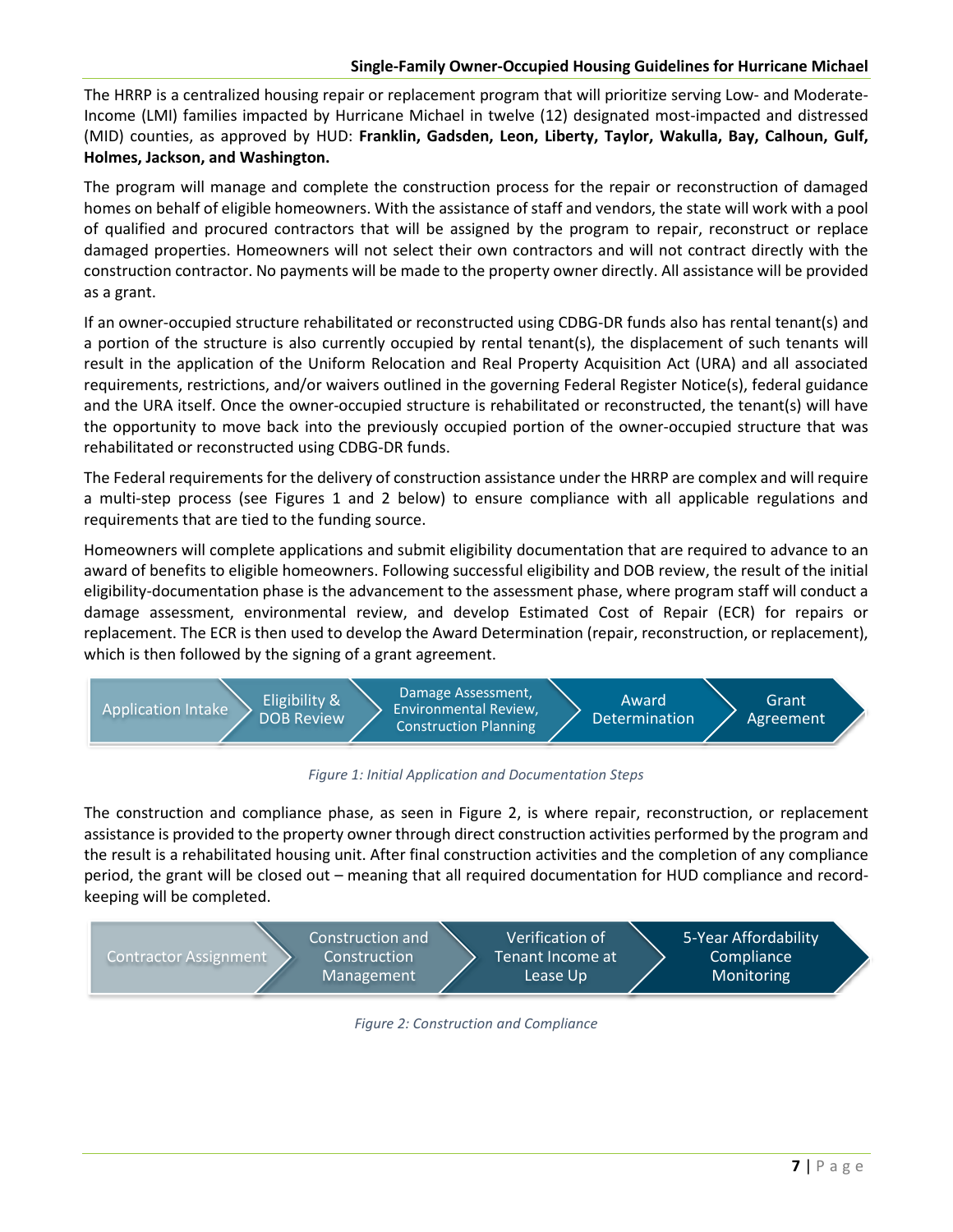The HRRP is a centralized housing repair or replacement program that will prioritize serving Low- and Moderate-Income (LMI) families impacted by Hurricane Michael in twelve (12) designated most-impacted and distressed (MID) counties, as approved by HUD: **Franklin, Gadsden, Leon, Liberty, Taylor, Wakulla, Bay, Calhoun, Gulf, Holmes, Jackson, and Washington.**

The program will manage and complete the construction process for the repair or reconstruction of damaged homes on behalf of eligible homeowners. With the assistance of staff and vendors, the state will work with a pool of qualified and procured contractors that will be assigned by the program to repair, reconstruct or replace damaged properties. Homeowners will not select their own contractors and will not contract directly with the construction contractor. No payments will be made to the property owner directly. All assistance will be provided as a grant.

If an owner-occupied structure rehabilitated or reconstructed using CDBG-DR funds also has rental tenant(s) and a portion of the structure is also currently occupied by rental tenant(s), the displacement of such tenants will result in the application of the Uniform Relocation and Real Property Acquisition Act (URA) and all associated requirements, restrictions, and/or waivers outlined in the governing Federal Register Notice(s), federal guidance and the URA itself. Once the owner-occupied structure is rehabilitated or reconstructed, the tenant(s) will have the opportunity to move back into the previously occupied portion of the owner-occupied structure that was rehabilitated or reconstructed using CDBG-DR funds.

The Federal requirements for the delivery of construction assistance under the HRRP are complex and will require a multi-step process (see Figures 1 and 2 below) to ensure compliance with all applicable regulations and requirements that are tied to the funding source.

Homeowners will complete applications and submit eligibility documentation that are required to advance to an award of benefits to eligible homeowners. Following successful eligibility and DOB review, the result of the initial eligibility-documentation phase is the advancement to the assessment phase, where program staff will conduct a damage assessment, environmental review, and develop Estimated Cost of Repair (ECR) for repairs or replacement. The ECR is then used to develop the Award Determination (repair, reconstruction, or replacement), which is then followed by the signing of a grant agreement.

Application Intake → Eligibility & DOB Review → Damage Assessment, Environmental Review, Construction Planning → Award Determination → Grant Agreement

*Figure 1: Initial Application and Documentation Steps*

The construction and compliance phase, as seen in Figure 2, is where repair, reconstruction, or replacement assistance is provided to the property owner through direct construction activities performed by the program and the result is a rehabilitated housing unit. After final construction activities and the completion of any compliance period, the grant will be closed out – meaning that all required documentation for HUD compliance and record-keeping will be completed.

Contractor Assignment → Construction and Construction Management → Verification of Tenant Income at Lease Up → 5-Year Affordability Compliance Monitoring

*Figure 2: Construction and Compliance*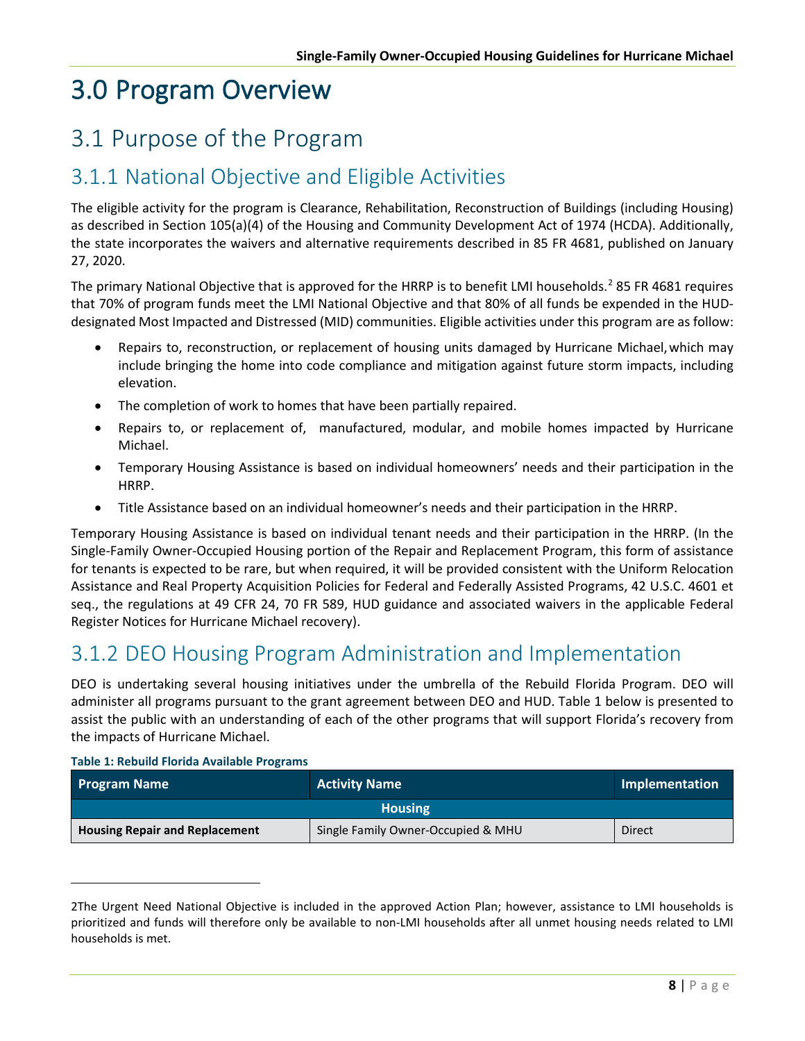# 3.0 Program Overview

## 3.1 Purpose of the Program

### 3.1.1 National Objective and Eligible Activities

The eligible activity for the program is Clearance, Rehabilitation, Reconstruction of Buildings (including Housing) as described in Section 105(a)(4) of the Housing and Community Development Act of 1974 (HCDA). Additionally, the state incorporates the waivers and alternative requirements described in 85 FR 4681, published on January 27, 2020.

The primary National Objective that is approved for the HRRP is to benefit LMI households.[2] 85 FR 4681 requires that 70% of program funds meet the LMI National Objective and that 80% of all funds be expended in the HUD-designated Most Impacted and Distressed (MID) communities. Eligible activities under this program are as follow:

- Repairs to, reconstruction, or replacement of housing units damaged by Hurricane Michael, which may include bringing the home into code compliance and mitigation against future storm impacts, including elevation.
- The completion of work to homes that have been partially repaired.
- Repairs to, or replacement of, manufactured, modular, and mobile homes impacted by Hurricane Michael.
- Temporary Housing Assistance is based on individual homeowners' needs and their participation in the HRRP.
- Title Assistance based on an individual homeowner's needs and their participation in the HRRP.

Temporary Housing Assistance is based on individual tenant needs and their participation in the HRRP. (In the Single-Family Owner-Occupied Housing portion of the Repair and Replacement Program, this form of assistance for tenants is expected to be rare, but when required, it will be provided consistent with the Uniform Relocation Assistance and Real Property Acquisition Policies for Federal and Federally Assisted Programs, 42 U.S.C. 4601 et seq., the regulations at 49 CFR 24, 70 FR 589, HUD guidance and associated waivers in the applicable Federal Register Notices for Hurricane Michael recovery).

### 3.1.2 DEO Housing Program Administration and Implementation

DEO is undertaking several housing initiatives under the umbrella of the Rebuild Florida Program. DEO will administer all programs pursuant to the grant agreement between DEO and HUD. Table 1 below is presented to assist the public with an understanding of each of the other programs that will support Florida's recovery from the impacts of Hurricane Michael.

**Table 1: Rebuild Florida Available Programs**

| Program Name | Activity Name | Implementation |
|---|---|---|
| **Housing** | | |
| **Housing Repair and Replacement** | Single Family Owner-Occupied & MHU | Direct |

2The Urgent Need National Objective is included in the approved Action Plan; however, assistance to LMI households is prioritized and funds will therefore only be available to non-LMI households after all unmet housing needs related to LMI households is met.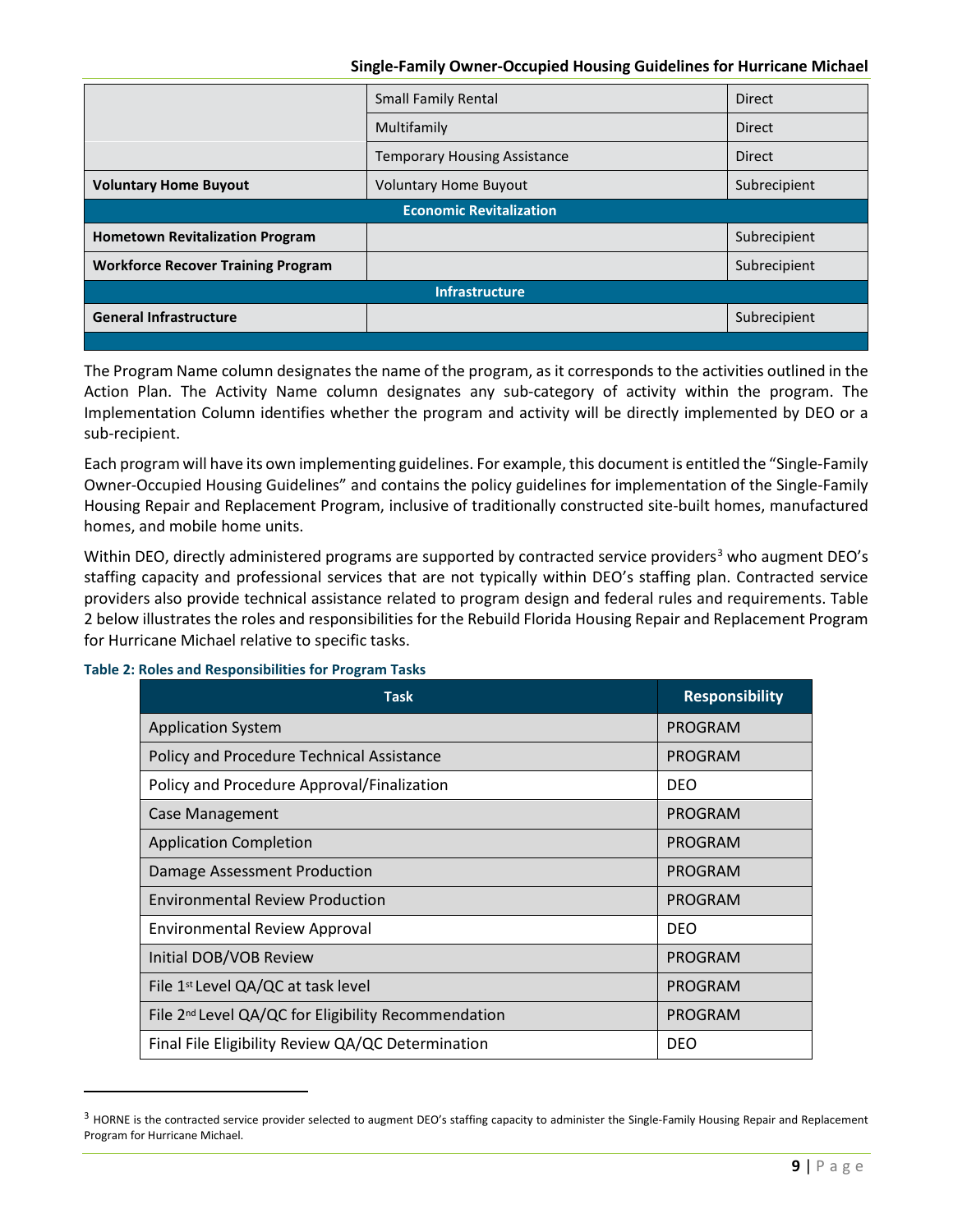| | | |
|---|---|---|
| | Small Family Rental | Direct |
| | Multifamily | Direct |
| | Temporary Housing Assistance | Direct |
| **Voluntary Home Buyout** | Voluntary Home Buyout | Subrecipient |
| **Economic Revitalization** | | |
| **Hometown Revitalization Program** | | Subrecipient |
| **Workforce Recover Training Program** | | Subrecipient |
| **Infrastructure** | | |
| **General Infrastructure** | | Subrecipient |

The Program Name column designates the name of the program, as it corresponds to the activities outlined in the Action Plan. The Activity Name column designates any sub-category of activity within the program. The Implementation Column identifies whether the program and activity will be directly implemented by DEO or a sub-recipient.

Each program will have its own implementing guidelines. For example, this document is entitled the "Single-Family Owner-Occupied Housing Guidelines" and contains the policy guidelines for implementation of the Single-Family Housing Repair and Replacement Program, inclusive of traditionally constructed site-built homes, manufactured homes, and mobile home units.

Within DEO, directly administered programs are supported by contracted service providers[3] who augment DEO's staffing capacity and professional services that are not typically within DEO's staffing plan. Contracted service providers also provide technical assistance related to program design and federal rules and requirements. Table 2 below illustrates the roles and responsibilities for the Rebuild Florida Housing Repair and Replacement Program for Hurricane Michael relative to specific tasks.

**Table 2: Roles and Responsibilities for Program Tasks**

| Task | Responsibility |
|---|---|
| Application System | PROGRAM |
| Policy and Procedure Technical Assistance | PROGRAM |
| Policy and Procedure Approval/Finalization | DEO |
| Case Management | PROGRAM |
| Application Completion | PROGRAM |
| Damage Assessment Production | PROGRAM |
| Environmental Review Production | PROGRAM |
| Environmental Review Approval | DEO |
| Initial DOB/VOB Review | PROGRAM |
| File 1st Level QA/QC at task level | PROGRAM |
| File 2nd Level QA/QC for Eligibility Recommendation | PROGRAM |
| Final File Eligibility Review QA/QC Determination | DEO |

[3] HORNE is the contracted service provider selected to augment DEO's staffing capacity to administer the Single-Family Housing Repair and Replacement Program for Hurricane Michael.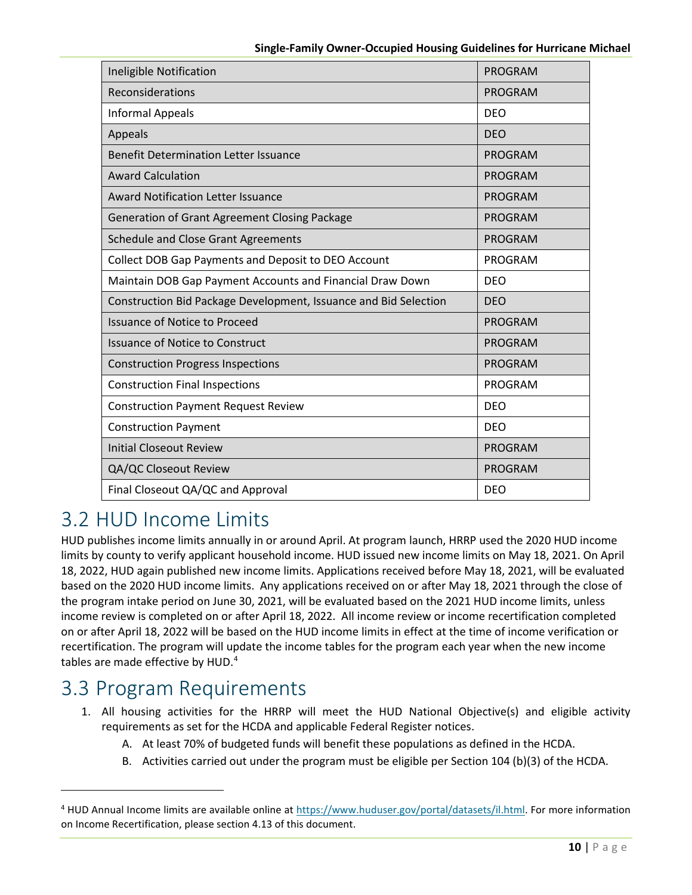| Ineligible Notification | PROGRAM |
|---|---|
| Reconsiderations | PROGRAM |
| Informal Appeals | DEO |
| Appeals | DEO |
| Benefit Determination Letter Issuance | PROGRAM |
| Award Calculation | PROGRAM |
| Award Notification Letter Issuance | PROGRAM |
| Generation of Grant Agreement Closing Package | PROGRAM |
| Schedule and Close Grant Agreements | PROGRAM |
| Collect DOB Gap Payments and Deposit to DEO Account | PROGRAM |
| Maintain DOB Gap Payment Accounts and Financial Draw Down | DEO |
| Construction Bid Package Development, Issuance and Bid Selection | DEO |
| Issuance of Notice to Proceed | PROGRAM |
| Issuance of Notice to Construct | PROGRAM |
| Construction Progress Inspections | PROGRAM |
| Construction Final Inspections | PROGRAM |
| Construction Payment Request Review | DEO |
| Construction Payment | DEO |
| Initial Closeout Review | PROGRAM |
| QA/QC Closeout Review | PROGRAM |
| Final Closeout QA/QC and Approval | DEO |

## 3.2 HUD Income Limits

HUD publishes income limits annually in or around April. At program launch, HRRP used the 2020 HUD income limits by county to verify applicant household income. HUD issued new income limits on May 18, 2021. On April 18, 2022, HUD again published new income limits. Applications received before May 18, 2021, will be evaluated based on the 2020 HUD income limits. Any applications received on or after May 18, 2021 through the close of the program intake period on June 30, 2021, will be evaluated based on the 2021 HUD income limits, unless income review is completed on or after April 18, 2022. All income review or income recertification completed on or after April 18, 2022 will be based on the HUD income limits in effect at the time of income verification or recertification. The program will update the income tables for the program each year when the new income tables are made effective by HUD.[4]

## 3.3 Program Requirements

1. All housing activities for the HRRP will meet the HUD National Objective(s) and eligible activity requirements as set for the HCDA and applicable Federal Register notices.
    A. At least 70% of budgeted funds will benefit these populations as defined in the HCDA.
    B. Activities carried out under the program must be eligible per Section 104 (b)(3) of the HCDA.

---

[4] HUD Annual Income limits are available online at https://www.huduser.gov/portal/datasets/il.html. For more information on Income Recertification, please section 4.13 of this document.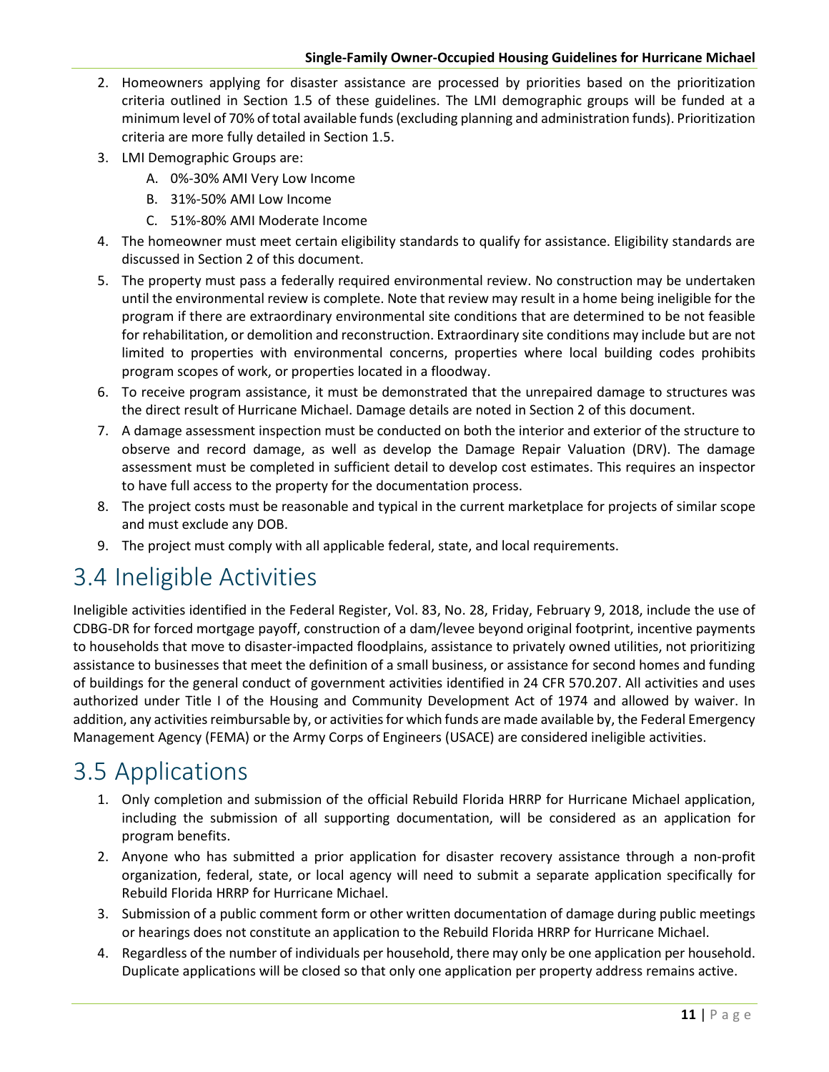2. Homeowners applying for disaster assistance are processed by priorities based on the prioritization criteria outlined in Section 1.5 of these guidelines. The LMI demographic groups will be funded at a minimum level of 70% of total available funds (excluding planning and administration funds). Prioritization criteria are more fully detailed in Section 1.5.
3. LMI Demographic Groups are:
    A. 0%-30% AMI Very Low Income
    B. 31%-50% AMI Low Income
    C. 51%-80% AMI Moderate Income
4. The homeowner must meet certain eligibility standards to qualify for assistance. Eligibility standards are discussed in Section 2 of this document.
5. The property must pass a federally required environmental review. No construction may be undertaken until the environmental review is complete. Note that review may result in a home being ineligible for the program if there are extraordinary environmental site conditions that are determined to be not feasible for rehabilitation, or demolition and reconstruction. Extraordinary site conditions may include but are not limited to properties with environmental concerns, properties where local building codes prohibits program scopes of work, or properties located in a floodway.
6. To receive program assistance, it must be demonstrated that the unrepaired damage to structures was the direct result of Hurricane Michael. Damage details are noted in Section 2 of this document.
7. A damage assessment inspection must be conducted on both the interior and exterior of the structure to observe and record damage, as well as develop the Damage Repair Valuation (DRV). The damage assessment must be completed in sufficient detail to develop cost estimates. This requires an inspector to have full access to the property for the documentation process.
8. The project costs must be reasonable and typical in the current marketplace for projects of similar scope and must exclude any DOB.
9. The project must comply with all applicable federal, state, and local requirements.

## 3.4 Ineligible Activities

Ineligible activities identified in the Federal Register, Vol. 83, No. 28, Friday, February 9, 2018, include the use of CDBG-DR for forced mortgage payoff, construction of a dam/levee beyond original footprint, incentive payments to households that move to disaster-impacted floodplains, assistance to privately owned utilities, not prioritizing assistance to businesses that meet the definition of a small business, or assistance for second homes and funding of buildings for the general conduct of government activities identified in 24 CFR 570.207. All activities and uses authorized under Title I of the Housing and Community Development Act of 1974 and allowed by waiver. In addition, any activities reimbursable by, or activities for which funds are made available by, the Federal Emergency Management Agency (FEMA) or the Army Corps of Engineers (USACE) are considered ineligible activities.

## 3.5 Applications

1. Only completion and submission of the official Rebuild Florida HRRP for Hurricane Michael application, including the submission of all supporting documentation, will be considered as an application for program benefits.
2. Anyone who has submitted a prior application for disaster recovery assistance through a non-profit organization, federal, state, or local agency will need to submit a separate application specifically for Rebuild Florida HRRP for Hurricane Michael.
3. Submission of a public comment form or other written documentation of damage during public meetings or hearings does not constitute an application to the Rebuild Florida HRRP for Hurricane Michael.
4. Regardless of the number of individuals per household, there may only be one application per household. Duplicate applications will be closed so that only one application per property address remains active.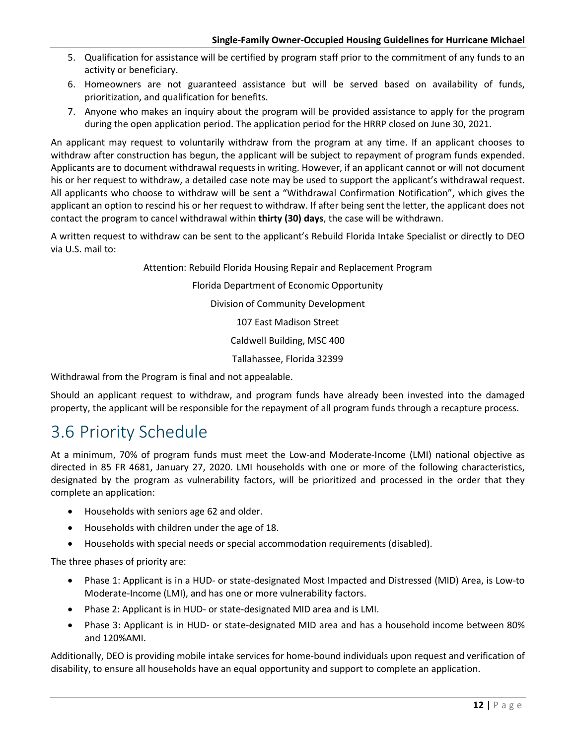5. Qualification for assistance will be certified by program staff prior to the commitment of any funds to an activity or beneficiary.
6. Homeowners are not guaranteed assistance but will be served based on availability of funds, prioritization, and qualification for benefits.
7. Anyone who makes an inquiry about the program will be provided assistance to apply for the program during the open application period. The application period for the HRRP closed on June 30, 2021.

An applicant may request to voluntarily withdraw from the program at any time. If an applicant chooses to withdraw after construction has begun, the applicant will be subject to repayment of program funds expended. Applicants are to document withdrawal requests in writing. However, if an applicant cannot or will not document his or her request to withdraw, a detailed case note may be used to support the applicant's withdrawal request. All applicants who choose to withdraw will be sent a "Withdrawal Confirmation Notification", which gives the applicant an option to rescind his or her request to withdraw. If after being sent the letter, the applicant does not contact the program to cancel withdrawal within **thirty (30) days**, the case will be withdrawn.

A written request to withdraw can be sent to the applicant's Rebuild Florida Intake Specialist or directly to DEO via U.S. mail to:

Attention: Rebuild Florida Housing Repair and Replacement Program

Florida Department of Economic Opportunity

Division of Community Development

107 East Madison Street

Caldwell Building, MSC 400

Tallahassee, Florida 32399

Withdrawal from the Program is final and not appealable.

Should an applicant request to withdraw, and program funds have already been invested into the damaged property, the applicant will be responsible for the repayment of all program funds through a recapture process.

# 3.6 Priority Schedule

At a minimum, 70% of program funds must meet the Low-and Moderate-Income (LMI) national objective as directed in 85 FR 4681, January 27, 2020. LMI households with one or more of the following characteristics, designated by the program as vulnerability factors, will be prioritized and processed in the order that they complete an application:

- Households with seniors age 62 and older.
- Households with children under the age of 18.
- Households with special needs or special accommodation requirements (disabled).

The three phases of priority are:

- Phase 1: Applicant is in a HUD- or state-designated Most Impacted and Distressed (MID) Area, is Low-to Moderate-Income (LMI), and has one or more vulnerability factors.
- Phase 2: Applicant is in HUD- or state-designated MID area and is LMI.
- Phase 3: Applicant is in HUD- or state-designated MID area and has a household income between 80% and 120%AMI.

Additionally, DEO is providing mobile intake services for home-bound individuals upon request and verification of disability, to ensure all households have an equal opportunity and support to complete an application.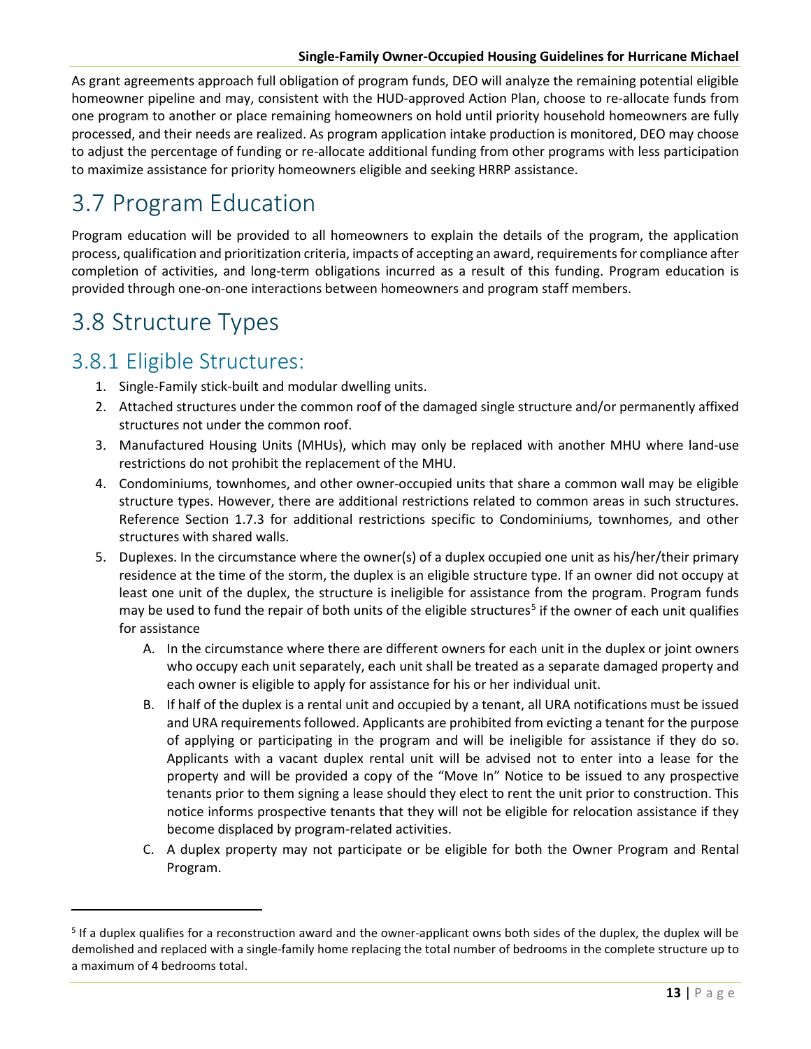As grant agreements approach full obligation of program funds, DEO will analyze the remaining potential eligible homeowner pipeline and may, consistent with the HUD-approved Action Plan, choose to re-allocate funds from one program to another or place remaining homeowners on hold until priority household homeowners are fully processed, and their needs are realized. As program application intake production is monitored, DEO may choose to adjust the percentage of funding or re-allocate additional funding from other programs with less participation to maximize assistance for priority homeowners eligible and seeking HRRP assistance.

# 3.7 Program Education

Program education will be provided to all homeowners to explain the details of the program, the application process, qualification and prioritization criteria, impacts of accepting an award, requirements for compliance after completion of activities, and long-term obligations incurred as a result of this funding. Program education is provided through one-on-one interactions between homeowners and program staff members.

# 3.8 Structure Types

## 3.8.1 Eligible Structures:

1. Single-Family stick-built and modular dwelling units.
2. Attached structures under the common roof of the damaged single structure and/or permanently affixed structures not under the common roof.
3. Manufactured Housing Units (MHUs), which may only be replaced with another MHU where land-use restrictions do not prohibit the replacement of the MHU.
4. Condominiums, townhomes, and other owner-occupied units that share a common wall may be eligible structure types. However, there are additional restrictions related to common areas in such structures. Reference Section 1.7.3 for additional restrictions specific to Condominiums, townhomes, and other structures with shared walls.
5. Duplexes. In the circumstance where the owner(s) of a duplex occupied one unit as his/her/their primary residence at the time of the storm, the duplex is an eligible structure type. If an owner did not occupy at least one unit of the duplex, the structure is ineligible for assistance from the program. Program funds may be used to fund the repair of both units of the eligible structures[5] if the owner of each unit qualifies for assistance
   - A. In the circumstance where there are different owners for each unit in the duplex or joint owners who occupy each unit separately, each unit shall be treated as a separate damaged property and each owner is eligible to apply for assistance for his or her individual unit.
   - B. If half of the duplex is a rental unit and occupied by a tenant, all URA notifications must be issued and URA requirements followed. Applicants are prohibited from evicting a tenant for the purpose of applying or participating in the program and will be ineligible for assistance if they do so. Applicants with a vacant duplex rental unit will be advised not to enter into a lease for the property and will be provided a copy of the "Move In" Notice to be issued to any prospective tenants prior to them signing a lease should they elect to rent the unit prior to construction. This notice informs prospective tenants that they will not be eligible for relocation assistance if they become displaced by program-related activities.
   - C. A duplex property may not participate or be eligible for both the Owner Program and Rental Program.

[5] If a duplex qualifies for a reconstruction award and the owner-applicant owns both sides of the duplex, the duplex will be demolished and replaced with a single-family home replacing the total number of bedrooms in the complete structure up to a maximum of 4 bedrooms total.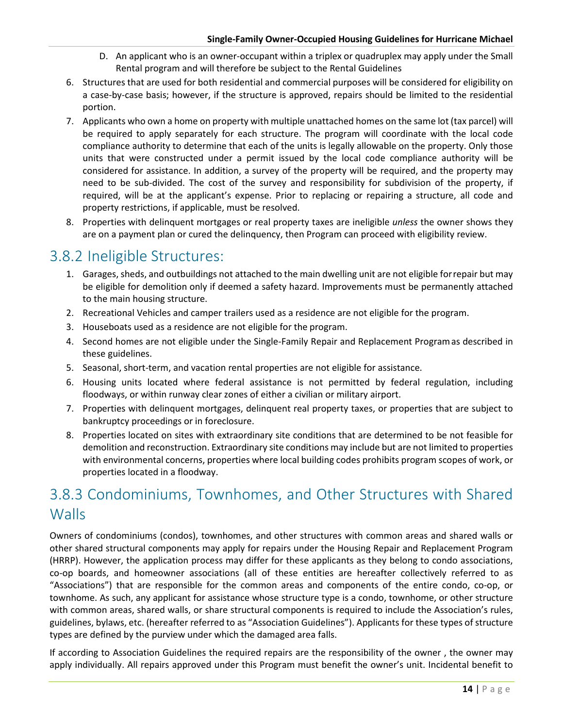D. An applicant who is an owner-occupant within a triplex or quadruplex may apply under the Small Rental program and will therefore be subject to the Rental Guidelines

6. Structures that are used for both residential and commercial purposes will be considered for eligibility on a case-by-case basis; however, if the structure is approved, repairs should be limited to the residential portion.
7. Applicants who own a home on property with multiple unattached homes on the same lot (tax parcel) will be required to apply separately for each structure. The program will coordinate with the local code compliance authority to determine that each of the units is legally allowable on the property. Only those units that were constructed under a permit issued by the local code compliance authority will be considered for assistance. In addition, a survey of the property will be required, and the property may need to be sub-divided. The cost of the survey and responsibility for subdivision of the property, if required, will be at the applicant's expense. Prior to replacing or repairing a structure, all code and property restrictions, if applicable, must be resolved.
8. Properties with delinquent mortgages or real property taxes are ineligible *unless* the owner shows they are on a payment plan or cured the delinquency, then Program can proceed with eligibility review.

## 3.8.2 Ineligible Structures:

1. Garages, sheds, and outbuildings not attached to the main dwelling unit are not eligible for repair but may be eligible for demolition only if deemed a safety hazard. Improvements must be permanently attached to the main housing structure.
2. Recreational Vehicles and camper trailers used as a residence are not eligible for the program.
3. Houseboats used as a residence are not eligible for the program.
4. Second homes are not eligible under the Single-Family Repair and Replacement Program as described in these guidelines.
5. Seasonal, short-term, and vacation rental properties are not eligible for assistance.
6. Housing units located where federal assistance is not permitted by federal regulation, including floodways, or within runway clear zones of either a civilian or military airport.
7. Properties with delinquent mortgages, delinquent real property taxes, or properties that are subject to bankruptcy proceedings or in foreclosure.
8. Properties located on sites with extraordinary site conditions that are determined to be not feasible for demolition and reconstruction. Extraordinary site conditions may include but are not limited to properties with environmental concerns, properties where local building codes prohibits program scopes of work, or properties located in a floodway.

## 3.8.3 Condominiums, Townhomes, and Other Structures with Shared Walls

Owners of condominiums (condos), townhomes, and other structures with common areas and shared walls or other shared structural components may apply for repairs under the Housing Repair and Replacement Program (HRRP). However, the application process may differ for these applicants as they belong to condo associations, co-op boards, and homeowner associations (all of these entities are hereafter collectively referred to as "Associations") that are responsible for the common areas and components of the entire condo, co-op, or townhome. As such, any applicant for assistance whose structure type is a condo, townhome, or other structure with common areas, shared walls, or share structural components is required to include the Association's rules, guidelines, bylaws, etc. (hereafter referred to as "Association Guidelines"). Applicants for these types of structure types are defined by the purview under which the damaged area falls.

If according to Association Guidelines the required repairs are the responsibility of the owner , the owner may apply individually. All repairs approved under this Program must benefit the owner's unit. Incidental benefit to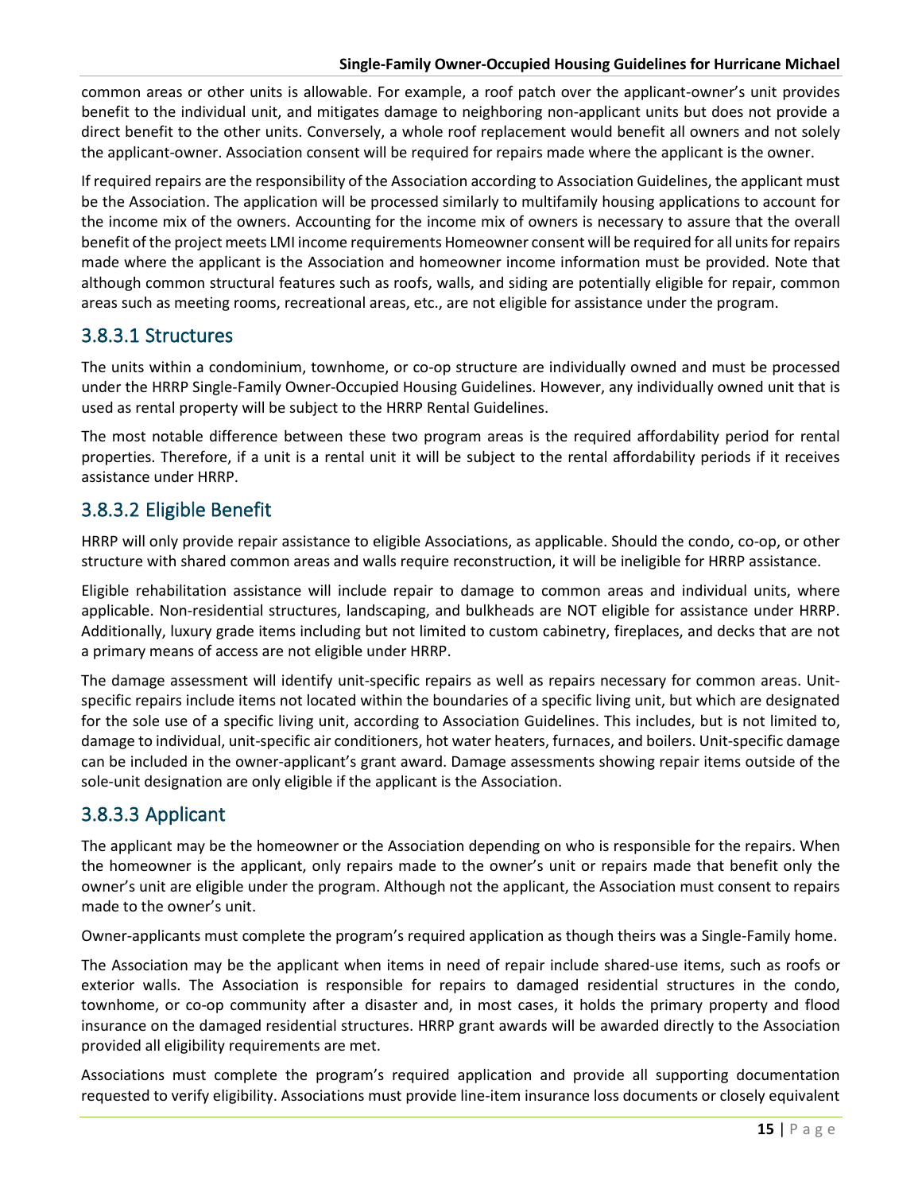common areas or other units is allowable. For example, a roof patch over the applicant-owner's unit provides benefit to the individual unit, and mitigates damage to neighboring non-applicant units but does not provide a direct benefit to the other units. Conversely, a whole roof replacement would benefit all owners and not solely the applicant-owner. Association consent will be required for repairs made where the applicant is the owner.

If required repairs are the responsibility of the Association according to Association Guidelines, the applicant must be the Association. The application will be processed similarly to multifamily housing applications to account for the income mix of the owners. Accounting for the income mix of owners is necessary to assure that the overall benefit of the project meets LMI income requirements Homeowner consent will be required for all units for repairs made where the applicant is the Association and homeowner income information must be provided. Note that although common structural features such as roofs, walls, and siding are potentially eligible for repair, common areas such as meeting rooms, recreational areas, etc., are not eligible for assistance under the program.

### 3.8.3.1 Structures

The units within a condominium, townhome, or co-op structure are individually owned and must be processed under the HRRP Single-Family Owner-Occupied Housing Guidelines. However, any individually owned unit that is used as rental property will be subject to the HRRP Rental Guidelines.

The most notable difference between these two program areas is the required affordability period for rental properties. Therefore, if a unit is a rental unit it will be subject to the rental affordability periods if it receives assistance under HRRP.

### 3.8.3.2 Eligible Benefit

HRRP will only provide repair assistance to eligible Associations, as applicable. Should the condo, co-op, or other structure with shared common areas and walls require reconstruction, it will be ineligible for HRRP assistance.

Eligible rehabilitation assistance will include repair to damage to common areas and individual units, where applicable. Non-residential structures, landscaping, and bulkheads are NOT eligible for assistance under HRRP. Additionally, luxury grade items including but not limited to custom cabinetry, fireplaces, and decks that are not a primary means of access are not eligible under HRRP.

The damage assessment will identify unit-specific repairs as well as repairs necessary for common areas. Unit-specific repairs include items not located within the boundaries of a specific living unit, but which are designated for the sole use of a specific living unit, according to Association Guidelines. This includes, but is not limited to, damage to individual, unit-specific air conditioners, hot water heaters, furnaces, and boilers. Unit-specific damage can be included in the owner-applicant's grant award. Damage assessments showing repair items outside of the sole-unit designation are only eligible if the applicant is the Association.

### 3.8.3.3 Applicant

The applicant may be the homeowner or the Association depending on who is responsible for the repairs. When the homeowner is the applicant, only repairs made to the owner's unit or repairs made that benefit only the owner's unit are eligible under the program. Although not the applicant, the Association must consent to repairs made to the owner's unit.

Owner-applicants must complete the program's required application as though theirs was a Single-Family home.

The Association may be the applicant when items in need of repair include shared-use items, such as roofs or exterior walls. The Association is responsible for repairs to damaged residential structures in the condo, townhome, or co-op community after a disaster and, in most cases, it holds the primary property and flood insurance on the damaged residential structures. HRRP grant awards will be awarded directly to the Association provided all eligibility requirements are met.

Associations must complete the program's required application and provide all supporting documentation requested to verify eligibility. Associations must provide line-item insurance loss documents or closely equivalent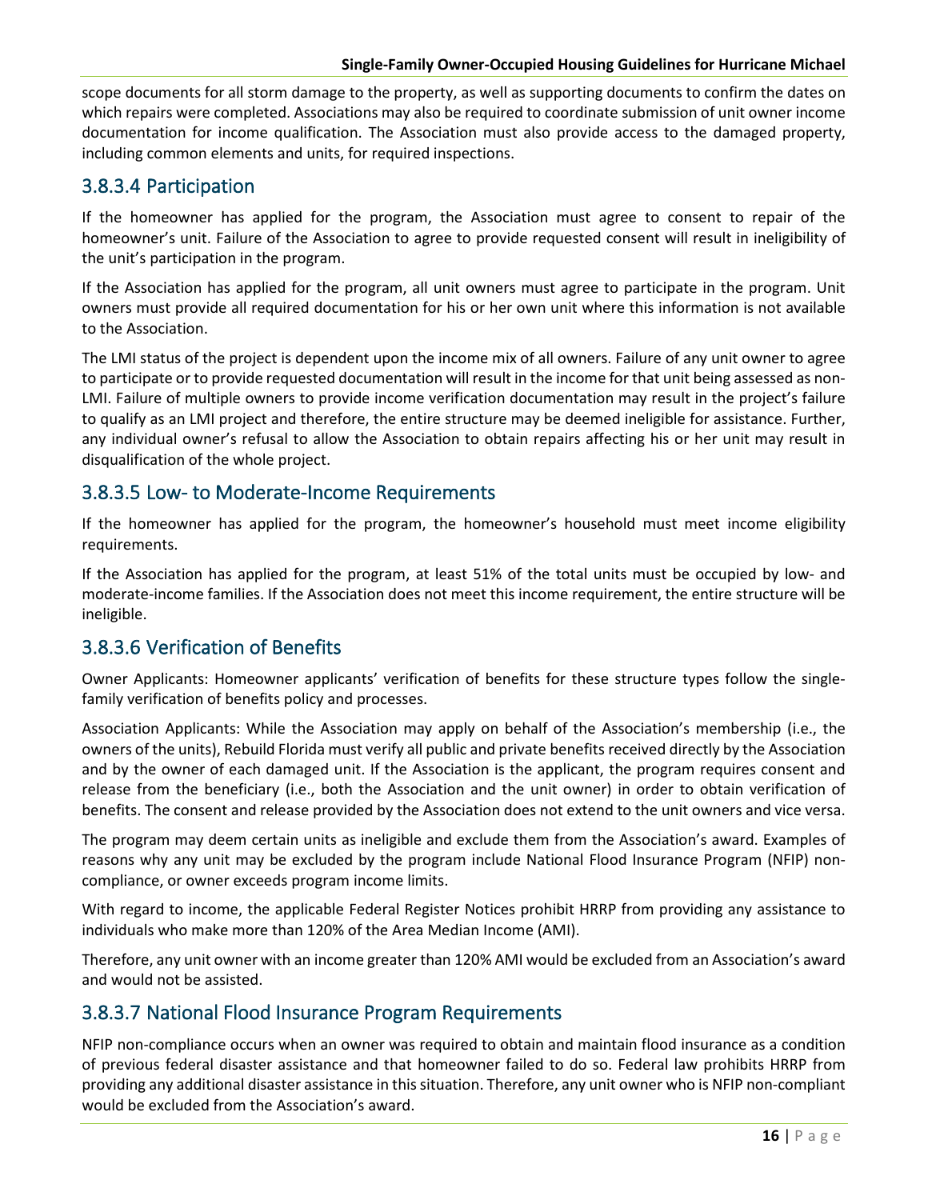scope documents for all storm damage to the property, as well as supporting documents to confirm the dates on which repairs were completed. Associations may also be required to coordinate submission of unit owner income documentation for income qualification. The Association must also provide access to the damaged property, including common elements and units, for required inspections.

### 3.8.3.4 Participation

If the homeowner has applied for the program, the Association must agree to consent to repair of the homeowner's unit. Failure of the Association to agree to provide requested consent will result in ineligibility of the unit's participation in the program.

If the Association has applied for the program, all unit owners must agree to participate in the program. Unit owners must provide all required documentation for his or her own unit where this information is not available to the Association.

The LMI status of the project is dependent upon the income mix of all owners. Failure of any unit owner to agree to participate or to provide requested documentation will result in the income for that unit being assessed as non-LMI. Failure of multiple owners to provide income verification documentation may result in the project's failure to qualify as an LMI project and therefore, the entire structure may be deemed ineligible for assistance. Further, any individual owner's refusal to allow the Association to obtain repairs affecting his or her unit may result in disqualification of the whole project.

### 3.8.3.5 Low- to Moderate-Income Requirements

If the homeowner has applied for the program, the homeowner's household must meet income eligibility requirements.

If the Association has applied for the program, at least 51% of the total units must be occupied by low- and moderate-income families. If the Association does not meet this income requirement, the entire structure will be ineligible.

### 3.8.3.6 Verification of Benefits

Owner Applicants: Homeowner applicants' verification of benefits for these structure types follow the single-family verification of benefits policy and processes.

Association Applicants: While the Association may apply on behalf of the Association's membership (i.e., the owners of the units), Rebuild Florida must verify all public and private benefits received directly by the Association and by the owner of each damaged unit. If the Association is the applicant, the program requires consent and release from the beneficiary (i.e., both the Association and the unit owner) in order to obtain verification of benefits. The consent and release provided by the Association does not extend to the unit owners and vice versa.

The program may deem certain units as ineligible and exclude them from the Association's award. Examples of reasons why any unit may be excluded by the program include National Flood Insurance Program (NFIP) non-compliance, or owner exceeds program income limits.

With regard to income, the applicable Federal Register Notices prohibit HRRP from providing any assistance to individuals who make more than 120% of the Area Median Income (AMI).

Therefore, any unit owner with an income greater than 120% AMI would be excluded from an Association's award and would not be assisted.

### 3.8.3.7 National Flood Insurance Program Requirements

NFIP non-compliance occurs when an owner was required to obtain and maintain flood insurance as a condition of previous federal disaster assistance and that homeowner failed to do so. Federal law prohibits HRRP from providing any additional disaster assistance in this situation. Therefore, any unit owner who is NFIP non-compliant would be excluded from the Association's award.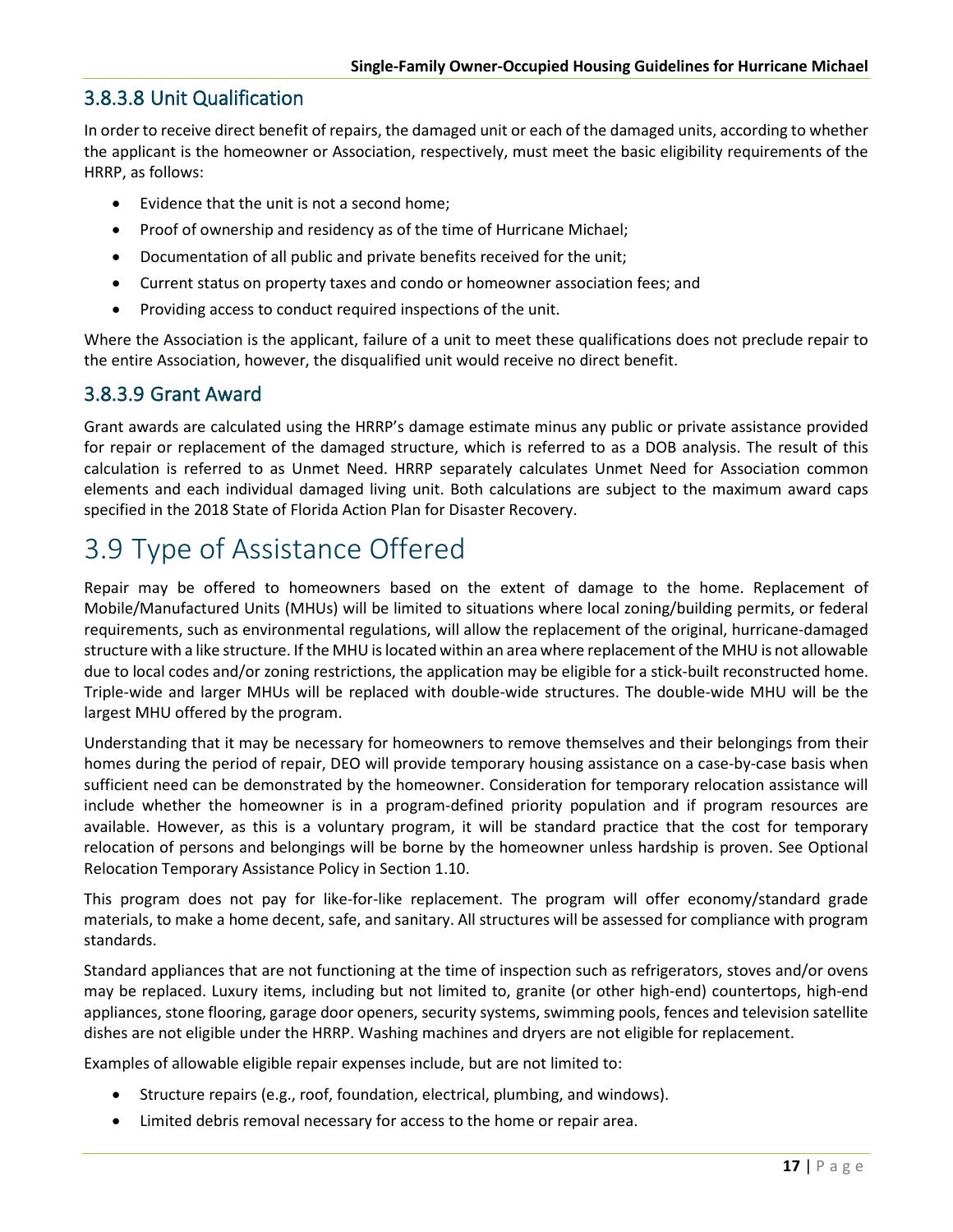### 3.8.3.8 Unit Qualification

In order to receive direct benefit of repairs, the damaged unit or each of the damaged units, according to whether the applicant is the homeowner or Association, respectively, must meet the basic eligibility requirements of the HRRP, as follows:

- Evidence that the unit is not a second home;
- Proof of ownership and residency as of the time of Hurricane Michael;
- Documentation of all public and private benefits received for the unit;
- Current status on property taxes and condo or homeowner association fees; and
- Providing access to conduct required inspections of the unit.

Where the Association is the applicant, failure of a unit to meet these qualifications does not preclude repair to the entire Association, however, the disqualified unit would receive no direct benefit.

### 3.8.3.9 Grant Award

Grant awards are calculated using the HRRP's damage estimate minus any public or private assistance provided for repair or replacement of the damaged structure, which is referred to as a DOB analysis. The result of this calculation is referred to as Unmet Need. HRRP separately calculates Unmet Need for Association common elements and each individual damaged living unit. Both calculations are subject to the maximum award caps specified in the 2018 State of Florida Action Plan for Disaster Recovery.

## 3.9 Type of Assistance Offered

Repair may be offered to homeowners based on the extent of damage to the home. Replacement of Mobile/Manufactured Units (MHUs) will be limited to situations where local zoning/building permits, or federal requirements, such as environmental regulations, will allow the replacement of the original, hurricane-damaged structure with a like structure. If the MHU is located within an area where replacement of the MHU is not allowable due to local codes and/or zoning restrictions, the application may be eligible for a stick-built reconstructed home. Triple-wide and larger MHUs will be replaced with double-wide structures. The double-wide MHU will be the largest MHU offered by the program.

Understanding that it may be necessary for homeowners to remove themselves and their belongings from their homes during the period of repair, DEO will provide temporary housing assistance on a case-by-case basis when sufficient need can be demonstrated by the homeowner. Consideration for temporary relocation assistance will include whether the homeowner is in a program-defined priority population and if program resources are available. However, as this is a voluntary program, it will be standard practice that the cost for temporary relocation of persons and belongings will be borne by the homeowner unless hardship is proven. See Optional Relocation Temporary Assistance Policy in Section 1.10.

This program does not pay for like-for-like replacement. The program will offer economy/standard grade materials, to make a home decent, safe, and sanitary. All structures will be assessed for compliance with program standards.

Standard appliances that are not functioning at the time of inspection such as refrigerators, stoves and/or ovens may be replaced. Luxury items, including but not limited to, granite (or other high-end) countertops, high-end appliances, stone flooring, garage door openers, security systems, swimming pools, fences and television satellite dishes are not eligible under the HRRP. Washing machines and dryers are not eligible for replacement.

Examples of allowable eligible repair expenses include, but are not limited to:

- Structure repairs (e.g., roof, foundation, electrical, plumbing, and windows).
- Limited debris removal necessary for access to the home or repair area.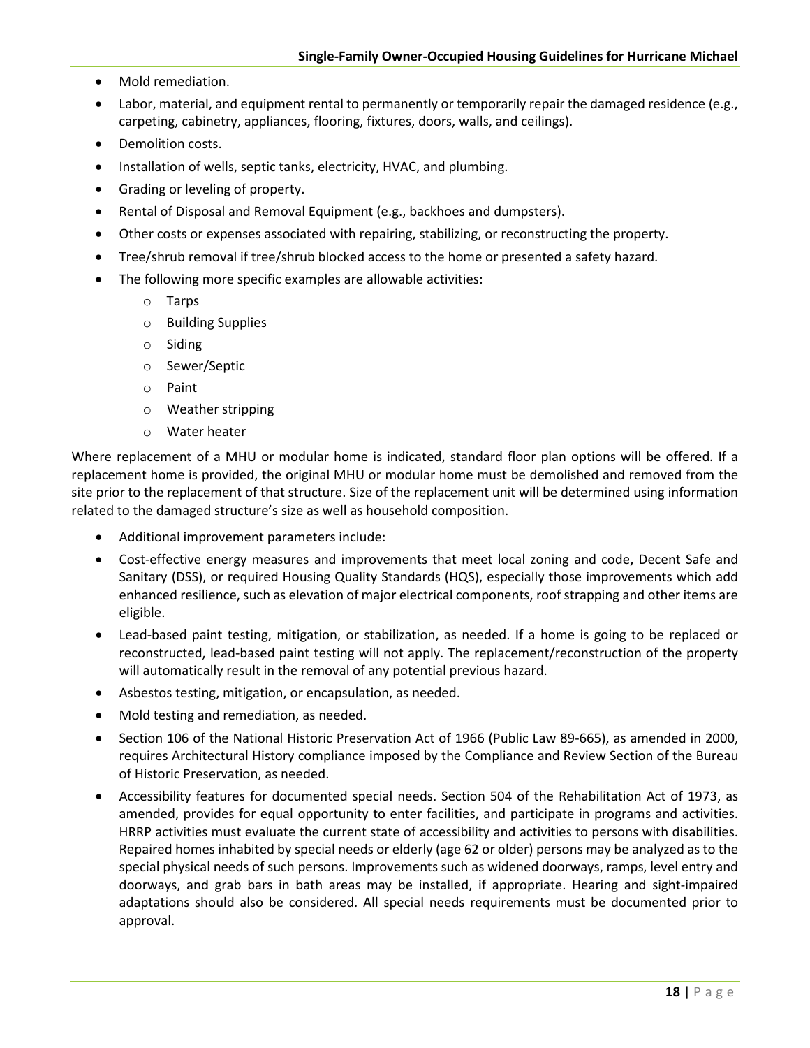- Mold remediation.
- Labor, material, and equipment rental to permanently or temporarily repair the damaged residence (e.g., carpeting, cabinetry, appliances, flooring, fixtures, doors, walls, and ceilings).
- Demolition costs.
- Installation of wells, septic tanks, electricity, HVAC, and plumbing.
- Grading or leveling of property.
- Rental of Disposal and Removal Equipment (e.g., backhoes and dumpsters).
- Other costs or expenses associated with repairing, stabilizing, or reconstructing the property.
- Tree/shrub removal if tree/shrub blocked access to the home or presented a safety hazard.
- The following more specific examples are allowable activities:
  - Tarps
  - Building Supplies
  - Siding
  - Sewer/Septic
  - Paint
  - Weather stripping
  - Water heater

Where replacement of a MHU or modular home is indicated, standard floor plan options will be offered. If a replacement home is provided, the original MHU or modular home must be demolished and removed from the site prior to the replacement of that structure. Size of the replacement unit will be determined using information related to the damaged structure's size as well as household composition.

- Additional improvement parameters include:
- Cost-effective energy measures and improvements that meet local zoning and code, Decent Safe and Sanitary (DSS), or required Housing Quality Standards (HQS), especially those improvements which add enhanced resilience, such as elevation of major electrical components, roof strapping and other items are eligible.
- Lead-based paint testing, mitigation, or stabilization, as needed. If a home is going to be replaced or reconstructed, lead-based paint testing will not apply. The replacement/reconstruction of the property will automatically result in the removal of any potential previous hazard.
- Asbestos testing, mitigation, or encapsulation, as needed.
- Mold testing and remediation, as needed.
- Section 106 of the National Historic Preservation Act of 1966 (Public Law 89-665), as amended in 2000, requires Architectural History compliance imposed by the Compliance and Review Section of the Bureau of Historic Preservation, as needed.
- Accessibility features for documented special needs. Section 504 of the Rehabilitation Act of 1973, as amended, provides for equal opportunity to enter facilities, and participate in programs and activities. HRRP activities must evaluate the current state of accessibility and activities to persons with disabilities. Repaired homes inhabited by special needs or elderly (age 62 or older) persons may be analyzed as to the special physical needs of such persons. Improvements such as widened doorways, ramps, level entry and doorways, and grab bars in bath areas may be installed, if appropriate. Hearing and sight-impaired adaptations should also be considered. All special needs requirements must be documented prior to approval.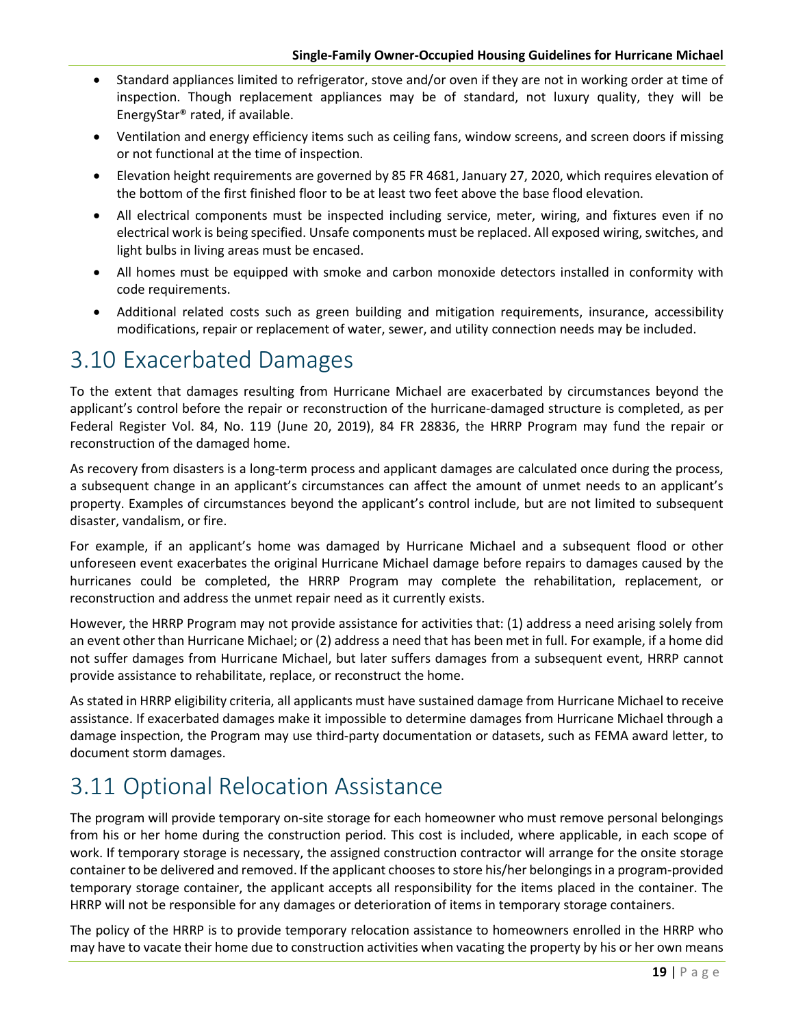- Standard appliances limited to refrigerator, stove and/or oven if they are not in working order at time of inspection. Though replacement appliances may be of standard, not luxury quality, they will be EnergyStar® rated, if available.
- Ventilation and energy efficiency items such as ceiling fans, window screens, and screen doors if missing or not functional at the time of inspection.
- Elevation height requirements are governed by 85 FR 4681, January 27, 2020, which requires elevation of the bottom of the first finished floor to be at least two feet above the base flood elevation.
- All electrical components must be inspected including service, meter, wiring, and fixtures even if no electrical work is being specified. Unsafe components must be replaced. All exposed wiring, switches, and light bulbs in living areas must be encased.
- All homes must be equipped with smoke and carbon monoxide detectors installed in conformity with code requirements.
- Additional related costs such as green building and mitigation requirements, insurance, accessibility modifications, repair or replacement of water, sewer, and utility connection needs may be included.

# 3.10 Exacerbated Damages

To the extent that damages resulting from Hurricane Michael are exacerbated by circumstances beyond the applicant's control before the repair or reconstruction of the hurricane-damaged structure is completed, as per Federal Register Vol. 84, No. 119 (June 20, 2019), 84 FR 28836, the HRRP Program may fund the repair or reconstruction of the damaged home.

As recovery from disasters is a long-term process and applicant damages are calculated once during the process, a subsequent change in an applicant's circumstances can affect the amount of unmet needs to an applicant's property. Examples of circumstances beyond the applicant's control include, but are not limited to subsequent disaster, vandalism, or fire.

For example, if an applicant's home was damaged by Hurricane Michael and a subsequent flood or other unforeseen event exacerbates the original Hurricane Michael damage before repairs to damages caused by the hurricanes could be completed, the HRRP Program may complete the rehabilitation, replacement, or reconstruction and address the unmet repair need as it currently exists.

However, the HRRP Program may not provide assistance for activities that: (1) address a need arising solely from an event other than Hurricane Michael; or (2) address a need that has been met in full. For example, if a home did not suffer damages from Hurricane Michael, but later suffers damages from a subsequent event, HRRP cannot provide assistance to rehabilitate, replace, or reconstruct the home.

As stated in HRRP eligibility criteria, all applicants must have sustained damage from Hurricane Michael to receive assistance. If exacerbated damages make it impossible to determine damages from Hurricane Michael through a damage inspection, the Program may use third-party documentation or datasets, such as FEMA award letter, to document storm damages.

# 3.11 Optional Relocation Assistance

The program will provide temporary on-site storage for each homeowner who must remove personal belongings from his or her home during the construction period. This cost is included, where applicable, in each scope of work. If temporary storage is necessary, the assigned construction contractor will arrange for the onsite storage container to be delivered and removed. If the applicant chooses to store his/her belongings in a program-provided temporary storage container, the applicant accepts all responsibility for the items placed in the container. The HRRP will not be responsible for any damages or deterioration of items in temporary storage containers.

The policy of the HRRP is to provide temporary relocation assistance to homeowners enrolled in the HRRP who may have to vacate their home due to construction activities when vacating the property by his or her own means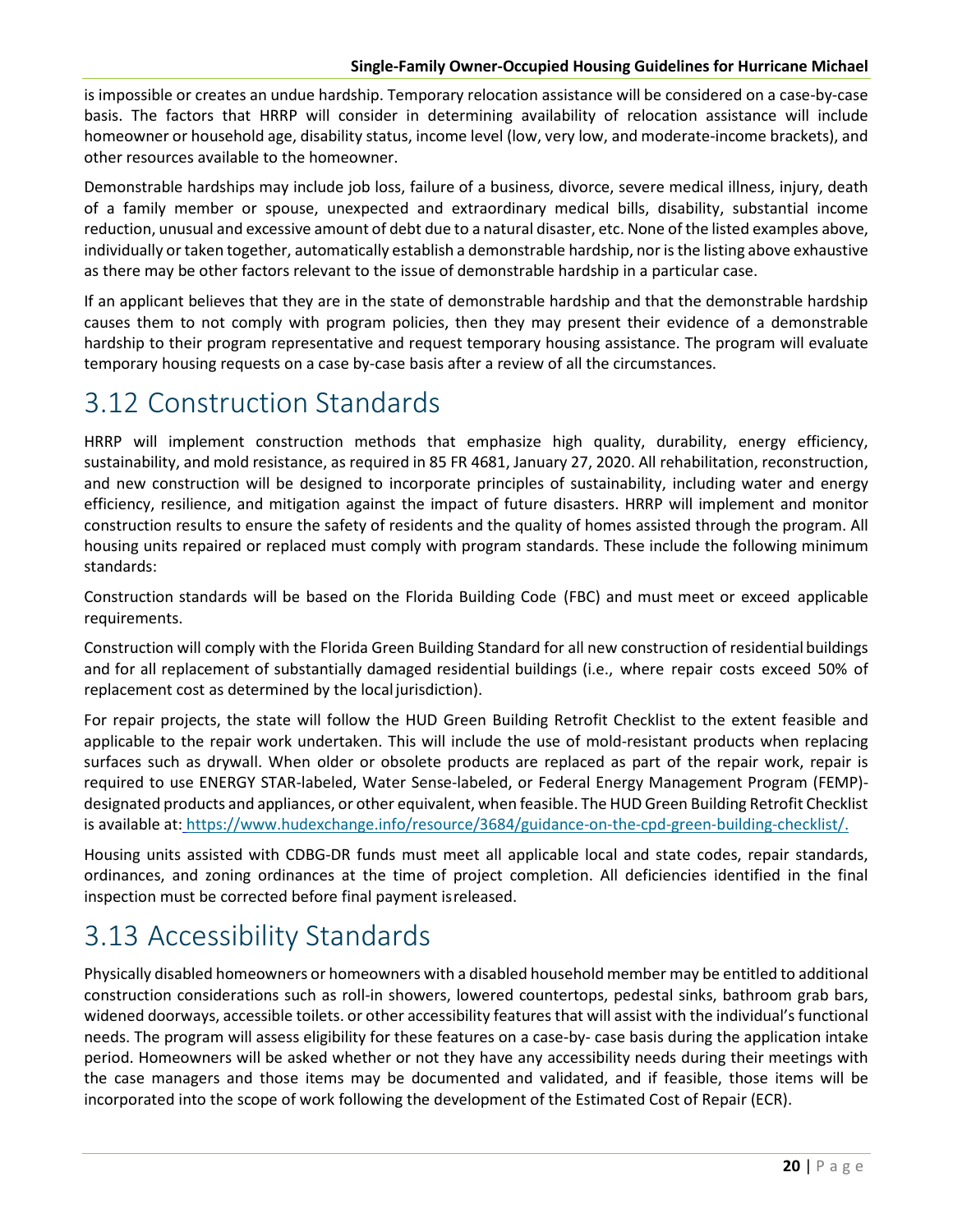is impossible or creates an undue hardship. Temporary relocation assistance will be considered on a case-by-case basis. The factors that HRRP will consider in determining availability of relocation assistance will include homeowner or household age, disability status, income level (low, very low, and moderate-income brackets), and other resources available to the homeowner.

Demonstrable hardships may include job loss, failure of a business, divorce, severe medical illness, injury, death of a family member or spouse, unexpected and extraordinary medical bills, disability, substantial income reduction, unusual and excessive amount of debt due to a natural disaster, etc. None of the listed examples above, individually or taken together, automatically establish a demonstrable hardship, nor is the listing above exhaustive as there may be other factors relevant to the issue of demonstrable hardship in a particular case.

If an applicant believes that they are in the state of demonstrable hardship and that the demonstrable hardship causes them to not comply with program policies, then they may present their evidence of a demonstrable hardship to their program representative and request temporary housing assistance. The program will evaluate temporary housing requests on a case by-case basis after a review of all the circumstances.

# 3.12 Construction Standards

HRRP will implement construction methods that emphasize high quality, durability, energy efficiency, sustainability, and mold resistance, as required in 85 FR 4681, January 27, 2020. All rehabilitation, reconstruction, and new construction will be designed to incorporate principles of sustainability, including water and energy efficiency, resilience, and mitigation against the impact of future disasters. HRRP will implement and monitor construction results to ensure the safety of residents and the quality of homes assisted through the program. All housing units repaired or replaced must comply with program standards. These include the following minimum standards:

Construction standards will be based on the Florida Building Code (FBC) and must meet or exceed applicable requirements.

Construction will comply with the Florida Green Building Standard for all new construction of residential buildings and for all replacement of substantially damaged residential buildings (i.e., where repair costs exceed 50% of replacement cost as determined by the local jurisdiction).

For repair projects, the state will follow the HUD Green Building Retrofit Checklist to the extent feasible and applicable to the repair work undertaken. This will include the use of mold-resistant products when replacing surfaces such as drywall. When older or obsolete products are replaced as part of the repair work, repair is required to use ENERGY STAR-labeled, Water Sense-labeled, or Federal Energy Management Program (FEMP)-designated products and appliances, or other equivalent, when feasible. The HUD Green Building Retrofit Checklist is available at: https://www.hudexchange.info/resource/3684/guidance-on-the-cpd-green-building-checklist/.

Housing units assisted with CDBG-DR funds must meet all applicable local and state codes, repair standards, ordinances, and zoning ordinances at the time of project completion. All deficiencies identified in the final inspection must be corrected before final payment is released.

# 3.13 Accessibility Standards

Physically disabled homeowners or homeowners with a disabled household member may be entitled to additional construction considerations such as roll-in showers, lowered countertops, pedestal sinks, bathroom grab bars, widened doorways, accessible toilets. or other accessibility features that will assist with the individual's functional needs. The program will assess eligibility for these features on a case-by- case basis during the application intake period. Homeowners will be asked whether or not they have any accessibility needs during their meetings with the case managers and those items may be documented and validated, and if feasible, those items will be incorporated into the scope of work following the development of the Estimated Cost of Repair (ECR).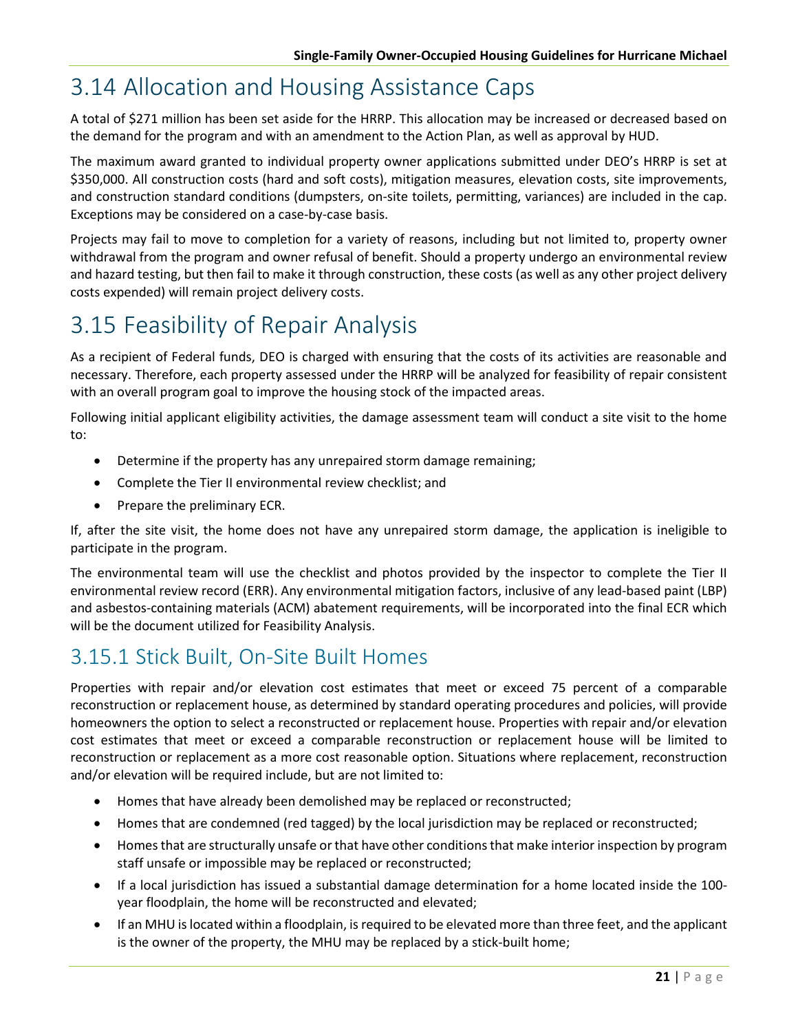# 3.14 Allocation and Housing Assistance Caps

A total of $271 million has been set aside for the HRRP. This allocation may be increased or decreased based on the demand for the program and with an amendment to the Action Plan, as well as approval by HUD.

The maximum award granted to individual property owner applications submitted under DEO's HRRP is set at $350,000. All construction costs (hard and soft costs), mitigation measures, elevation costs, site improvements, and construction standard conditions (dumpsters, on-site toilets, permitting, variances) are included in the cap. Exceptions may be considered on a case-by-case basis.

Projects may fail to move to completion for a variety of reasons, including but not limited to, property owner withdrawal from the program and owner refusal of benefit. Should a property undergo an environmental review and hazard testing, but then fail to make it through construction, these costs (as well as any other project delivery costs expended) will remain project delivery costs.

# 3.15 Feasibility of Repair Analysis

As a recipient of Federal funds, DEO is charged with ensuring that the costs of its activities are reasonable and necessary. Therefore, each property assessed under the HRRP will be analyzed for feasibility of repair consistent with an overall program goal to improve the housing stock of the impacted areas.

Following initial applicant eligibility activities, the damage assessment team will conduct a site visit to the home to:

- Determine if the property has any unrepaired storm damage remaining;
- Complete the Tier II environmental review checklist; and
- Prepare the preliminary ECR.

If, after the site visit, the home does not have any unrepaired storm damage, the application is ineligible to participate in the program.

The environmental team will use the checklist and photos provided by the inspector to complete the Tier II environmental review record (ERR). Any environmental mitigation factors, inclusive of any lead-based paint (LBP) and asbestos-containing materials (ACM) abatement requirements, will be incorporated into the final ECR which will be the document utilized for Feasibility Analysis.

## 3.15.1 Stick Built, On-Site Built Homes

Properties with repair and/or elevation cost estimates that meet or exceed 75 percent of a comparable reconstruction or replacement house, as determined by standard operating procedures and policies, will provide homeowners the option to select a reconstructed or replacement house. Properties with repair and/or elevation cost estimates that meet or exceed a comparable reconstruction or replacement house will be limited to reconstruction or replacement as a more cost reasonable option. Situations where replacement, reconstruction and/or elevation will be required include, but are not limited to:

- Homes that have already been demolished may be replaced or reconstructed;
- Homes that are condemned (red tagged) by the local jurisdiction may be replaced or reconstructed;
- Homes that are structurally unsafe or that have other conditions that make interior inspection by program staff unsafe or impossible may be replaced or reconstructed;
- If a local jurisdiction has issued a substantial damage determination for a home located inside the 100-year floodplain, the home will be reconstructed and elevated;
- If an MHU is located within a floodplain, is required to be elevated more than three feet, and the applicant is the owner of the property, the MHU may be replaced by a stick-built home;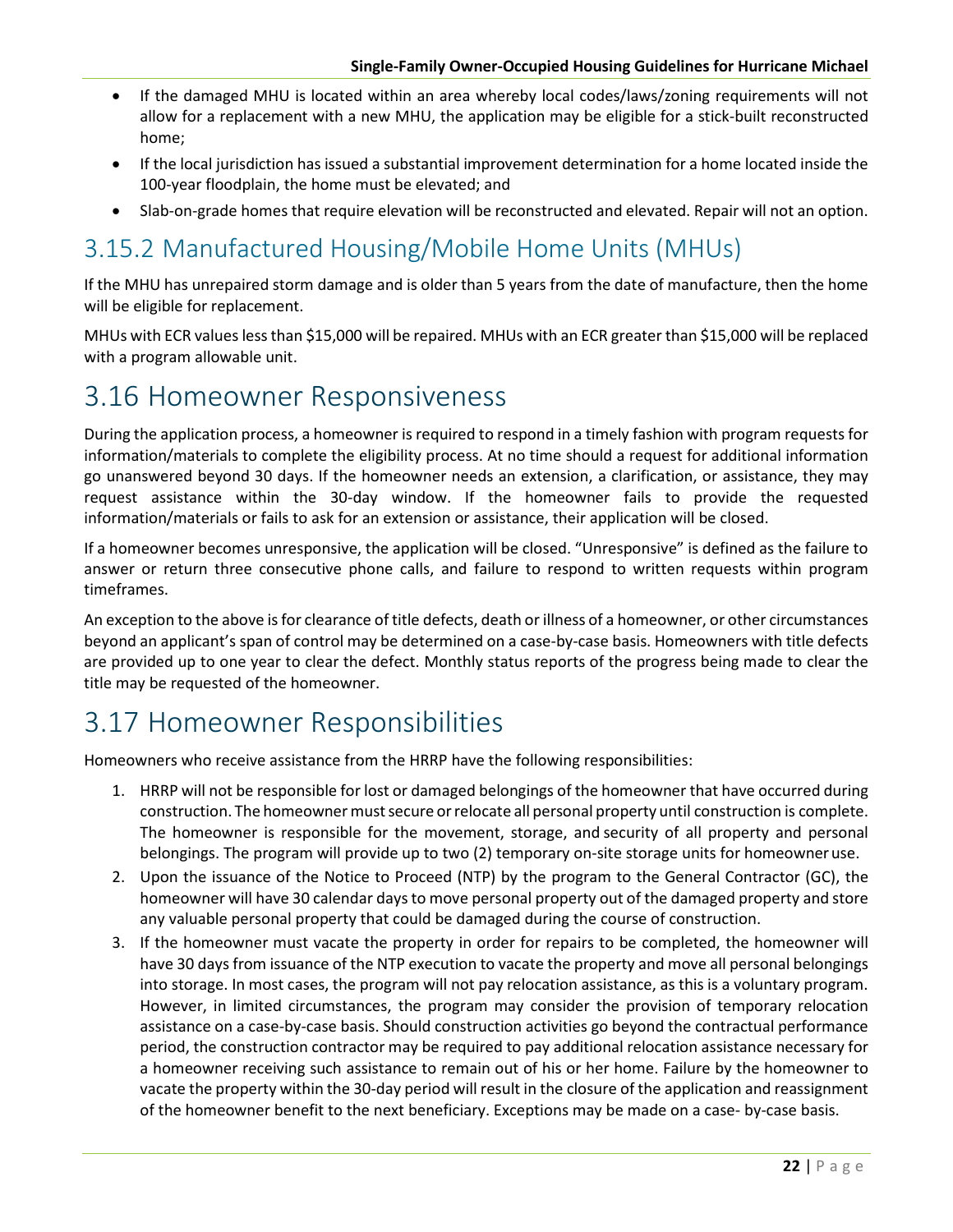- If the damaged MHU is located within an area whereby local codes/laws/zoning requirements will not allow for a replacement with a new MHU, the application may be eligible for a stick-built reconstructed home;
- If the local jurisdiction has issued a substantial improvement determination for a home located inside the 100-year floodplain, the home must be elevated; and
- Slab-on-grade homes that require elevation will be reconstructed and elevated. Repair will not an option.

## 3.15.2 Manufactured Housing/Mobile Home Units (MHUs)

If the MHU has unrepaired storm damage and is older than 5 years from the date of manufacture, then the home will be eligible for replacement.

MHUs with ECR values less than $15,000 will be repaired. MHUs with an ECR greater than $15,000 will be replaced with a program allowable unit.

# 3.16 Homeowner Responsiveness

During the application process, a homeowner is required to respond in a timely fashion with program requests for information/materials to complete the eligibility process. At no time should a request for additional information go unanswered beyond 30 days. If the homeowner needs an extension, a clarification, or assistance, they may request assistance within the 30-day window. If the homeowner fails to provide the requested information/materials or fails to ask for an extension or assistance, their application will be closed.

If a homeowner becomes unresponsive, the application will be closed. "Unresponsive" is defined as the failure to answer or return three consecutive phone calls, and failure to respond to written requests within program timeframes.

An exception to the above is for clearance of title defects, death or illness of a homeowner, or other circumstances beyond an applicant's span of control may be determined on a case-by-case basis. Homeowners with title defects are provided up to one year to clear the defect. Monthly status reports of the progress being made to clear the title may be requested of the homeowner.

# 3.17 Homeowner Responsibilities

Homeowners who receive assistance from the HRRP have the following responsibilities:

1. HRRP will not be responsible for lost or damaged belongings of the homeowner that have occurred during construction. The homeowner must secure or relocate all personal property until construction is complete. The homeowner is responsible for the movement, storage, and security of all property and personal belongings. The program will provide up to two (2) temporary on-site storage units for homeowner use.
2. Upon the issuance of the Notice to Proceed (NTP) by the program to the General Contractor (GC), the homeowner will have 30 calendar days to move personal property out of the damaged property and store any valuable personal property that could be damaged during the course of construction.
3. If the homeowner must vacate the property in order for repairs to be completed, the homeowner will have 30 days from issuance of the NTP execution to vacate the property and move all personal belongings into storage. In most cases, the program will not pay relocation assistance, as this is a voluntary program. However, in limited circumstances, the program may consider the provision of temporary relocation assistance on a case-by-case basis. Should construction activities go beyond the contractual performance period, the construction contractor may be required to pay additional relocation assistance necessary for a homeowner receiving such assistance to remain out of his or her home. Failure by the homeowner to vacate the property within the 30-day period will result in the closure of the application and reassignment of the homeowner benefit to the next beneficiary. Exceptions may be made on a case- by-case basis.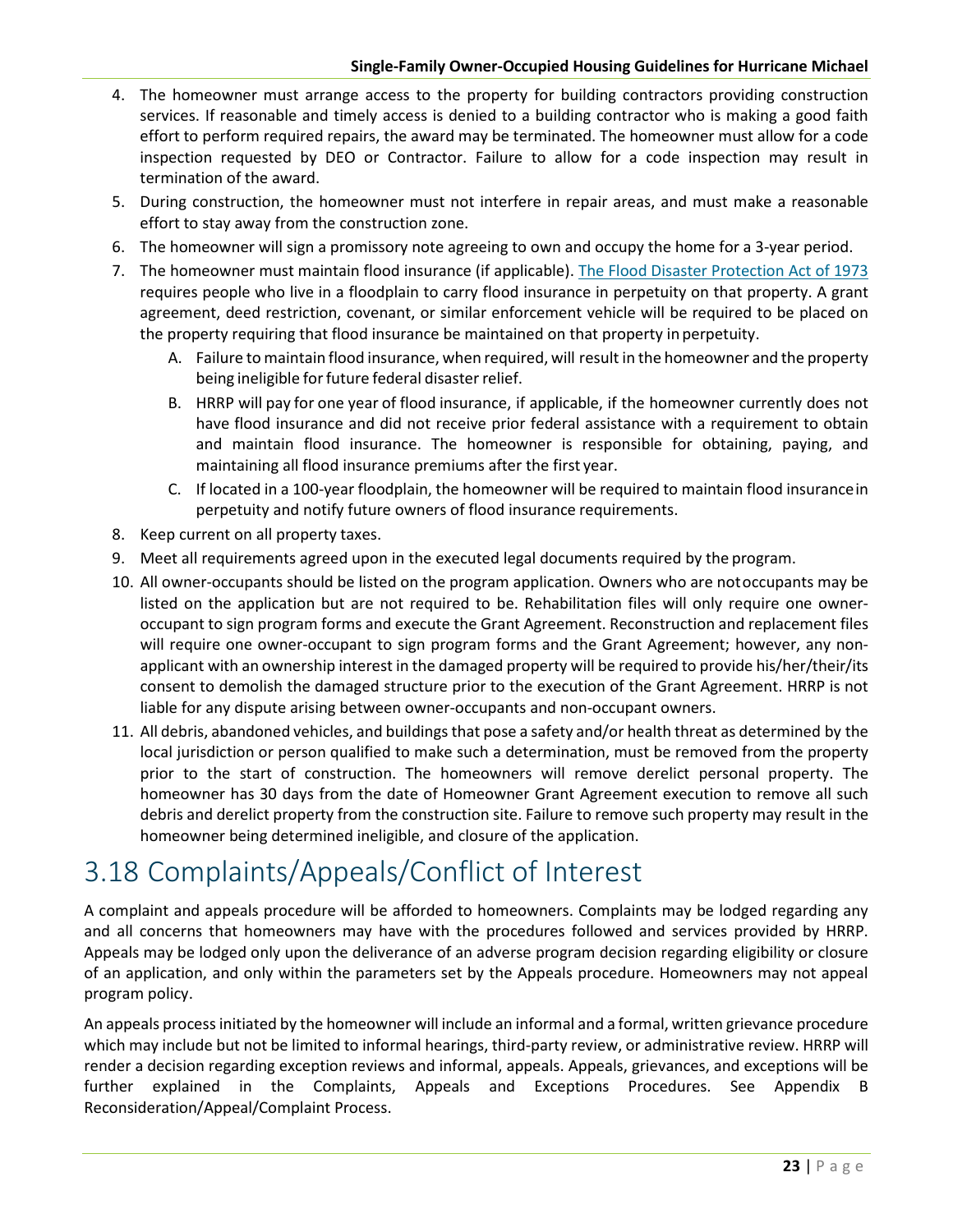4. The homeowner must arrange access to the property for building contractors providing construction services. If reasonable and timely access is denied to a building contractor who is making a good faith effort to perform required repairs, the award may be terminated. The homeowner must allow for a code inspection requested by DEO or Contractor. Failure to allow for a code inspection may result in termination of the award.
5. During construction, the homeowner must not interfere in repair areas, and must make a reasonable effort to stay away from the construction zone.
6. The homeowner will sign a promissory note agreeing to own and occupy the home for a 3-year period.
7. The homeowner must maintain flood insurance (if applicable). [The Flood Disaster Protection Act of 1973] requires people who live in a floodplain to carry flood insurance in perpetuity on that property. A grant agreement, deed restriction, covenant, or similar enforcement vehicle will be required to be placed on the property requiring that flood insurance be maintained on that property in perpetuity.
   A. Failure to maintain flood insurance, when required, will result in the homeowner and the property being ineligible for future federal disaster relief.
   B. HRRP will pay for one year of flood insurance, if applicable, if the homeowner currently does not have flood insurance and did not receive prior federal assistance with a requirement to obtain and maintain flood insurance. The homeowner is responsible for obtaining, paying, and maintaining all flood insurance premiums after the first year.
   C. If located in a 100-year floodplain, the homeowner will be required to maintain flood insurance in perpetuity and notify future owners of flood insurance requirements.
8. Keep current on all property taxes.
9. Meet all requirements agreed upon in the executed legal documents required by the program.
10. All owner-occupants should be listed on the program application. Owners who are not occupants may be listed on the application but are not required to be. Rehabilitation files will only require one owner-occupant to sign program forms and execute the Grant Agreement. Reconstruction and replacement files will require one owner-occupant to sign program forms and the Grant Agreement; however, any non-applicant with an ownership interest in the damaged property will be required to provide his/her/their/its consent to demolish the damaged structure prior to the execution of the Grant Agreement. HRRP is not liable for any dispute arising between owner-occupants and non-occupant owners.
11. All debris, abandoned vehicles, and buildings that pose a safety and/or health threat as determined by the local jurisdiction or person qualified to make such a determination, must be removed from the property prior to the start of construction. The homeowners will remove derelict personal property. The homeowner has 30 days from the date of Homeowner Grant Agreement execution to remove all such debris and derelict property from the construction site. Failure to remove such property may result in the homeowner being determined ineligible, and closure of the application.

# 3.18 Complaints/Appeals/Conflict of Interest

A complaint and appeals procedure will be afforded to homeowners. Complaints may be lodged regarding any and all concerns that homeowners may have with the procedures followed and services provided by HRRP. Appeals may be lodged only upon the deliverance of an adverse program decision regarding eligibility or closure of an application, and only within the parameters set by the Appeals procedure. Homeowners may not appeal program policy.

An appeals process initiated by the homeowner will include an informal and a formal, written grievance procedure which may include but not be limited to informal hearings, third-party review, or administrative review. HRRP will render a decision regarding exception reviews and informal, appeals. Appeals, grievances, and exceptions will be further explained in the Complaints, Appeals and Exceptions Procedures. See Appendix B Reconsideration/Appeal/Complaint Process.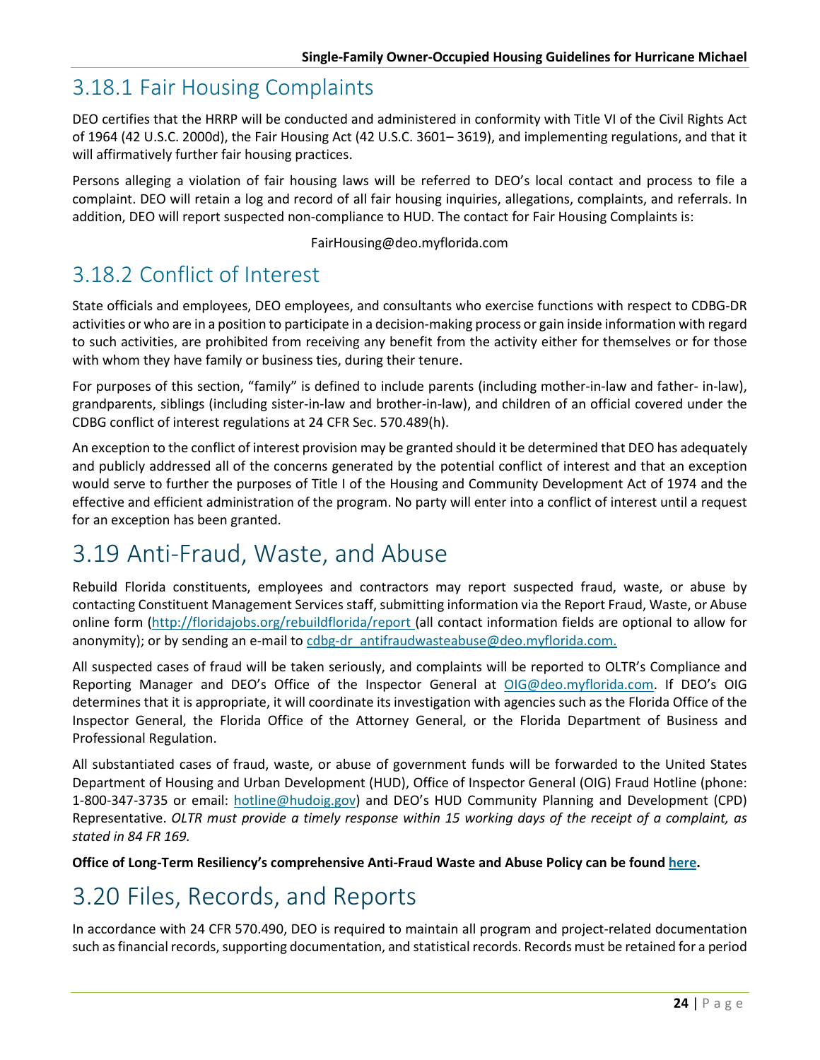## 3.18.1 Fair Housing Complaints

DEO certifies that the HRRP will be conducted and administered in conformity with Title VI of the Civil Rights Act of 1964 (42 U.S.C. 2000d), the Fair Housing Act (42 U.S.C. 3601– 3619), and implementing regulations, and that it will affirmatively further fair housing practices.

Persons alleging a violation of fair housing laws will be referred to DEO's local contact and process to file a complaint. DEO will retain a log and record of all fair housing inquiries, allegations, complaints, and referrals. In addition, DEO will report suspected non-compliance to HUD. The contact for Fair Housing Complaints is:

FairHousing@deo.myflorida.com

## 3.18.2 Conflict of Interest

State officials and employees, DEO employees, and consultants who exercise functions with respect to CDBG-DR activities or who are in a position to participate in a decision-making process or gain inside information with regard to such activities, are prohibited from receiving any benefit from the activity either for themselves or for those with whom they have family or business ties, during their tenure.

For purposes of this section, "family" is defined to include parents (including mother-in-law and father- in-law), grandparents, siblings (including sister-in-law and brother-in-law), and children of an official covered under the CDBG conflict of interest regulations at 24 CFR Sec. 570.489(h).

An exception to the conflict of interest provision may be granted should it be determined that DEO has adequately and publicly addressed all of the concerns generated by the potential conflict of interest and that an exception would serve to further the purposes of Title I of the Housing and Community Development Act of 1974 and the effective and efficient administration of the program. No party will enter into a conflict of interest until a request for an exception has been granted.

# 3.19 Anti-Fraud, Waste, and Abuse

Rebuild Florida constituents, employees and contractors may report suspected fraud, waste, or abuse by contacting Constituent Management Services staff, submitting information via the Report Fraud, Waste, or Abuse online form (http://floridajobs.org/rebuildflorida/report (all contact information fields are optional to allow for anonymity); or by sending an e-mail to cdbg-dr_antifraudwasteabuse@deo.myflorida.com.

All suspected cases of fraud will be taken seriously, and complaints will be reported to OLTR's Compliance and Reporting Manager and DEO's Office of the Inspector General at OIG@deo.myflorida.com. If DEO's OIG determines that it is appropriate, it will coordinate its investigation with agencies such as the Florida Office of the Inspector General, the Florida Office of the Attorney General, or the Florida Department of Business and Professional Regulation.

All substantiated cases of fraud, waste, or abuse of government funds will be forwarded to the United States Department of Housing and Urban Development (HUD), Office of Inspector General (OIG) Fraud Hotline (phone: 1-800-347-3735 or email: hotline@hudoig.gov) and DEO's HUD Community Planning and Development (CPD) Representative. *OLTR must provide a timely response within 15 working days of the receipt of a complaint, as stated in 84 FR 169.*

**Office of Long-Term Resiliency's comprehensive Anti-Fraud Waste and Abuse Policy can be found here.**

# 3.20 Files, Records, and Reports

In accordance with 24 CFR 570.490, DEO is required to maintain all program and project-related documentation such as financial records, supporting documentation, and statistical records. Records must be retained for a period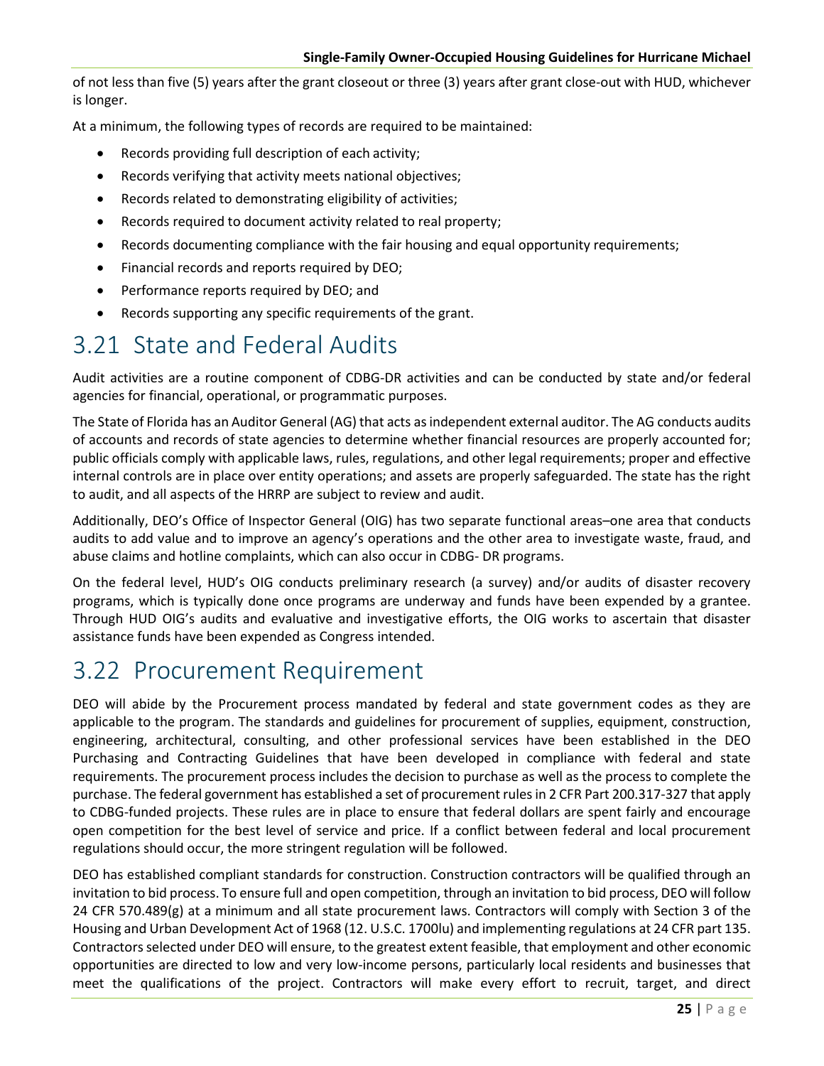of not less than five (5) years after the grant closeout or three (3) years after grant close-out with HUD, whichever is longer.

At a minimum, the following types of records are required to be maintained:

- Records providing full description of each activity;
- Records verifying that activity meets national objectives;
- Records related to demonstrating eligibility of activities;
- Records required to document activity related to real property;
- Records documenting compliance with the fair housing and equal opportunity requirements;
- Financial records and reports required by DEO;
- Performance reports required by DEO; and
- Records supporting any specific requirements of the grant.

## 3.21 State and Federal Audits

Audit activities are a routine component of CDBG-DR activities and can be conducted by state and/or federal agencies for financial, operational, or programmatic purposes.

The State of Florida has an Auditor General (AG) that acts as independent external auditor. The AG conducts audits of accounts and records of state agencies to determine whether financial resources are properly accounted for; public officials comply with applicable laws, rules, regulations, and other legal requirements; proper and effective internal controls are in place over entity operations; and assets are properly safeguarded. The state has the right to audit, and all aspects of the HRRP are subject to review and audit.

Additionally, DEO's Office of Inspector General (OIG) has two separate functional areas–one area that conducts audits to add value and to improve an agency's operations and the other area to investigate waste, fraud, and abuse claims and hotline complaints, which can also occur in CDBG- DR programs.

On the federal level, HUD's OIG conducts preliminary research (a survey) and/or audits of disaster recovery programs, which is typically done once programs are underway and funds have been expended by a grantee. Through HUD OIG's audits and evaluative and investigative efforts, the OIG works to ascertain that disaster assistance funds have been expended as Congress intended.

## 3.22 Procurement Requirement

DEO will abide by the Procurement process mandated by federal and state government codes as they are applicable to the program. The standards and guidelines for procurement of supplies, equipment, construction, engineering, architectural, consulting, and other professional services have been established in the DEO Purchasing and Contracting Guidelines that have been developed in compliance with federal and state requirements. The procurement process includes the decision to purchase as well as the process to complete the purchase. The federal government has established a set of procurement rules in 2 CFR Part 200.317-327 that apply to CDBG-funded projects. These rules are in place to ensure that federal dollars are spent fairly and encourage open competition for the best level of service and price. If a conflict between federal and local procurement regulations should occur, the more stringent regulation will be followed.

DEO has established compliant standards for construction. Construction contractors will be qualified through an invitation to bid process. To ensure full and open competition, through an invitation to bid process, DEO will follow 24 CFR 570.489(g) at a minimum and all state procurement laws. Contractors will comply with Section 3 of the Housing and Urban Development Act of 1968 (12. U.S.C. 1700lu) and implementing regulations at 24 CFR part 135. Contractors selected under DEO will ensure, to the greatest extent feasible, that employment and other economic opportunities are directed to low and very low-income persons, particularly local residents and businesses that meet the qualifications of the project. Contractors will make every effort to recruit, target, and direct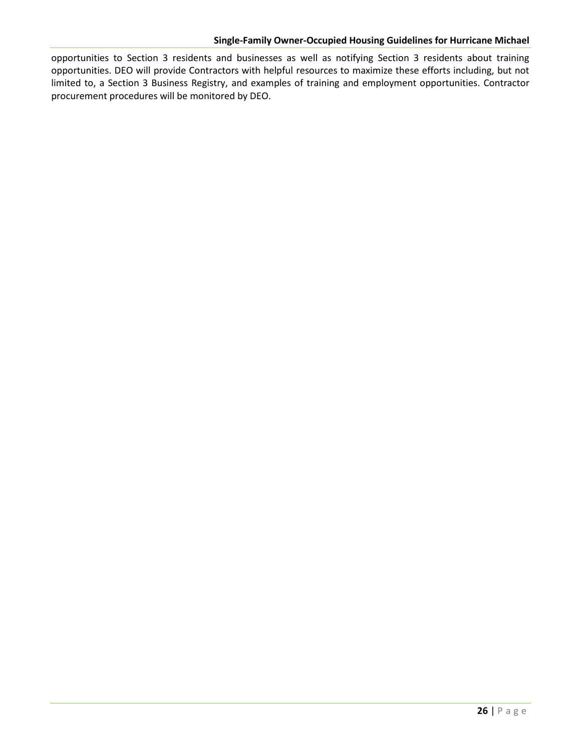opportunities to Section 3 residents and businesses as well as notifying Section 3 residents about training opportunities. DEO will provide Contractors with helpful resources to maximize these efforts including, but not limited to, a Section 3 Business Registry, and examples of training and employment opportunities. Contractor procurement procedures will be monitored by DEO.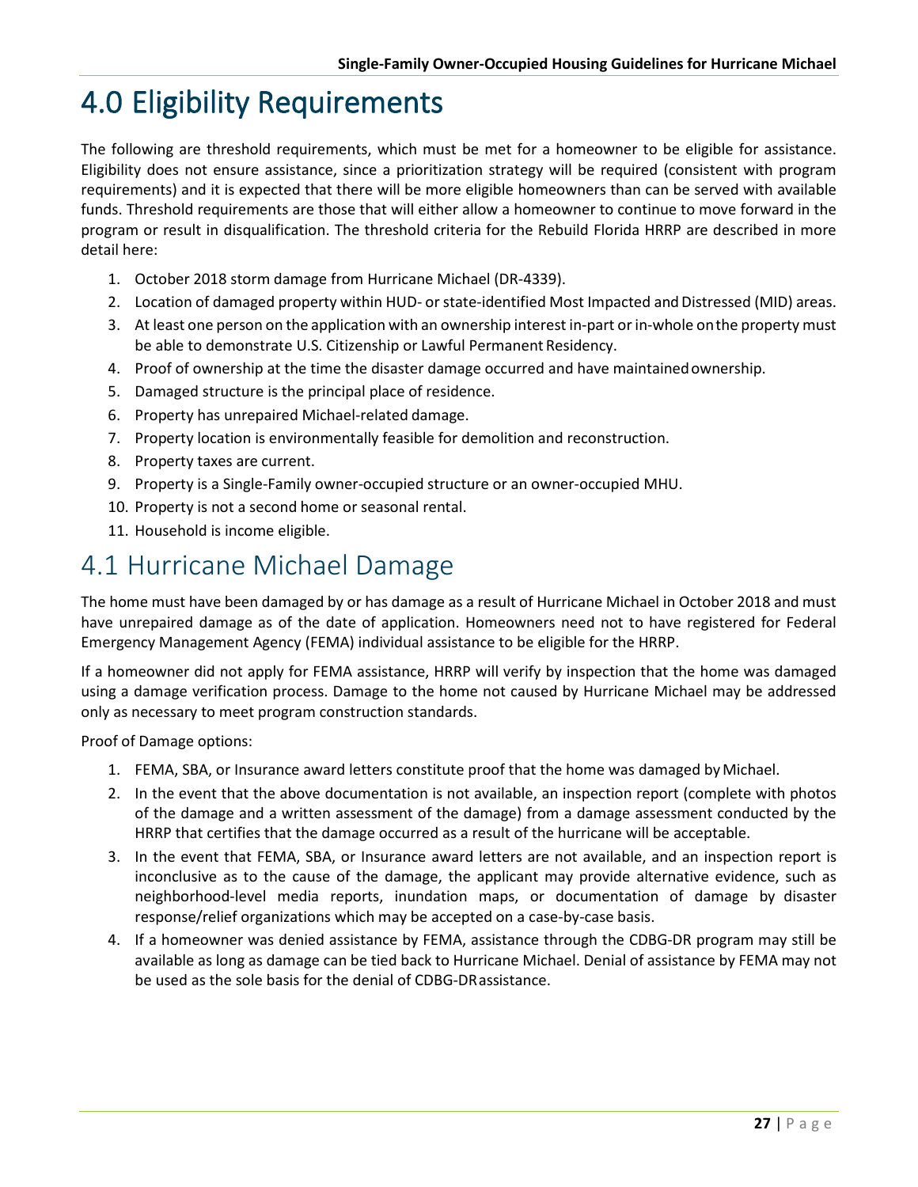# 4.0 Eligibility Requirements

The following are threshold requirements, which must be met for a homeowner to be eligible for assistance. Eligibility does not ensure assistance, since a prioritization strategy will be required (consistent with program requirements) and it is expected that there will be more eligible homeowners than can be served with available funds. Threshold requirements are those that will either allow a homeowner to continue to move forward in the program or result in disqualification. The threshold criteria for the Rebuild Florida HRRP are described in more detail here:

1. October 2018 storm damage from Hurricane Michael (DR-4339).
2. Location of damaged property within HUD- or state-identified Most Impacted and Distressed (MID) areas.
3. At least one person on the application with an ownership interest in-part or in-whole on the property must be able to demonstrate U.S. Citizenship or Lawful Permanent Residency.
4. Proof of ownership at the time the disaster damage occurred and have maintained ownership.
5. Damaged structure is the principal place of residence.
6. Property has unrepaired Michael-related damage.
7. Property location is environmentally feasible for demolition and reconstruction.
8. Property taxes are current.
9. Property is a Single-Family owner-occupied structure or an owner-occupied MHU.
10. Property is not a second home or seasonal rental.
11. Household is income eligible.

## 4.1 Hurricane Michael Damage

The home must have been damaged by or has damage as a result of Hurricane Michael in October 2018 and must have unrepaired damage as of the date of application. Homeowners need not to have registered for Federal Emergency Management Agency (FEMA) individual assistance to be eligible for the HRRP.

If a homeowner did not apply for FEMA assistance, HRRP will verify by inspection that the home was damaged using a damage verification process. Damage to the home not caused by Hurricane Michael may be addressed only as necessary to meet program construction standards.

Proof of Damage options:

1. FEMA, SBA, or Insurance award letters constitute proof that the home was damaged by Michael.
2. In the event that the above documentation is not available, an inspection report (complete with photos of the damage and a written assessment of the damage) from a damage assessment conducted by the HRRP that certifies that the damage occurred as a result of the hurricane will be acceptable.
3. In the event that FEMA, SBA, or Insurance award letters are not available, and an inspection report is inconclusive as to the cause of the damage, the applicant may provide alternative evidence, such as neighborhood-level media reports, inundation maps, or documentation of damage by disaster response/relief organizations which may be accepted on a case-by-case basis.
4. If a homeowner was denied assistance by FEMA, assistance through the CDBG-DR program may still be available as long as damage can be tied back to Hurricane Michael. Denial of assistance by FEMA may not be used as the sole basis for the denial of CDBG-DR assistance.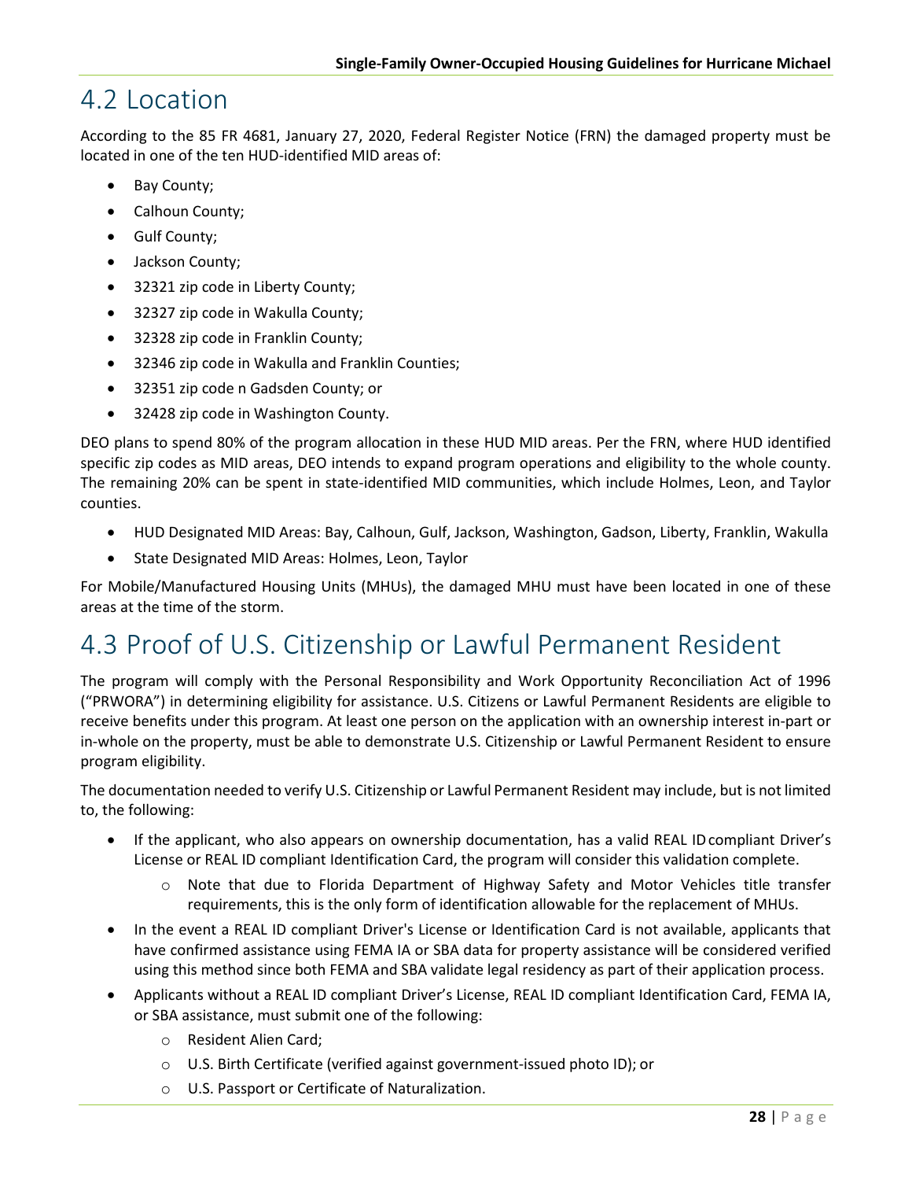## 4.2 Location

According to the 85 FR 4681, January 27, 2020, Federal Register Notice (FRN) the damaged property must be located in one of the ten HUD-identified MID areas of:

- Bay County;
- Calhoun County;
- Gulf County;
- Jackson County;
- 32321 zip code in Liberty County;
- 32327 zip code in Wakulla County;
- 32328 zip code in Franklin County;
- 32346 zip code in Wakulla and Franklin Counties;
- 32351 zip code n Gadsden County; or
- 32428 zip code in Washington County.

DEO plans to spend 80% of the program allocation in these HUD MID areas. Per the FRN, where HUD identified specific zip codes as MID areas, DEO intends to expand program operations and eligibility to the whole county. The remaining 20% can be spent in state-identified MID communities, which include Holmes, Leon, and Taylor counties.

- HUD Designated MID Areas: Bay, Calhoun, Gulf, Jackson, Washington, Gadson, Liberty, Franklin, Wakulla
- State Designated MID Areas: Holmes, Leon, Taylor

For Mobile/Manufactured Housing Units (MHUs), the damaged MHU must have been located in one of these areas at the time of the storm.

## 4.3 Proof of U.S. Citizenship or Lawful Permanent Resident

The program will comply with the Personal Responsibility and Work Opportunity Reconciliation Act of 1996 ("PRWORA") in determining eligibility for assistance. U.S. Citizens or Lawful Permanent Residents are eligible to receive benefits under this program. At least one person on the application with an ownership interest in-part or in-whole on the property, must be able to demonstrate U.S. Citizenship or Lawful Permanent Resident to ensure program eligibility.

The documentation needed to verify U.S. Citizenship or Lawful Permanent Resident may include, but is not limited to, the following:

- If the applicant, who also appears on ownership documentation, has a valid REAL ID compliant Driver's License or REAL ID compliant Identification Card, the program will consider this validation complete.
    - Note that due to Florida Department of Highway Safety and Motor Vehicles title transfer requirements, this is the only form of identification allowable for the replacement of MHUs.
- In the event a REAL ID compliant Driver's License or Identification Card is not available, applicants that have confirmed assistance using FEMA IA or SBA data for property assistance will be considered verified using this method since both FEMA and SBA validate legal residency as part of their application process.
- Applicants without a REAL ID compliant Driver's License, REAL ID compliant Identification Card, FEMA IA, or SBA assistance, must submit one of the following:
    - Resident Alien Card;
    - U.S. Birth Certificate (verified against government-issued photo ID); or
    - U.S. Passport or Certificate of Naturalization.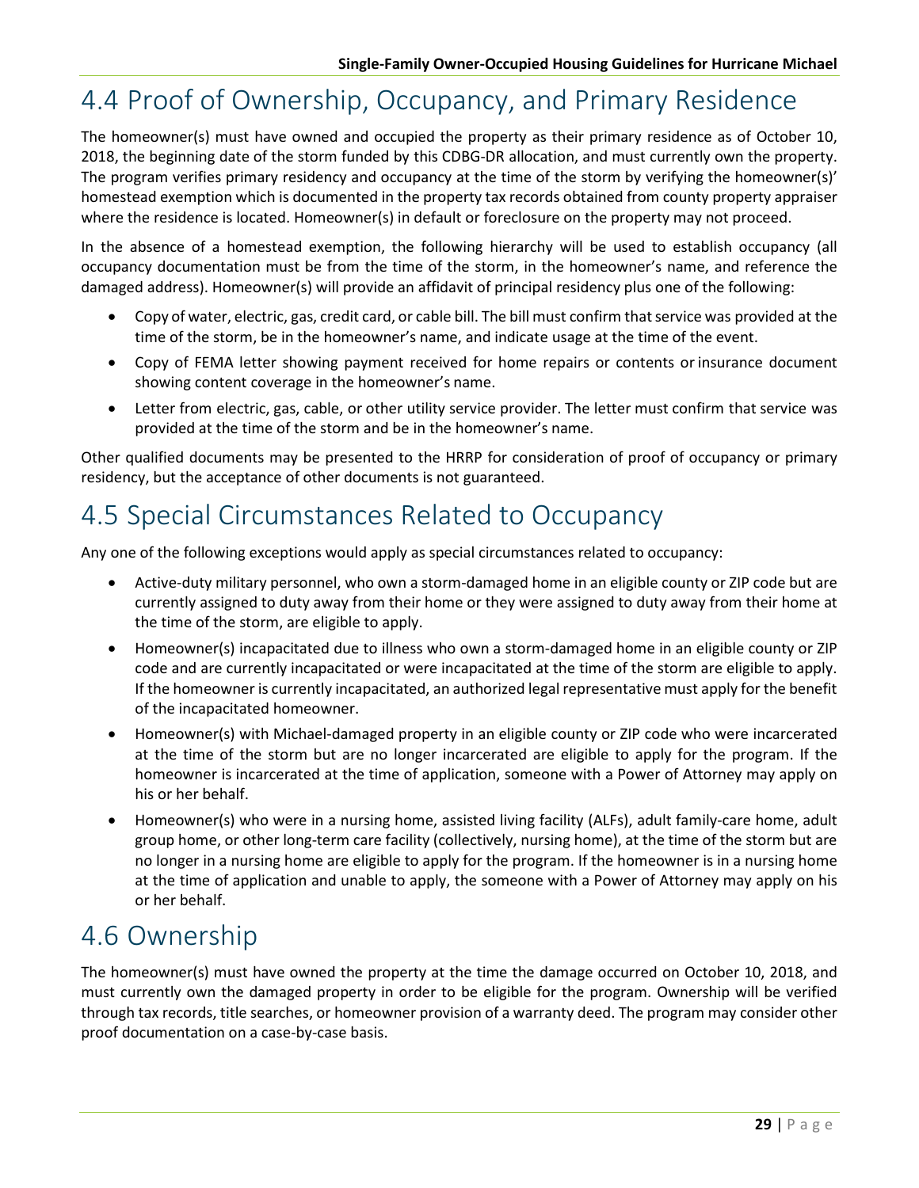## 4.4 Proof of Ownership, Occupancy, and Primary Residence

The homeowner(s) must have owned and occupied the property as their primary residence as of October 10, 2018, the beginning date of the storm funded by this CDBG-DR allocation, and must currently own the property. The program verifies primary residency and occupancy at the time of the storm by verifying the homeowner(s)' homestead exemption which is documented in the property tax records obtained from county property appraiser where the residence is located. Homeowner(s) in default or foreclosure on the property may not proceed.

In the absence of a homestead exemption, the following hierarchy will be used to establish occupancy (all occupancy documentation must be from the time of the storm, in the homeowner's name, and reference the damaged address). Homeowner(s) will provide an affidavit of principal residency plus one of the following:

- Copy of water, electric, gas, credit card, or cable bill. The bill must confirm that service was provided at the time of the storm, be in the homeowner's name, and indicate usage at the time of the event.
- Copy of FEMA letter showing payment received for home repairs or contents or insurance document showing content coverage in the homeowner's name.
- Letter from electric, gas, cable, or other utility service provider. The letter must confirm that service was provided at the time of the storm and be in the homeowner's name.

Other qualified documents may be presented to the HRRP for consideration of proof of occupancy or primary residency, but the acceptance of other documents is not guaranteed.

## 4.5 Special Circumstances Related to Occupancy

Any one of the following exceptions would apply as special circumstances related to occupancy:

- Active-duty military personnel, who own a storm-damaged home in an eligible county or ZIP code but are currently assigned to duty away from their home or they were assigned to duty away from their home at the time of the storm, are eligible to apply.
- Homeowner(s) incapacitated due to illness who own a storm-damaged home in an eligible county or ZIP code and are currently incapacitated or were incapacitated at the time of the storm are eligible to apply. If the homeowner is currently incapacitated, an authorized legal representative must apply for the benefit of the incapacitated homeowner.
- Homeowner(s) with Michael-damaged property in an eligible county or ZIP code who were incarcerated at the time of the storm but are no longer incarcerated are eligible to apply for the program. If the homeowner is incarcerated at the time of application, someone with a Power of Attorney may apply on his or her behalf.
- Homeowner(s) who were in a nursing home, assisted living facility (ALFs), adult family-care home, adult group home, or other long-term care facility (collectively, nursing home), at the time of the storm but are no longer in a nursing home are eligible to apply for the program. If the homeowner is in a nursing home at the time of application and unable to apply, the someone with a Power of Attorney may apply on his or her behalf.

## 4.6 Ownership

The homeowner(s) must have owned the property at the time the damage occurred on October 10, 2018, and must currently own the damaged property in order to be eligible for the program. Ownership will be verified through tax records, title searches, or homeowner provision of a warranty deed. The program may consider other proof documentation on a case-by-case basis.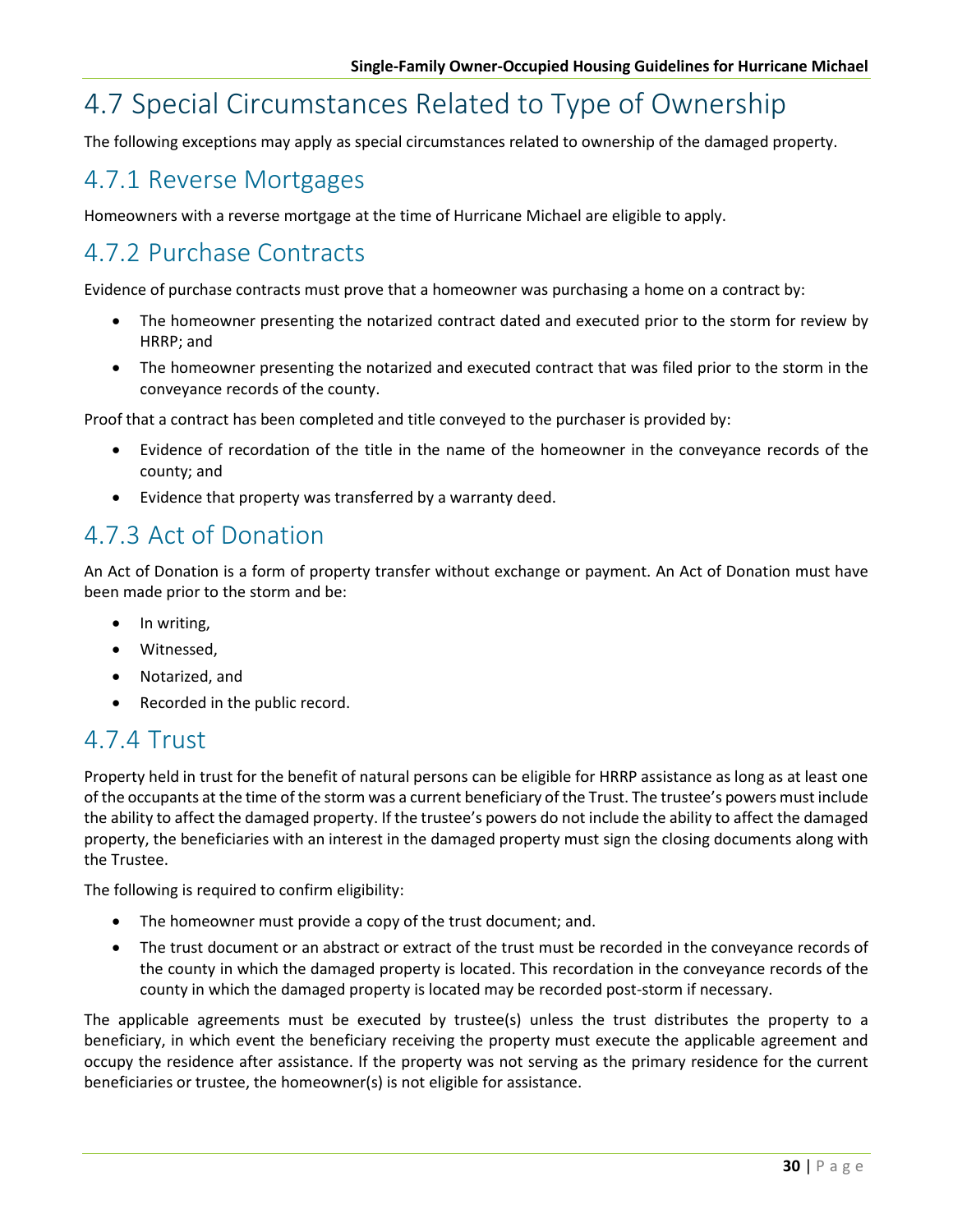# 4.7 Special Circumstances Related to Type of Ownership

The following exceptions may apply as special circumstances related to ownership of the damaged property.

## 4.7.1 Reverse Mortgages

Homeowners with a reverse mortgage at the time of Hurricane Michael are eligible to apply.

## 4.7.2 Purchase Contracts

Evidence of purchase contracts must prove that a homeowner was purchasing a home on a contract by:

- The homeowner presenting the notarized contract dated and executed prior to the storm for review by HRRP; and
- The homeowner presenting the notarized and executed contract that was filed prior to the storm in the conveyance records of the county.

Proof that a contract has been completed and title conveyed to the purchaser is provided by:

- Evidence of recordation of the title in the name of the homeowner in the conveyance records of the county; and
- Evidence that property was transferred by a warranty deed.

## 4.7.3 Act of Donation

An Act of Donation is a form of property transfer without exchange or payment. An Act of Donation must have been made prior to the storm and be:

- In writing,
- Witnessed,
- Notarized, and
- Recorded in the public record.

## 4.7.4 Trust

Property held in trust for the benefit of natural persons can be eligible for HRRP assistance as long as at least one of the occupants at the time of the storm was a current beneficiary of the Trust. The trustee's powers must include the ability to affect the damaged property. If the trustee's powers do not include the ability to affect the damaged property, the beneficiaries with an interest in the damaged property must sign the closing documents along with the Trustee.

The following is required to confirm eligibility:

- The homeowner must provide a copy of the trust document; and.
- The trust document or an abstract or extract of the trust must be recorded in the conveyance records of the county in which the damaged property is located. This recordation in the conveyance records of the county in which the damaged property is located may be recorded post-storm if necessary.

The applicable agreements must be executed by trustee(s) unless the trust distributes the property to a beneficiary, in which event the beneficiary receiving the property must execute the applicable agreement and occupy the residence after assistance. If the property was not serving as the primary residence for the current beneficiaries or trustee, the homeowner(s) is not eligible for assistance.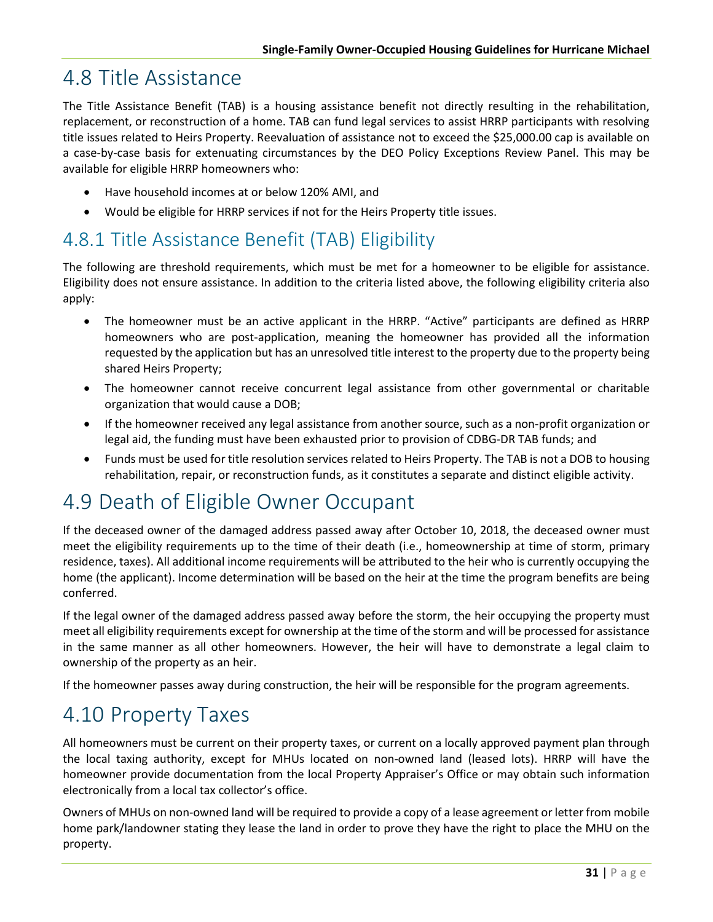## 4.8 Title Assistance

The Title Assistance Benefit (TAB) is a housing assistance benefit not directly resulting in the rehabilitation, replacement, or reconstruction of a home. TAB can fund legal services to assist HRRP participants with resolving title issues related to Heirs Property. Reevaluation of assistance not to exceed the $25,000.00 cap is available on a case-by-case basis for extenuating circumstances by the DEO Policy Exceptions Review Panel. This may be available for eligible HRRP homeowners who:

- Have household incomes at or below 120% AMI, and
- Would be eligible for HRRP services if not for the Heirs Property title issues.

### 4.8.1 Title Assistance Benefit (TAB) Eligibility

The following are threshold requirements, which must be met for a homeowner to be eligible for assistance. Eligibility does not ensure assistance. In addition to the criteria listed above, the following eligibility criteria also apply:

- The homeowner must be an active applicant in the HRRP. "Active" participants are defined as HRRP homeowners who are post-application, meaning the homeowner has provided all the information requested by the application but has an unresolved title interest to the property due to the property being shared Heirs Property;
- The homeowner cannot receive concurrent legal assistance from other governmental or charitable organization that would cause a DOB;
- If the homeowner received any legal assistance from another source, such as a non-profit organization or legal aid, the funding must have been exhausted prior to provision of CDBG-DR TAB funds; and
- Funds must be used for title resolution services related to Heirs Property. The TAB is not a DOB to housing rehabilitation, repair, or reconstruction funds, as it constitutes a separate and distinct eligible activity.

## 4.9 Death of Eligible Owner Occupant

If the deceased owner of the damaged address passed away after October 10, 2018, the deceased owner must meet the eligibility requirements up to the time of their death (i.e., homeownership at time of storm, primary residence, taxes). All additional income requirements will be attributed to the heir who is currently occupying the home (the applicant). Income determination will be based on the heir at the time the program benefits are being conferred.

If the legal owner of the damaged address passed away before the storm, the heir occupying the property must meet all eligibility requirements except for ownership at the time of the storm and will be processed for assistance in the same manner as all other homeowners. However, the heir will have to demonstrate a legal claim to ownership of the property as an heir.

If the homeowner passes away during construction, the heir will be responsible for the program agreements.

## 4.10 Property Taxes

All homeowners must be current on their property taxes, or current on a locally approved payment plan through the local taxing authority, except for MHUs located on non-owned land (leased lots). HRRP will have the homeowner provide documentation from the local Property Appraiser's Office or may obtain such information electronically from a local tax collector's office.

Owners of MHUs on non-owned land will be required to provide a copy of a lease agreement or letter from mobile home park/landowner stating they lease the land in order to prove they have the right to place the MHU on the property.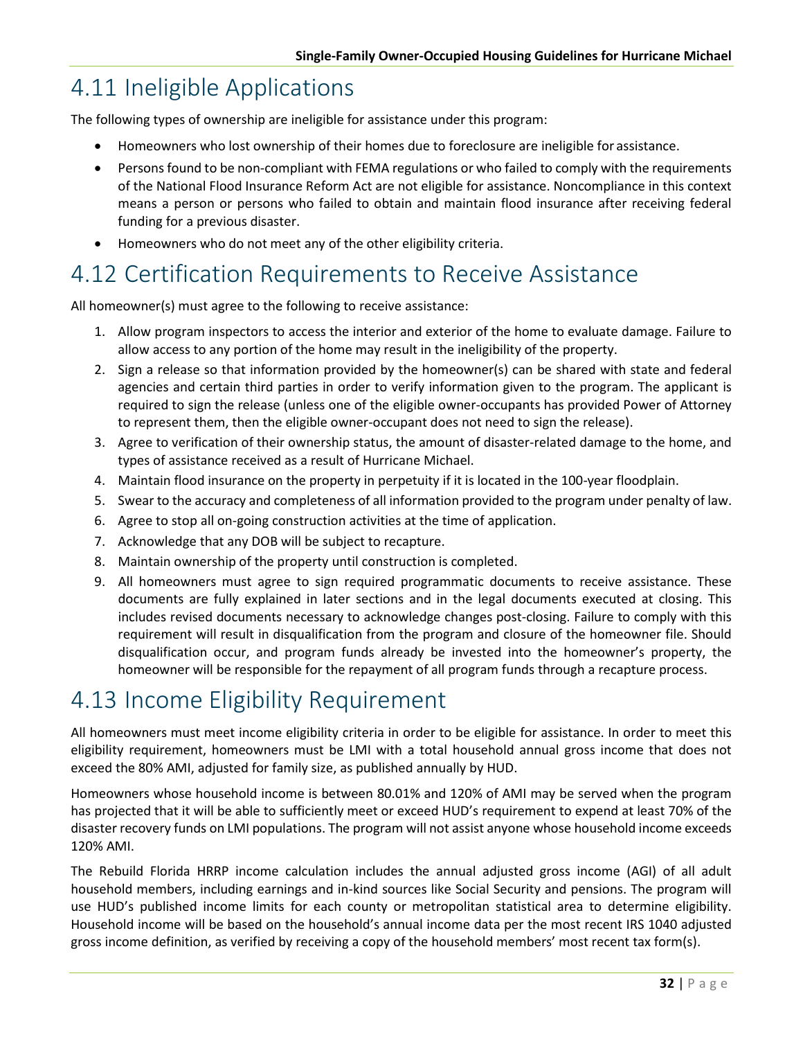# 4.11 Ineligible Applications

The following types of ownership are ineligible for assistance under this program:

- Homeowners who lost ownership of their homes due to foreclosure are ineligible for assistance.
- Persons found to be non-compliant with FEMA regulations or who failed to comply with the requirements of the National Flood Insurance Reform Act are not eligible for assistance. Noncompliance in this context means a person or persons who failed to obtain and maintain flood insurance after receiving federal funding for a previous disaster.
- Homeowners who do not meet any of the other eligibility criteria.

# 4.12 Certification Requirements to Receive Assistance

All homeowner(s) must agree to the following to receive assistance:

1. Allow program inspectors to access the interior and exterior of the home to evaluate damage. Failure to allow access to any portion of the home may result in the ineligibility of the property.
2. Sign a release so that information provided by the homeowner(s) can be shared with state and federal agencies and certain third parties in order to verify information given to the program. The applicant is required to sign the release (unless one of the eligible owner-occupants has provided Power of Attorney to represent them, then the eligible owner-occupant does not need to sign the release).
3. Agree to verification of their ownership status, the amount of disaster-related damage to the home, and types of assistance received as a result of Hurricane Michael.
4. Maintain flood insurance on the property in perpetuity if it is located in the 100-year floodplain.
5. Swear to the accuracy and completeness of all information provided to the program under penalty of law.
6. Agree to stop all on-going construction activities at the time of application.
7. Acknowledge that any DOB will be subject to recapture.
8. Maintain ownership of the property until construction is completed.
9. All homeowners must agree to sign required programmatic documents to receive assistance. These documents are fully explained in later sections and in the legal documents executed at closing. This includes revised documents necessary to acknowledge changes post-closing. Failure to comply with this requirement will result in disqualification from the program and closure of the homeowner file. Should disqualification occur, and program funds already be invested into the homeowner's property, the homeowner will be responsible for the repayment of all program funds through a recapture process.

# 4.13 Income Eligibility Requirement

All homeowners must meet income eligibility criteria in order to be eligible for assistance. In order to meet this eligibility requirement, homeowners must be LMI with a total household annual gross income that does not exceed the 80% AMI, adjusted for family size, as published annually by HUD.

Homeowners whose household income is between 80.01% and 120% of AMI may be served when the program has projected that it will be able to sufficiently meet or exceed HUD's requirement to expend at least 70% of the disaster recovery funds on LMI populations. The program will not assist anyone whose household income exceeds 120% AMI.

The Rebuild Florida HRRP income calculation includes the annual adjusted gross income (AGI) of all adult household members, including earnings and in-kind sources like Social Security and pensions. The program will use HUD's published income limits for each county or metropolitan statistical area to determine eligibility. Household income will be based on the household's annual income data per the most recent IRS 1040 adjusted gross income definition, as verified by receiving a copy of the household members' most recent tax form(s).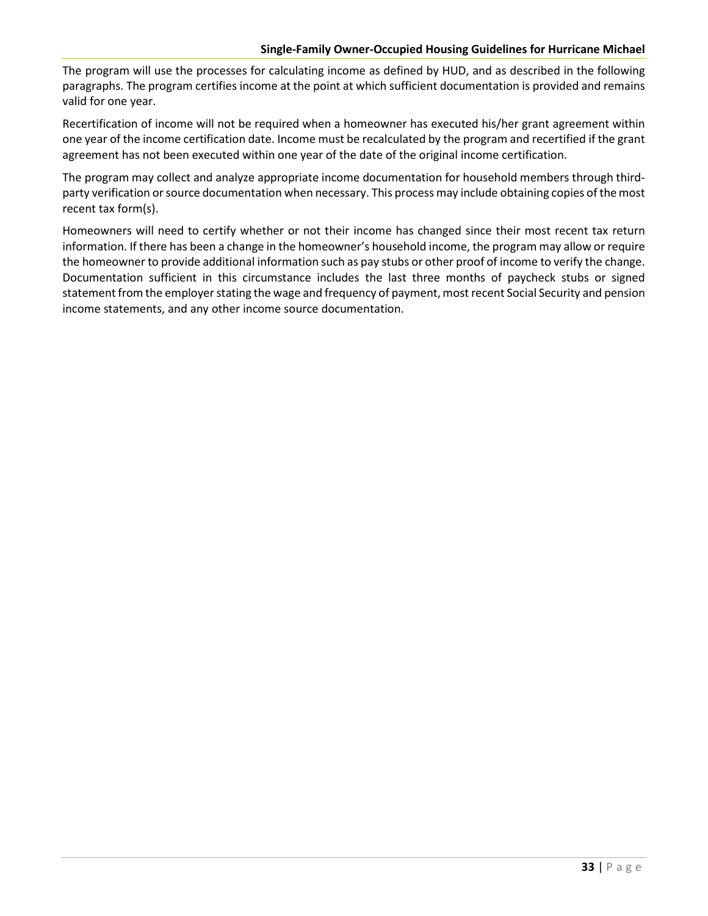The program will use the processes for calculating income as defined by HUD, and as described in the following paragraphs. The program certifies income at the point at which sufficient documentation is provided and remains valid for one year.

Recertification of income will not be required when a homeowner has executed his/her grant agreement within one year of the income certification date. Income must be recalculated by the program and recertified if the grant agreement has not been executed within one year of the date of the original income certification.

The program may collect and analyze appropriate income documentation for household members through third-party verification or source documentation when necessary. This process may include obtaining copies of the most recent tax form(s).

Homeowners will need to certify whether or not their income has changed since their most recent tax return information. If there has been a change in the homeowner's household income, the program may allow or require the homeowner to provide additional information such as pay stubs or other proof of income to verify the change. Documentation sufficient in this circumstance includes the last three months of paycheck stubs or signed statement from the employer stating the wage and frequency of payment, most recent Social Security and pension income statements, and any other income source documentation.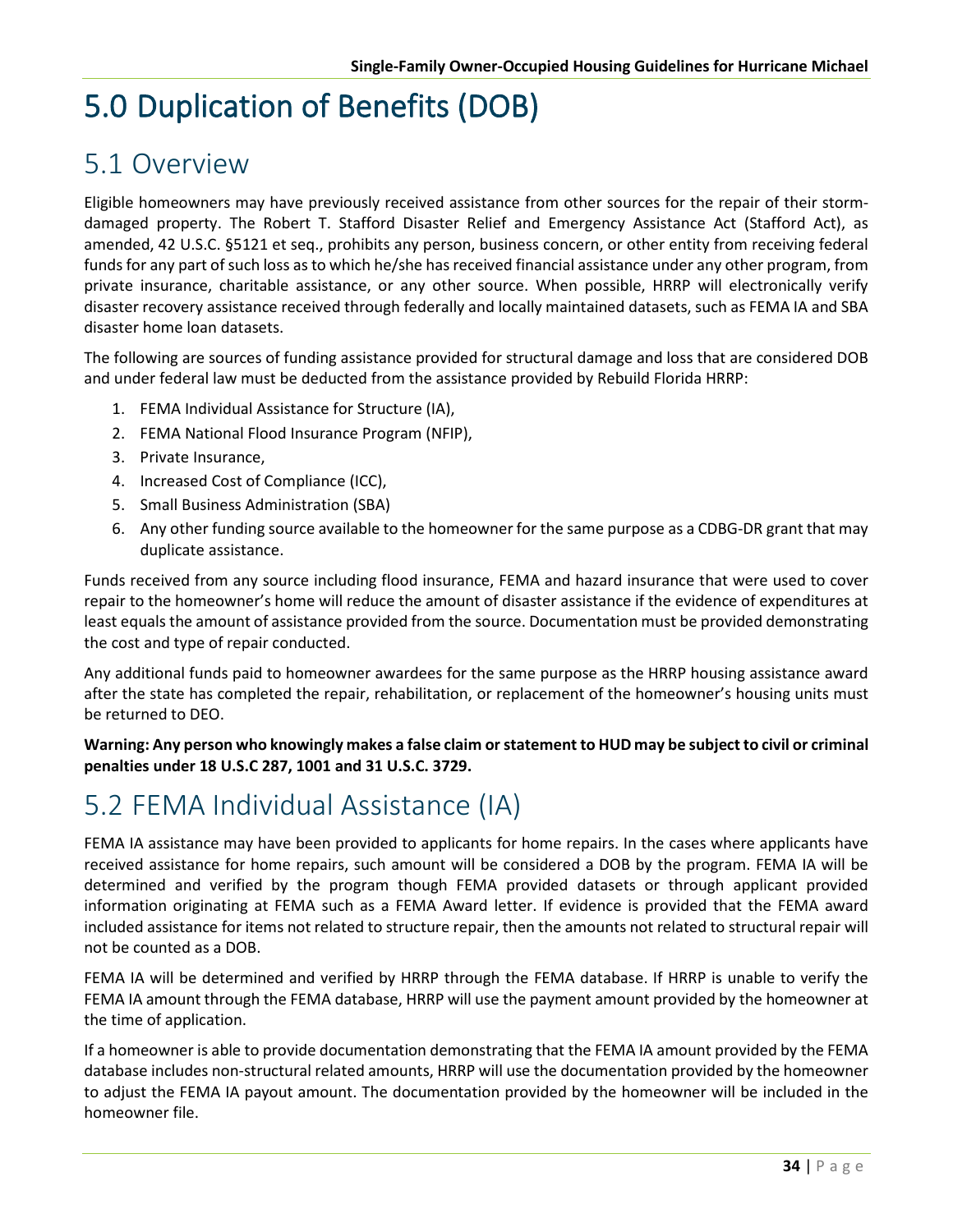# 5.0 Duplication of Benefits (DOB)

## 5.1 Overview

Eligible homeowners may have previously received assistance from other sources for the repair of their storm-damaged property. The Robert T. Stafford Disaster Relief and Emergency Assistance Act (Stafford Act), as amended, 42 U.S.C. §5121 et seq., prohibits any person, business concern, or other entity from receiving federal funds for any part of such loss as to which he/she has received financial assistance under any other program, from private insurance, charitable assistance, or any other source. When possible, HRRP will electronically verify disaster recovery assistance received through federally and locally maintained datasets, such as FEMA IA and SBA disaster home loan datasets.

The following are sources of funding assistance provided for structural damage and loss that are considered DOB and under federal law must be deducted from the assistance provided by Rebuild Florida HRRP:

1. FEMA Individual Assistance for Structure (IA),
2. FEMA National Flood Insurance Program (NFIP),
3. Private Insurance,
4. Increased Cost of Compliance (ICC),
5. Small Business Administration (SBA)
6. Any other funding source available to the homeowner for the same purpose as a CDBG-DR grant that may duplicate assistance.

Funds received from any source including flood insurance, FEMA and hazard insurance that were used to cover repair to the homeowner's home will reduce the amount of disaster assistance if the evidence of expenditures at least equals the amount of assistance provided from the source. Documentation must be provided demonstrating the cost and type of repair conducted.

Any additional funds paid to homeowner awardees for the same purpose as the HRRP housing assistance award after the state has completed the repair, rehabilitation, or replacement of the homeowner's housing units must be returned to DEO.

**Warning: Any person who knowingly makes a false claim or statement to HUD may be subject to civil or criminal penalties under 18 U.S.C 287, 1001 and 31 U.S.C. 3729.**

## 5.2 FEMA Individual Assistance (IA)

FEMA IA assistance may have been provided to applicants for home repairs. In the cases where applicants have received assistance for home repairs, such amount will be considered a DOB by the program. FEMA IA will be determined and verified by the program though FEMA provided datasets or through applicant provided information originating at FEMA such as a FEMA Award letter. If evidence is provided that the FEMA award included assistance for items not related to structure repair, then the amounts not related to structural repair will not be counted as a DOB.

FEMA IA will be determined and verified by HRRP through the FEMA database. If HRRP is unable to verify the FEMA IA amount through the FEMA database, HRRP will use the payment amount provided by the homeowner at the time of application.

If a homeowner is able to provide documentation demonstrating that the FEMA IA amount provided by the FEMA database includes non-structural related amounts, HRRP will use the documentation provided by the homeowner to adjust the FEMA IA payout amount. The documentation provided by the homeowner will be included in the homeowner file.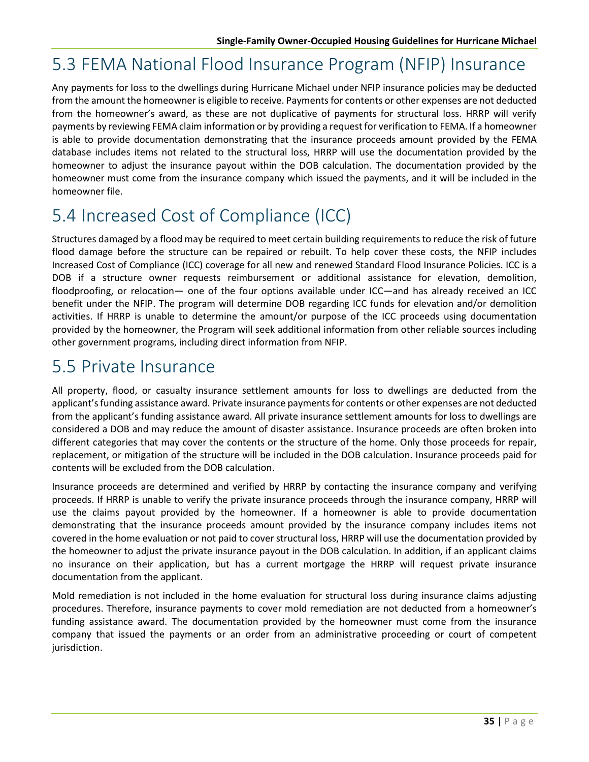## 5.3 FEMA National Flood Insurance Program (NFIP) Insurance

Any payments for loss to the dwellings during Hurricane Michael under NFIP insurance policies may be deducted from the amount the homeowner is eligible to receive. Payments for contents or other expenses are not deducted from the homeowner's award, as these are not duplicative of payments for structural loss. HRRP will verify payments by reviewing FEMA claim information or by providing a request for verification to FEMA. If a homeowner is able to provide documentation demonstrating that the insurance proceeds amount provided by the FEMA database includes items not related to the structural loss, HRRP will use the documentation provided by the homeowner to adjust the insurance payout within the DOB calculation. The documentation provided by the homeowner must come from the insurance company which issued the payments, and it will be included in the homeowner file.

## 5.4 Increased Cost of Compliance (ICC)

Structures damaged by a flood may be required to meet certain building requirements to reduce the risk of future flood damage before the structure can be repaired or rebuilt. To help cover these costs, the NFIP includes Increased Cost of Compliance (ICC) coverage for all new and renewed Standard Flood Insurance Policies. ICC is a DOB if a structure owner requests reimbursement or additional assistance for elevation, demolition, floodproofing, or relocation— one of the four options available under ICC—and has already received an ICC benefit under the NFIP. The program will determine DOB regarding ICC funds for elevation and/or demolition activities. If HRRP is unable to determine the amount/or purpose of the ICC proceeds using documentation provided by the homeowner, the Program will seek additional information from other reliable sources including other government programs, including direct information from NFIP.

## 5.5 Private Insurance

All property, flood, or casualty insurance settlement amounts for loss to dwellings are deducted from the applicant's funding assistance award. Private insurance payments for contents or other expenses are not deducted from the applicant's funding assistance award. All private insurance settlement amounts for loss to dwellings are considered a DOB and may reduce the amount of disaster assistance. Insurance proceeds are often broken into different categories that may cover the contents or the structure of the home. Only those proceeds for repair, replacement, or mitigation of the structure will be included in the DOB calculation. Insurance proceeds paid for contents will be excluded from the DOB calculation.

Insurance proceeds are determined and verified by HRRP by contacting the insurance company and verifying proceeds. If HRRP is unable to verify the private insurance proceeds through the insurance company, HRRP will use the claims payout provided by the homeowner. If a homeowner is able to provide documentation demonstrating that the insurance proceeds amount provided by the insurance company includes items not covered in the home evaluation or not paid to cover structural loss, HRRP will use the documentation provided by the homeowner to adjust the private insurance payout in the DOB calculation. In addition, if an applicant claims no insurance on their application, but has a current mortgage the HRRP will request private insurance documentation from the applicant.

Mold remediation is not included in the home evaluation for structural loss during insurance claims adjusting procedures. Therefore, insurance payments to cover mold remediation are not deducted from a homeowner's funding assistance award. The documentation provided by the homeowner must come from the insurance company that issued the payments or an order from an administrative proceeding or court of competent jurisdiction.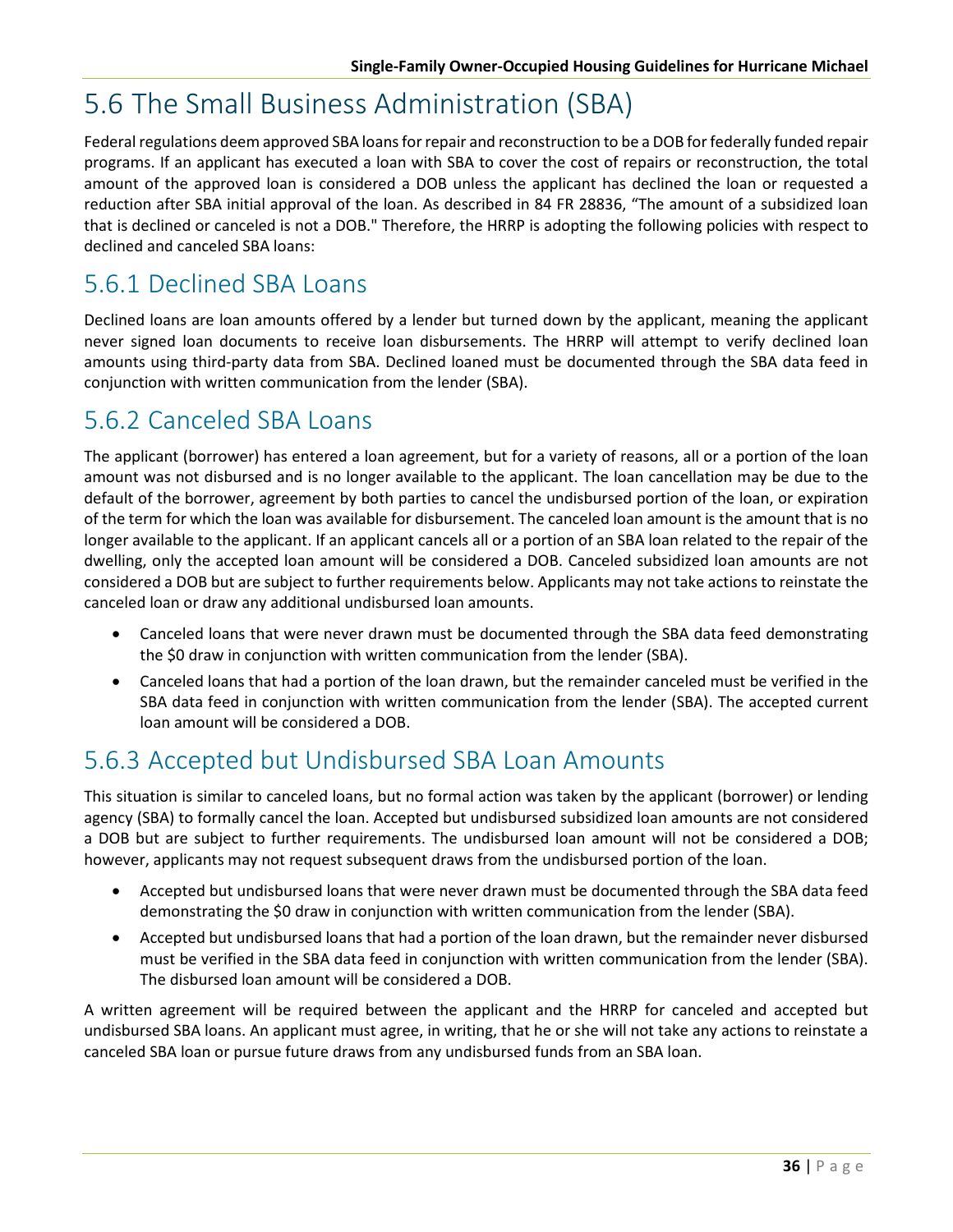# 5.6 The Small Business Administration (SBA)

Federal regulations deem approved SBA loans for repair and reconstruction to be a DOB for federally funded repair programs. If an applicant has executed a loan with SBA to cover the cost of repairs or reconstruction, the total amount of the approved loan is considered a DOB unless the applicant has declined the loan or requested a reduction after SBA initial approval of the loan. As described in 84 FR 28836, "The amount of a subsidized loan that is declined or canceled is not a DOB." Therefore, the HRRP is adopting the following policies with respect to declined and canceled SBA loans:

## 5.6.1 Declined SBA Loans

Declined loans are loan amounts offered by a lender but turned down by the applicant, meaning the applicant never signed loan documents to receive loan disbursements. The HRRP will attempt to verify declined loan amounts using third-party data from SBA. Declined loaned must be documented through the SBA data feed in conjunction with written communication from the lender (SBA).

## 5.6.2 Canceled SBA Loans

The applicant (borrower) has entered a loan agreement, but for a variety of reasons, all or a portion of the loan amount was not disbursed and is no longer available to the applicant. The loan cancellation may be due to the default of the borrower, agreement by both parties to cancel the undisbursed portion of the loan, or expiration of the term for which the loan was available for disbursement. The canceled loan amount is the amount that is no longer available to the applicant. If an applicant cancels all or a portion of an SBA loan related to the repair of the dwelling, only the accepted loan amount will be considered a DOB. Canceled subsidized loan amounts are not considered a DOB but are subject to further requirements below. Applicants may not take actions to reinstate the canceled loan or draw any additional undisbursed loan amounts.

- Canceled loans that were never drawn must be documented through the SBA data feed demonstrating the $0 draw in conjunction with written communication from the lender (SBA).
- Canceled loans that had a portion of the loan drawn, but the remainder canceled must be verified in the SBA data feed in conjunction with written communication from the lender (SBA). The accepted current loan amount will be considered a DOB.

## 5.6.3 Accepted but Undisbursed SBA Loan Amounts

This situation is similar to canceled loans, but no formal action was taken by the applicant (borrower) or lending agency (SBA) to formally cancel the loan. Accepted but undisbursed subsidized loan amounts are not considered a DOB but are subject to further requirements. The undisbursed loan amount will not be considered a DOB; however, applicants may not request subsequent draws from the undisbursed portion of the loan.

- Accepted but undisbursed loans that were never drawn must be documented through the SBA data feed demonstrating the $0 draw in conjunction with written communication from the lender (SBA).
- Accepted but undisbursed loans that had a portion of the loan drawn, but the remainder never disbursed must be verified in the SBA data feed in conjunction with written communication from the lender (SBA). The disbursed loan amount will be considered a DOB.

A written agreement will be required between the applicant and the HRRP for canceled and accepted but undisbursed SBA loans. An applicant must agree, in writing, that he or she will not take any actions to reinstate a canceled SBA loan or pursue future draws from any undisbursed funds from an SBA loan.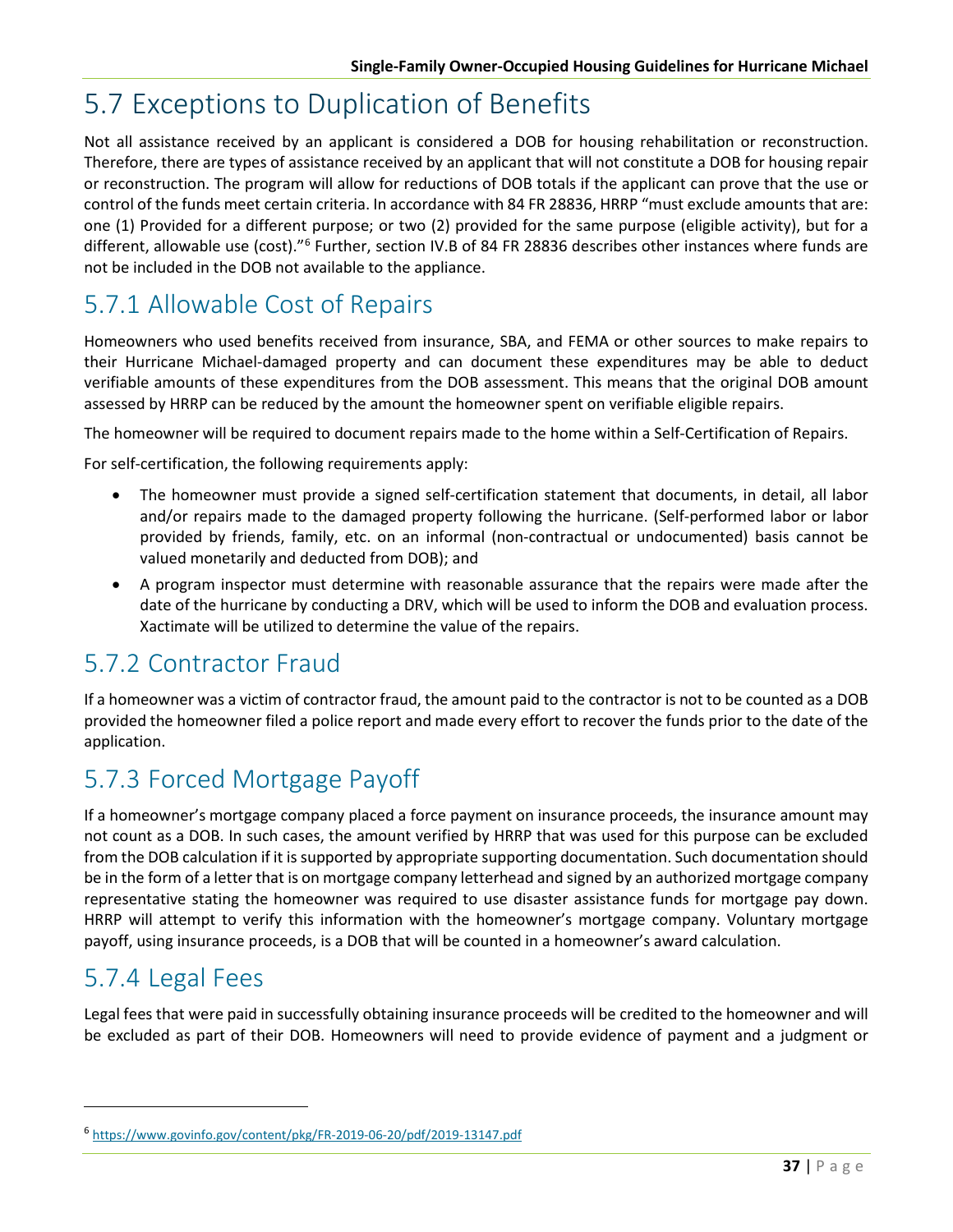# 5.7 Exceptions to Duplication of Benefits

Not all assistance received by an applicant is considered a DOB for housing rehabilitation or reconstruction. Therefore, there are types of assistance received by an applicant that will not constitute a DOB for housing repair or reconstruction. The program will allow for reductions of DOB totals if the applicant can prove that the use or control of the funds meet certain criteria. In accordance with 84 FR 28836, HRRP "must exclude amounts that are: one (1) Provided for a different purpose; or two (2) provided for the same purpose (eligible activity), but for a different, allowable use (cost)."[6] Further, section IV.B of 84 FR 28836 describes other instances where funds are not be included in the DOB not available to the appliance.

## 5.7.1 Allowable Cost of Repairs

Homeowners who used benefits received from insurance, SBA, and FEMA or other sources to make repairs to their Hurricane Michael-damaged property and can document these expenditures may be able to deduct verifiable amounts of these expenditures from the DOB assessment. This means that the original DOB amount assessed by HRRP can be reduced by the amount the homeowner spent on verifiable eligible repairs.

The homeowner will be required to document repairs made to the home within a Self-Certification of Repairs.

For self-certification, the following requirements apply:

- The homeowner must provide a signed self-certification statement that documents, in detail, all labor and/or repairs made to the damaged property following the hurricane. (Self-performed labor or labor provided by friends, family, etc. on an informal (non-contractual or undocumented) basis cannot be valued monetarily and deducted from DOB); and
- A program inspector must determine with reasonable assurance that the repairs were made after the date of the hurricane by conducting a DRV, which will be used to inform the DOB and evaluation process. Xactimate will be utilized to determine the value of the repairs.

## 5.7.2 Contractor Fraud

If a homeowner was a victim of contractor fraud, the amount paid to the contractor is not to be counted as a DOB provided the homeowner filed a police report and made every effort to recover the funds prior to the date of the application.

## 5.7.3 Forced Mortgage Payoff

If a homeowner's mortgage company placed a force payment on insurance proceeds, the insurance amount may not count as a DOB. In such cases, the amount verified by HRRP that was used for this purpose can be excluded from the DOB calculation if it is supported by appropriate supporting documentation. Such documentation should be in the form of a letter that is on mortgage company letterhead and signed by an authorized mortgage company representative stating the homeowner was required to use disaster assistance funds for mortgage pay down. HRRP will attempt to verify this information with the homeowner's mortgage company. Voluntary mortgage payoff, using insurance proceeds, is a DOB that will be counted in a homeowner's award calculation.

## 5.7.4 Legal Fees

Legal fees that were paid in successfully obtaining insurance proceeds will be credited to the homeowner and will be excluded as part of their DOB. Homeowners will need to provide evidence of payment and a judgment or

---

[6] https://www.govinfo.gov/content/pkg/FR-2019-06-20/pdf/2019-13147.pdf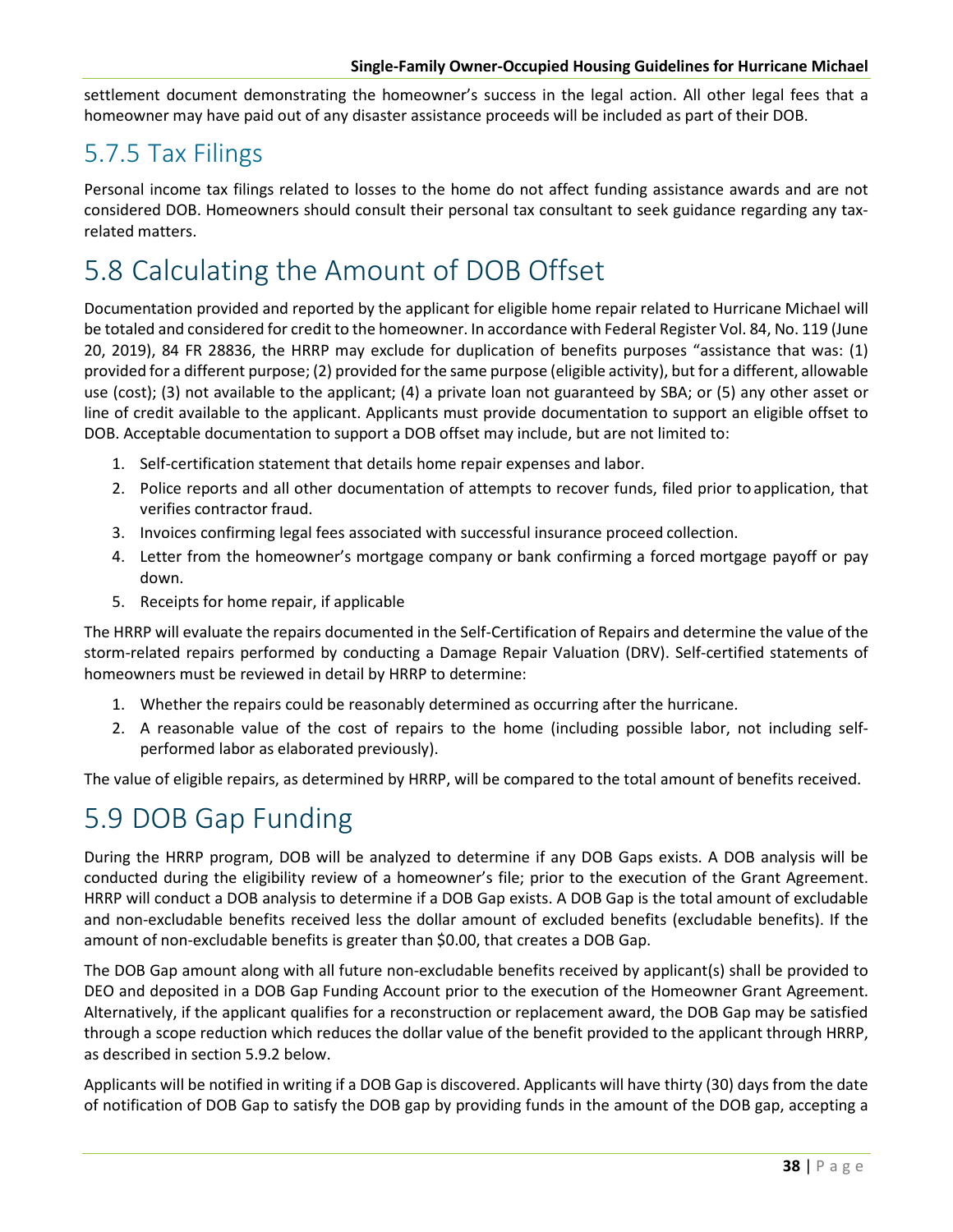settlement document demonstrating the homeowner's success in the legal action. All other legal fees that a homeowner may have paid out of any disaster assistance proceeds will be included as part of their DOB.

## 5.7.5 Tax Filings

Personal income tax filings related to losses to the home do not affect funding assistance awards and are not considered DOB. Homeowners should consult their personal tax consultant to seek guidance regarding any tax-related matters.

# 5.8 Calculating the Amount of DOB Offset

Documentation provided and reported by the applicant for eligible home repair related to Hurricane Michael will be totaled and considered for credit to the homeowner. In accordance with Federal Register Vol. 84, No. 119 (June 20, 2019), 84 FR 28836, the HRRP may exclude for duplication of benefits purposes "assistance that was: (1) provided for a different purpose; (2) provided for the same purpose (eligible activity), but for a different, allowable use (cost); (3) not available to the applicant; (4) a private loan not guaranteed by SBA; or (5) any other asset or line of credit available to the applicant. Applicants must provide documentation to support an eligible offset to DOB. Acceptable documentation to support a DOB offset may include, but are not limited to:

1. Self-certification statement that details home repair expenses and labor.
2. Police reports and all other documentation of attempts to recover funds, filed prior to application, that verifies contractor fraud.
3. Invoices confirming legal fees associated with successful insurance proceed collection.
4. Letter from the homeowner's mortgage company or bank confirming a forced mortgage payoff or pay down.
5. Receipts for home repair, if applicable

The HRRP will evaluate the repairs documented in the Self-Certification of Repairs and determine the value of the storm-related repairs performed by conducting a Damage Repair Valuation (DRV). Self-certified statements of homeowners must be reviewed in detail by HRRP to determine:

1. Whether the repairs could be reasonably determined as occurring after the hurricane.
2. A reasonable value of the cost of repairs to the home (including possible labor, not including self-performed labor as elaborated previously).

The value of eligible repairs, as determined by HRRP, will be compared to the total amount of benefits received.

# 5.9 DOB Gap Funding

During the HRRP program, DOB will be analyzed to determine if any DOB Gaps exists. A DOB analysis will be conducted during the eligibility review of a homeowner's file; prior to the execution of the Grant Agreement. HRRP will conduct a DOB analysis to determine if a DOB Gap exists. A DOB Gap is the total amount of excludable and non-excludable benefits received less the dollar amount of excluded benefits (excludable benefits). If the amount of non-excludable benefits is greater than $0.00, that creates a DOB Gap.

The DOB Gap amount along with all future non-excludable benefits received by applicant(s) shall be provided to DEO and deposited in a DOB Gap Funding Account prior to the execution of the Homeowner Grant Agreement. Alternatively, if the applicant qualifies for a reconstruction or replacement award, the DOB Gap may be satisfied through a scope reduction which reduces the dollar value of the benefit provided to the applicant through HRRP, as described in section 5.9.2 below.

Applicants will be notified in writing if a DOB Gap is discovered. Applicants will have thirty (30) days from the date of notification of DOB Gap to satisfy the DOB gap by providing funds in the amount of the DOB gap, accepting a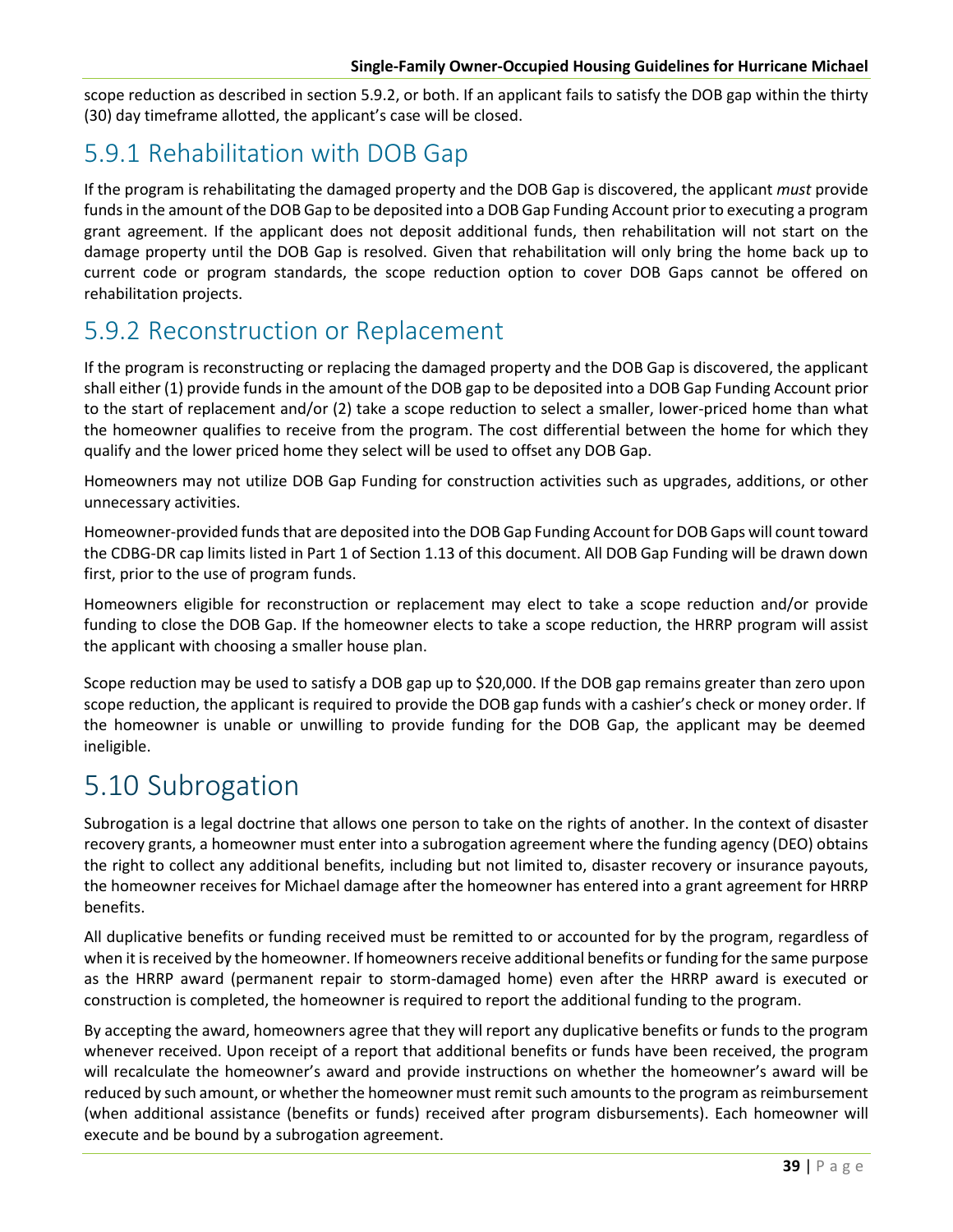scope reduction as described in section 5.9.2, or both. If an applicant fails to satisfy the DOB gap within the thirty (30) day timeframe allotted, the applicant's case will be closed.

## 5.9.1 Rehabilitation with DOB Gap

If the program is rehabilitating the damaged property and the DOB Gap is discovered, the applicant *must* provide funds in the amount of the DOB Gap to be deposited into a DOB Gap Funding Account prior to executing a program grant agreement. If the applicant does not deposit additional funds, then rehabilitation will not start on the damage property until the DOB Gap is resolved. Given that rehabilitation will only bring the home back up to current code or program standards, the scope reduction option to cover DOB Gaps cannot be offered on rehabilitation projects.

## 5.9.2 Reconstruction or Replacement

If the program is reconstructing or replacing the damaged property and the DOB Gap is discovered, the applicant shall either (1) provide funds in the amount of the DOB gap to be deposited into a DOB Gap Funding Account prior to the start of replacement and/or (2) take a scope reduction to select a smaller, lower-priced home than what the homeowner qualifies to receive from the program. The cost differential between the home for which they qualify and the lower priced home they select will be used to offset any DOB Gap.

Homeowners may not utilize DOB Gap Funding for construction activities such as upgrades, additions, or other unnecessary activities.

Homeowner-provided funds that are deposited into the DOB Gap Funding Account for DOB Gaps will count toward the CDBG-DR cap limits listed in Part 1 of Section 1.13 of this document. All DOB Gap Funding will be drawn down first, prior to the use of program funds.

Homeowners eligible for reconstruction or replacement may elect to take a scope reduction and/or provide funding to close the DOB Gap. If the homeowner elects to take a scope reduction, the HRRP program will assist the applicant with choosing a smaller house plan.

Scope reduction may be used to satisfy a DOB gap up to $20,000. If the DOB gap remains greater than zero upon scope reduction, the applicant is required to provide the DOB gap funds with a cashier's check or money order. If the homeowner is unable or unwilling to provide funding for the DOB Gap, the applicant may be deemed ineligible.

# 5.10 Subrogation

Subrogation is a legal doctrine that allows one person to take on the rights of another. In the context of disaster recovery grants, a homeowner must enter into a subrogation agreement where the funding agency (DEO) obtains the right to collect any additional benefits, including but not limited to, disaster recovery or insurance payouts, the homeowner receives for Michael damage after the homeowner has entered into a grant agreement for HRRP benefits.

All duplicative benefits or funding received must be remitted to or accounted for by the program, regardless of when it is received by the homeowner. If homeowners receive additional benefits or funding for the same purpose as the HRRP award (permanent repair to storm-damaged home) even after the HRRP award is executed or construction is completed, the homeowner is required to report the additional funding to the program.

By accepting the award, homeowners agree that they will report any duplicative benefits or funds to the program whenever received. Upon receipt of a report that additional benefits or funds have been received, the program will recalculate the homeowner's award and provide instructions on whether the homeowner's award will be reduced by such amount, or whether the homeowner must remit such amounts to the program as reimbursement (when additional assistance (benefits or funds) received after program disbursements). Each homeowner will execute and be bound by a subrogation agreement.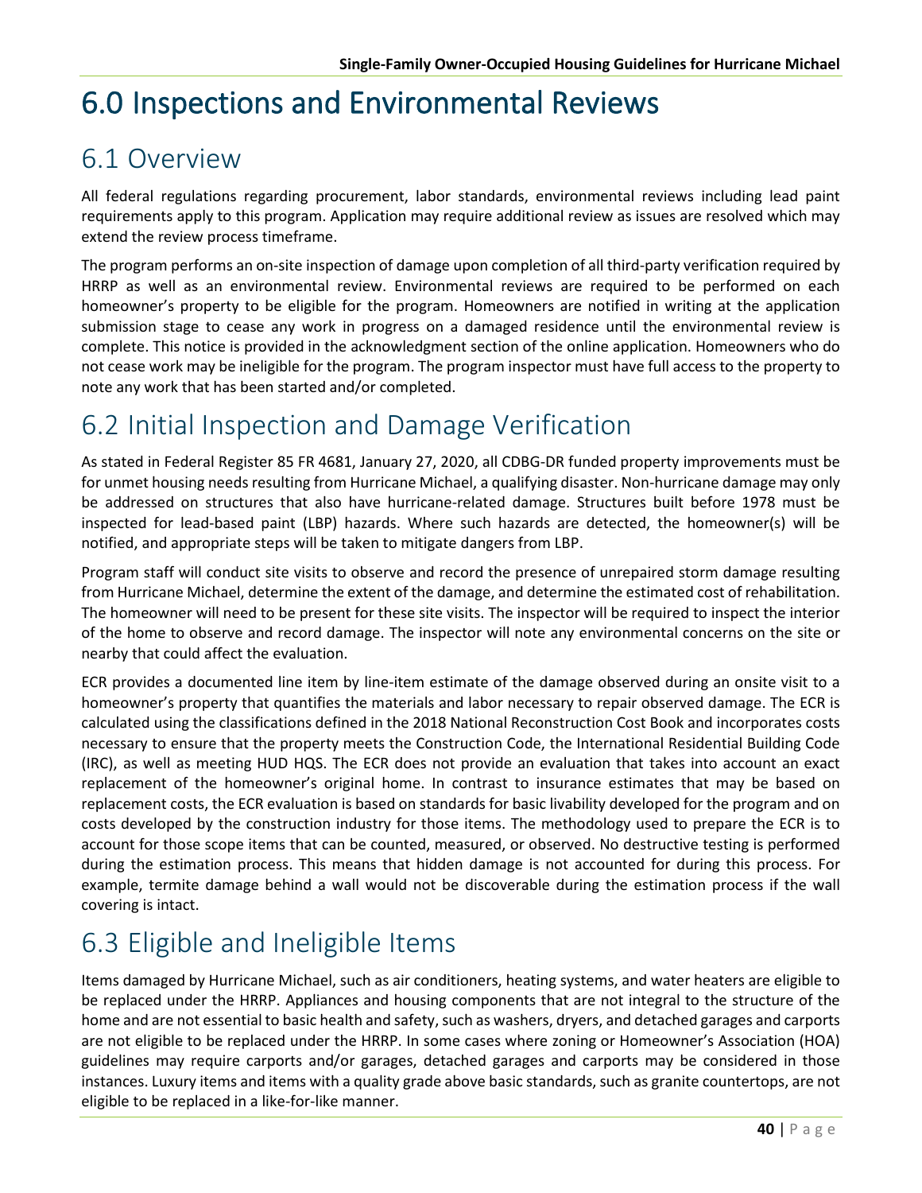# 6.0 Inspections and Environmental Reviews

## 6.1 Overview

All federal regulations regarding procurement, labor standards, environmental reviews including lead paint requirements apply to this program. Application may require additional review as issues are resolved which may extend the review process timeframe.

The program performs an on-site inspection of damage upon completion of all third-party verification required by HRRP as well as an environmental review. Environmental reviews are required to be performed on each homeowner's property to be eligible for the program. Homeowners are notified in writing at the application submission stage to cease any work in progress on a damaged residence until the environmental review is complete. This notice is provided in the acknowledgment section of the online application. Homeowners who do not cease work may be ineligible for the program. The program inspector must have full access to the property to note any work that has been started and/or completed.

## 6.2 Initial Inspection and Damage Verification

As stated in Federal Register 85 FR 4681, January 27, 2020, all CDBG-DR funded property improvements must be for unmet housing needs resulting from Hurricane Michael, a qualifying disaster. Non-hurricane damage may only be addressed on structures that also have hurricane-related damage. Structures built before 1978 must be inspected for lead-based paint (LBP) hazards. Where such hazards are detected, the homeowner(s) will be notified, and appropriate steps will be taken to mitigate dangers from LBP.

Program staff will conduct site visits to observe and record the presence of unrepaired storm damage resulting from Hurricane Michael, determine the extent of the damage, and determine the estimated cost of rehabilitation. The homeowner will need to be present for these site visits. The inspector will be required to inspect the interior of the home to observe and record damage. The inspector will note any environmental concerns on the site or nearby that could affect the evaluation.

ECR provides a documented line item by line-item estimate of the damage observed during an onsite visit to a homeowner's property that quantifies the materials and labor necessary to repair observed damage. The ECR is calculated using the classifications defined in the 2018 National Reconstruction Cost Book and incorporates costs necessary to ensure that the property meets the Construction Code, the International Residential Building Code (IRC), as well as meeting HUD HQS. The ECR does not provide an evaluation that takes into account an exact replacement of the homeowner's original home. In contrast to insurance estimates that may be based on replacement costs, the ECR evaluation is based on standards for basic livability developed for the program and on costs developed by the construction industry for those items. The methodology used to prepare the ECR is to account for those scope items that can be counted, measured, or observed. No destructive testing is performed during the estimation process. This means that hidden damage is not accounted for during this process. For example, termite damage behind a wall would not be discoverable during the estimation process if the wall covering is intact.

## 6.3 Eligible and Ineligible Items

Items damaged by Hurricane Michael, such as air conditioners, heating systems, and water heaters are eligible to be replaced under the HRRP. Appliances and housing components that are not integral to the structure of the home and are not essential to basic health and safety, such as washers, dryers, and detached garages and carports are not eligible to be replaced under the HRRP. In some cases where zoning or Homeowner's Association (HOA) guidelines may require carports and/or garages, detached garages and carports may be considered in those instances. Luxury items and items with a quality grade above basic standards, such as granite countertops, are not eligible to be replaced in a like-for-like manner.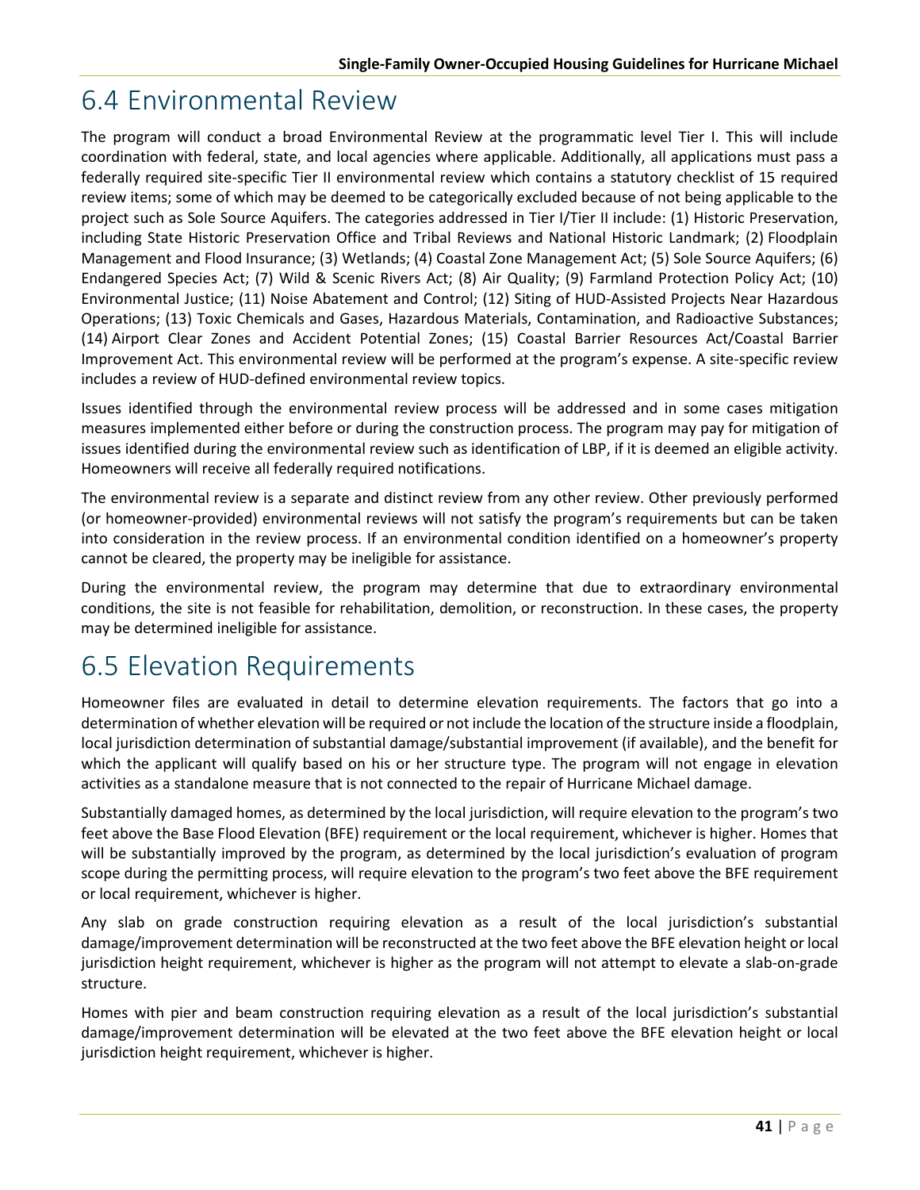## 6.4 Environmental Review

The program will conduct a broad Environmental Review at the programmatic level Tier I. This will include coordination with federal, state, and local agencies where applicable. Additionally, all applications must pass a federally required site-specific Tier II environmental review which contains a statutory checklist of 15 required review items; some of which may be deemed to be categorically excluded because of not being applicable to the project such as Sole Source Aquifers. The categories addressed in Tier I/Tier II include: (1) Historic Preservation, including State Historic Preservation Office and Tribal Reviews and National Historic Landmark; (2) Floodplain Management and Flood Insurance; (3) Wetlands; (4) Coastal Zone Management Act; (5) Sole Source Aquifers; (6) Endangered Species Act; (7) Wild & Scenic Rivers Act; (8) Air Quality; (9) Farmland Protection Policy Act; (10) Environmental Justice; (11) Noise Abatement and Control; (12) Siting of HUD-Assisted Projects Near Hazardous Operations; (13) Toxic Chemicals and Gases, Hazardous Materials, Contamination, and Radioactive Substances; (14) Airport Clear Zones and Accident Potential Zones; (15) Coastal Barrier Resources Act/Coastal Barrier Improvement Act. This environmental review will be performed at the program's expense. A site-specific review includes a review of HUD-defined environmental review topics.

Issues identified through the environmental review process will be addressed and in some cases mitigation measures implemented either before or during the construction process. The program may pay for mitigation of issues identified during the environmental review such as identification of LBP, if it is deemed an eligible activity. Homeowners will receive all federally required notifications.

The environmental review is a separate and distinct review from any other review. Other previously performed (or homeowner-provided) environmental reviews will not satisfy the program's requirements but can be taken into consideration in the review process. If an environmental condition identified on a homeowner's property cannot be cleared, the property may be ineligible for assistance.

During the environmental review, the program may determine that due to extraordinary environmental conditions, the site is not feasible for rehabilitation, demolition, or reconstruction. In these cases, the property may be determined ineligible for assistance.

## 6.5 Elevation Requirements

Homeowner files are evaluated in detail to determine elevation requirements. The factors that go into a determination of whether elevation will be required or not include the location of the structure inside a floodplain, local jurisdiction determination of substantial damage/substantial improvement (if available), and the benefit for which the applicant will qualify based on his or her structure type. The program will not engage in elevation activities as a standalone measure that is not connected to the repair of Hurricane Michael damage.

Substantially damaged homes, as determined by the local jurisdiction, will require elevation to the program's two feet above the Base Flood Elevation (BFE) requirement or the local requirement, whichever is higher. Homes that will be substantially improved by the program, as determined by the local jurisdiction's evaluation of program scope during the permitting process, will require elevation to the program's two feet above the BFE requirement or local requirement, whichever is higher.

Any slab on grade construction requiring elevation as a result of the local jurisdiction's substantial damage/improvement determination will be reconstructed at the two feet above the BFE elevation height or local jurisdiction height requirement, whichever is higher as the program will not attempt to elevate a slab-on-grade structure.

Homes with pier and beam construction requiring elevation as a result of the local jurisdiction's substantial damage/improvement determination will be elevated at the two feet above the BFE elevation height or local jurisdiction height requirement, whichever is higher.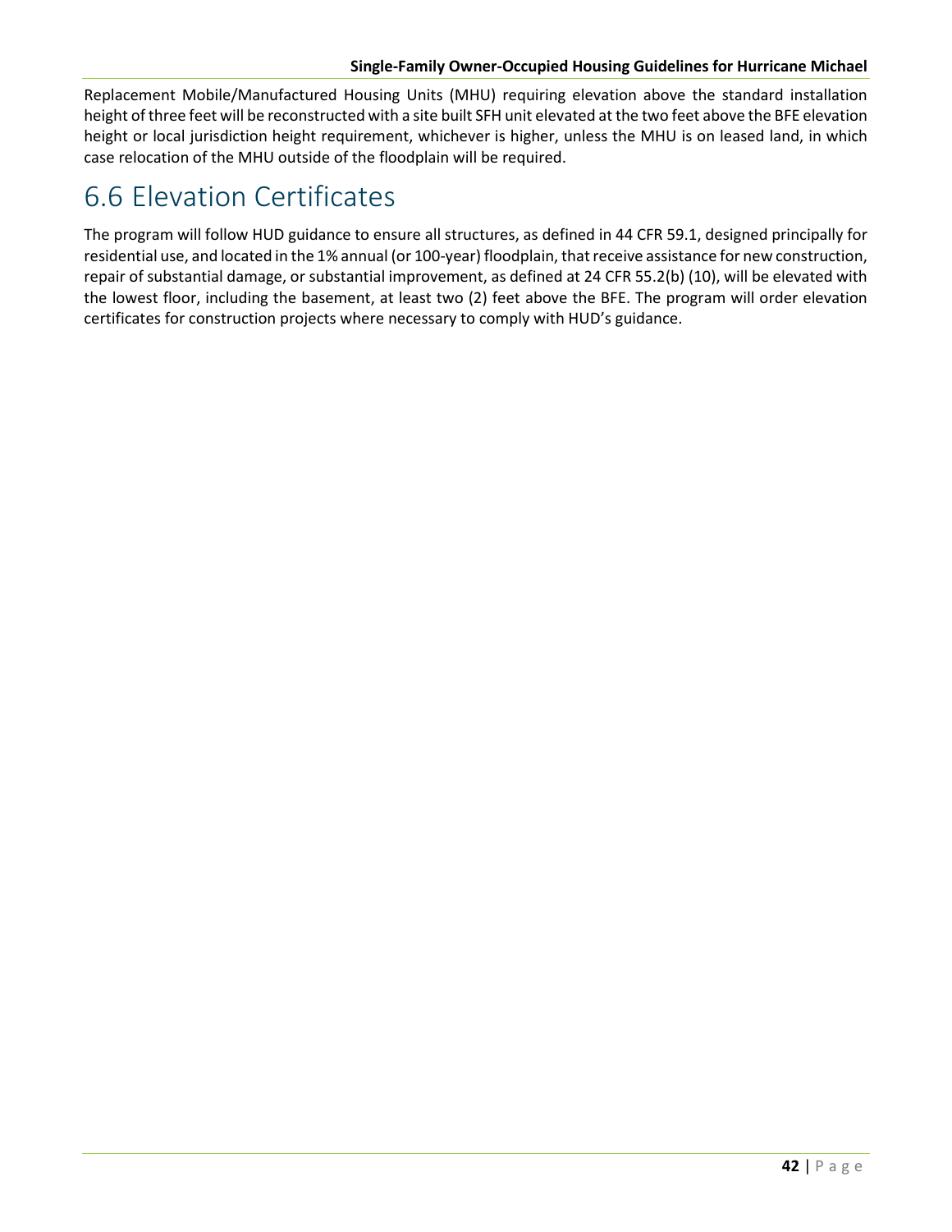Replacement Mobile/Manufactured Housing Units (MHU) requiring elevation above the standard installation height of three feet will be reconstructed with a site built SFH unit elevated at the two feet above the BFE elevation height or local jurisdiction height requirement, whichever is higher, unless the MHU is on leased land, in which case relocation of the MHU outside of the floodplain will be required.

## 6.6 Elevation Certificates

The program will follow HUD guidance to ensure all structures, as defined in 44 CFR 59.1, designed principally for residential use, and located in the 1% annual (or 100-year) floodplain, that receive assistance for new construction, repair of substantial damage, or substantial improvement, as defined at 24 CFR 55.2(b) (10), will be elevated with the lowest floor, including the basement, at least two (2) feet above the BFE. The program will order elevation certificates for construction projects where necessary to comply with HUD's guidance.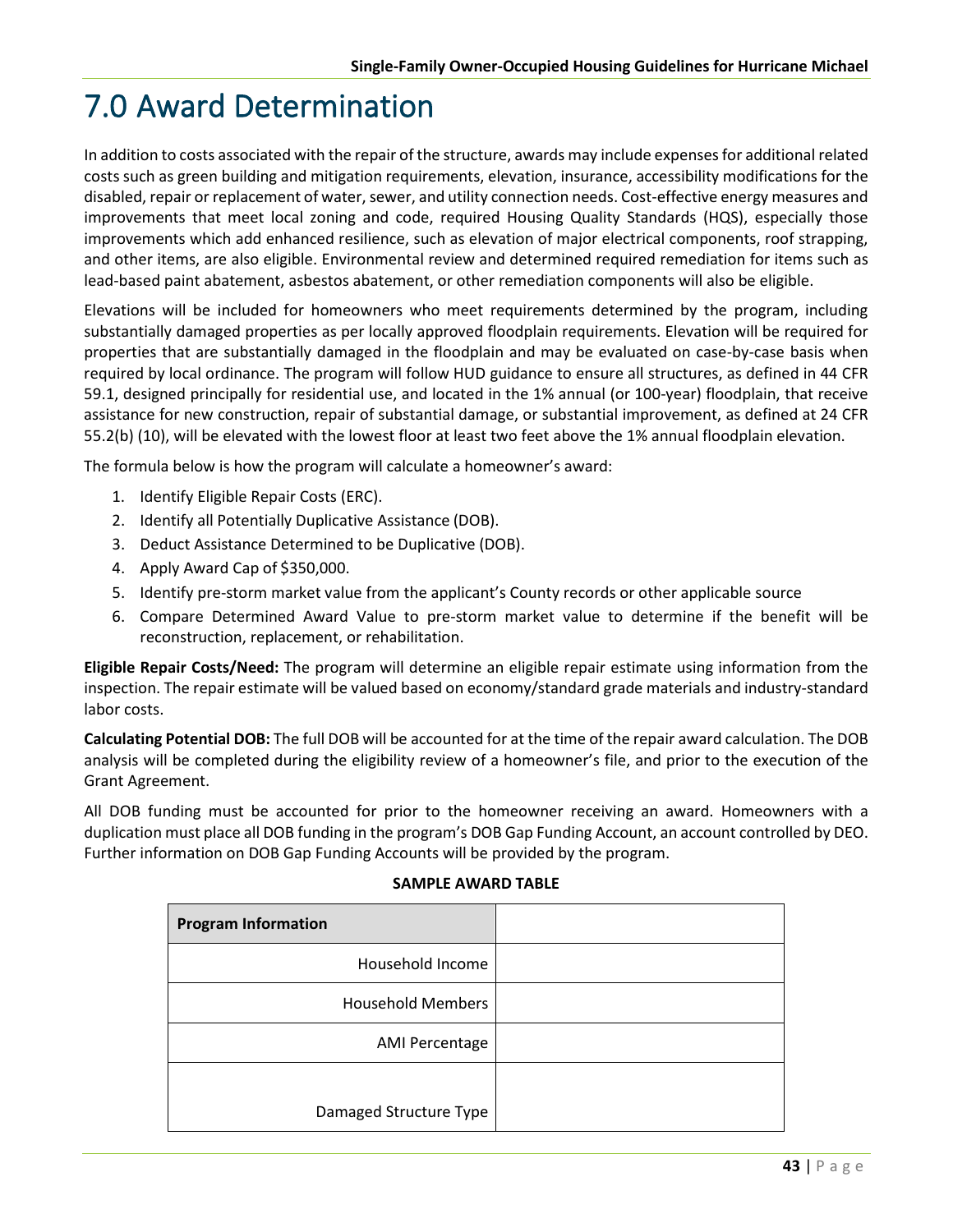# 7.0 Award Determination

In addition to costs associated with the repair of the structure, awards may include expenses for additional related costs such as green building and mitigation requirements, elevation, insurance, accessibility modifications for the disabled, repair or replacement of water, sewer, and utility connection needs. Cost-effective energy measures and improvements that meet local zoning and code, required Housing Quality Standards (HQS), especially those improvements which add enhanced resilience, such as elevation of major electrical components, roof strapping, and other items, are also eligible. Environmental review and determined required remediation for items such as lead-based paint abatement, asbestos abatement, or other remediation components will also be eligible.

Elevations will be included for homeowners who meet requirements determined by the program, including substantially damaged properties as per locally approved floodplain requirements. Elevation will be required for properties that are substantially damaged in the floodplain and may be evaluated on case-by-case basis when required by local ordinance. The program will follow HUD guidance to ensure all structures, as defined in 44 CFR 59.1, designed principally for residential use, and located in the 1% annual (or 100-year) floodplain, that receive assistance for new construction, repair of substantial damage, or substantial improvement, as defined at 24 CFR 55.2(b) (10), will be elevated with the lowest floor at least two feet above the 1% annual floodplain elevation.

The formula below is how the program will calculate a homeowner's award:

1. Identify Eligible Repair Costs (ERC).
2. Identify all Potentially Duplicative Assistance (DOB).
3. Deduct Assistance Determined to be Duplicative (DOB).
4. Apply Award Cap of $350,000.
5. Identify pre-storm market value from the applicant's County records or other applicable source
6. Compare Determined Award Value to pre-storm market value to determine if the benefit will be reconstruction, replacement, or rehabilitation.

**Eligible Repair Costs/Need:** The program will determine an eligible repair estimate using information from the inspection. The repair estimate will be valued based on economy/standard grade materials and industry-standard labor costs.

**Calculating Potential DOB:** The full DOB will be accounted for at the time of the repair award calculation. The DOB analysis will be completed during the eligibility review of a homeowner's file, and prior to the execution of the Grant Agreement.

All DOB funding must be accounted for prior to the homeowner receiving an award. Homeowners with a duplication must place all DOB funding in the program's DOB Gap Funding Account, an account controlled by DEO. Further information on DOB Gap Funding Accounts will be provided by the program.

**SAMPLE AWARD TABLE**

| **Program Information** | |
|---|---|
| Household Income | |
| Household Members | |
| AMI Percentage | |
| Damaged Structure Type | |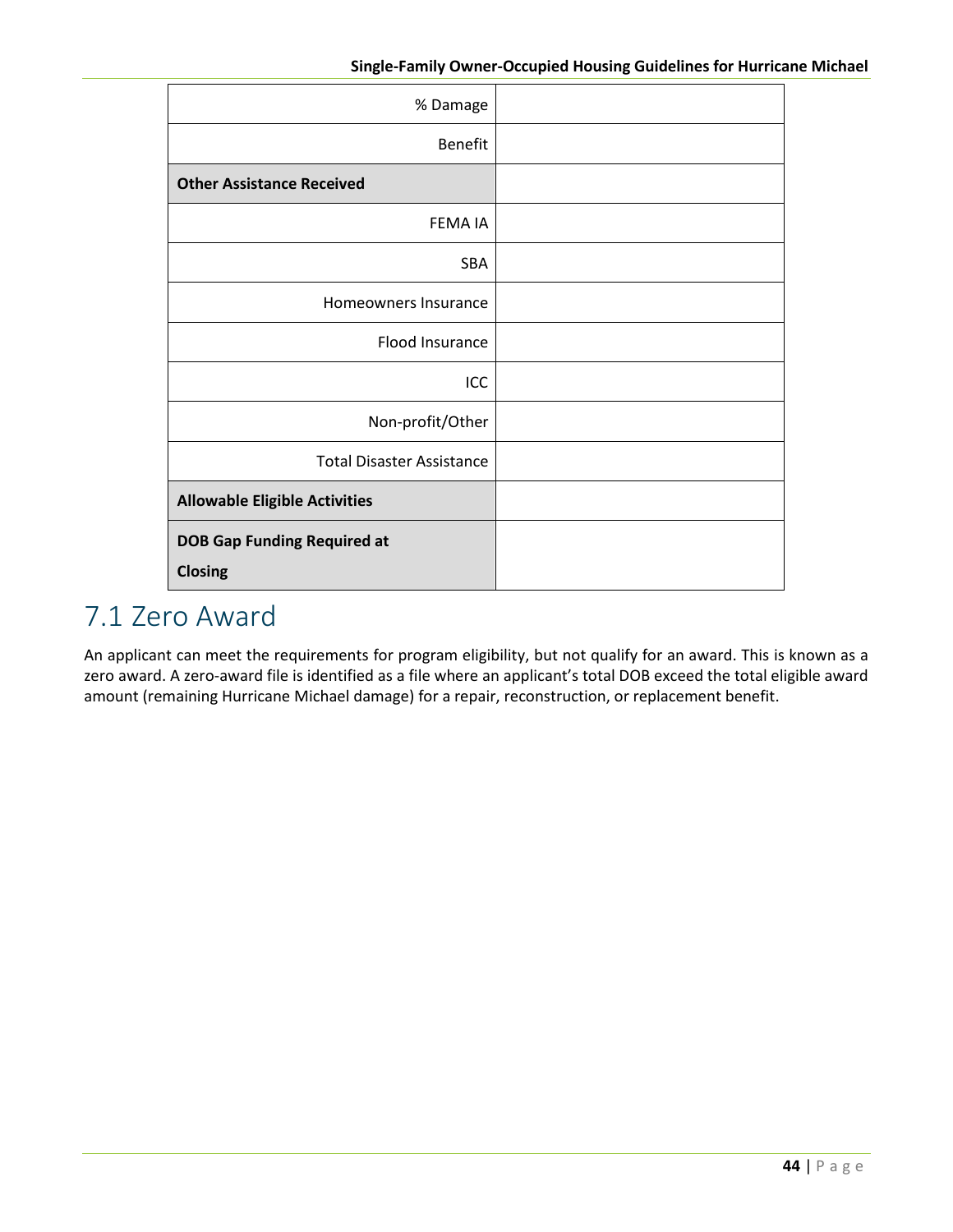| % Damage | |
| --- | --- |
| Benefit | |
| **Other Assistance Received** | |
| FEMA IA | |
| SBA | |
| Homeowners Insurance | |
| Flood Insurance | |
| ICC | |
| Non-profit/Other | |
| Total Disaster Assistance | |
| **Allowable Eligible Activities** | |
| **DOB Gap Funding Required at Closing** | |

## 7.1 Zero Award

An applicant can meet the requirements for program eligibility, but not qualify for an award. This is known as a zero award. A zero-award file is identified as a file where an applicant's total DOB exceed the total eligible award amount (remaining Hurricane Michael damage) for a repair, reconstruction, or replacement benefit.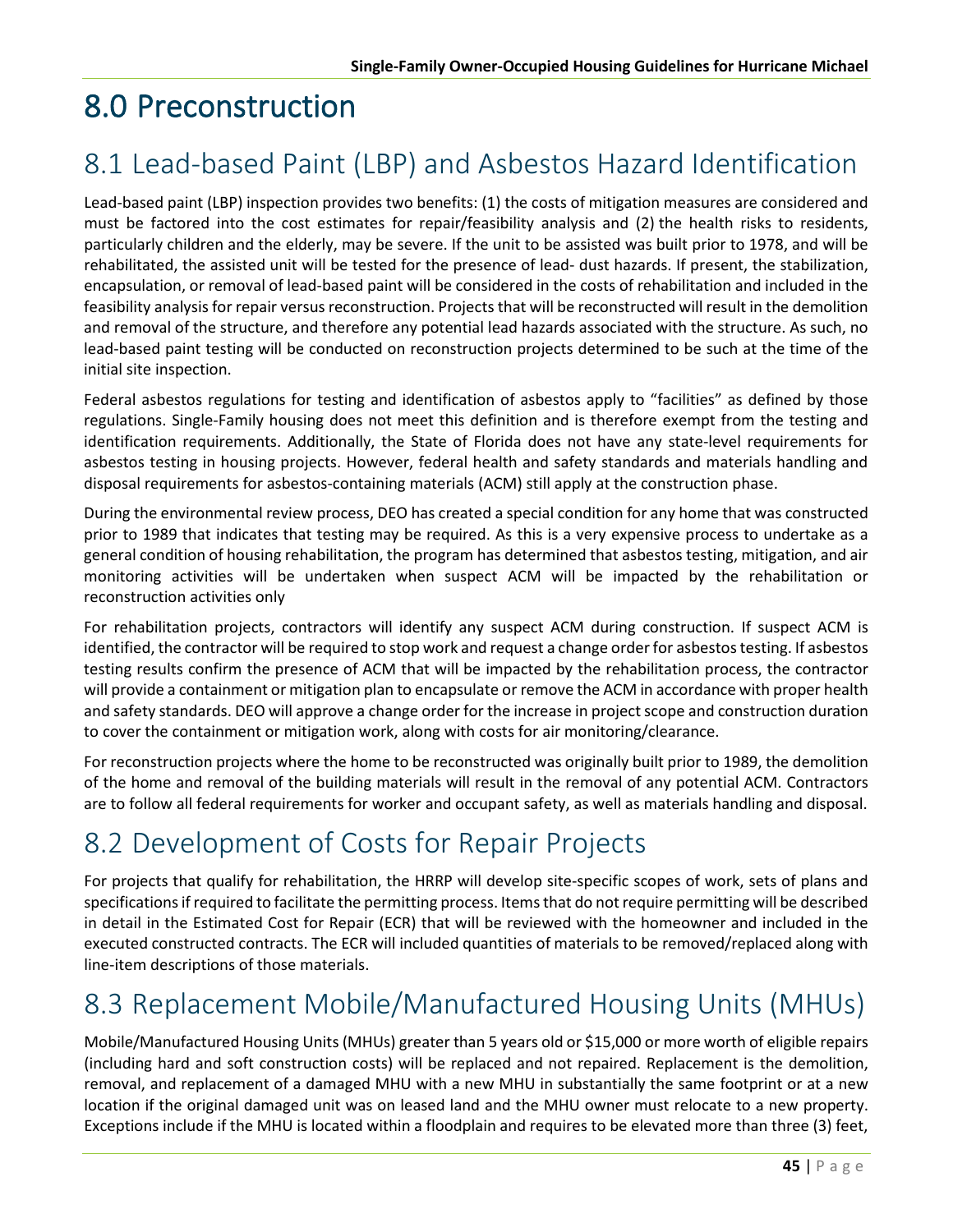# 8.0 Preconstruction

## 8.1 Lead-based Paint (LBP) and Asbestos Hazard Identification

Lead-based paint (LBP) inspection provides two benefits: (1) the costs of mitigation measures are considered and must be factored into the cost estimates for repair/feasibility analysis and (2) the health risks to residents, particularly children and the elderly, may be severe. If the unit to be assisted was built prior to 1978, and will be rehabilitated, the assisted unit will be tested for the presence of lead- dust hazards. If present, the stabilization, encapsulation, or removal of lead-based paint will be considered in the costs of rehabilitation and included in the feasibility analysis for repair versus reconstruction. Projects that will be reconstructed will result in the demolition and removal of the structure, and therefore any potential lead hazards associated with the structure. As such, no lead-based paint testing will be conducted on reconstruction projects determined to be such at the time of the initial site inspection.

Federal asbestos regulations for testing and identification of asbestos apply to "facilities" as defined by those regulations. Single-Family housing does not meet this definition and is therefore exempt from the testing and identification requirements. Additionally, the State of Florida does not have any state-level requirements for asbestos testing in housing projects. However, federal health and safety standards and materials handling and disposal requirements for asbestos-containing materials (ACM) still apply at the construction phase.

During the environmental review process, DEO has created a special condition for any home that was constructed prior to 1989 that indicates that testing may be required. As this is a very expensive process to undertake as a general condition of housing rehabilitation, the program has determined that asbestos testing, mitigation, and air monitoring activities will be undertaken when suspect ACM will be impacted by the rehabilitation or reconstruction activities only

For rehabilitation projects, contractors will identify any suspect ACM during construction. If suspect ACM is identified, the contractor will be required to stop work and request a change order for asbestos testing. If asbestos testing results confirm the presence of ACM that will be impacted by the rehabilitation process, the contractor will provide a containment or mitigation plan to encapsulate or remove the ACM in accordance with proper health and safety standards. DEO will approve a change order for the increase in project scope and construction duration to cover the containment or mitigation work, along with costs for air monitoring/clearance.

For reconstruction projects where the home to be reconstructed was originally built prior to 1989, the demolition of the home and removal of the building materials will result in the removal of any potential ACM. Contractors are to follow all federal requirements for worker and occupant safety, as well as materials handling and disposal.

## 8.2 Development of Costs for Repair Projects

For projects that qualify for rehabilitation, the HRRP will develop site-specific scopes of work, sets of plans and specifications if required to facilitate the permitting process. Items that do not require permitting will be described in detail in the Estimated Cost for Repair (ECR) that will be reviewed with the homeowner and included in the executed constructed contracts. The ECR will included quantities of materials to be removed/replaced along with line-item descriptions of those materials.

## 8.3 Replacement Mobile/Manufactured Housing Units (MHUs)

Mobile/Manufactured Housing Units (MHUs) greater than 5 years old or $15,000 or more worth of eligible repairs (including hard and soft construction costs) will be replaced and not repaired. Replacement is the demolition, removal, and replacement of a damaged MHU with a new MHU in substantially the same footprint or at a new location if the original damaged unit was on leased land and the MHU owner must relocate to a new property. Exceptions include if the MHU is located within a floodplain and requires to be elevated more than three (3) feet,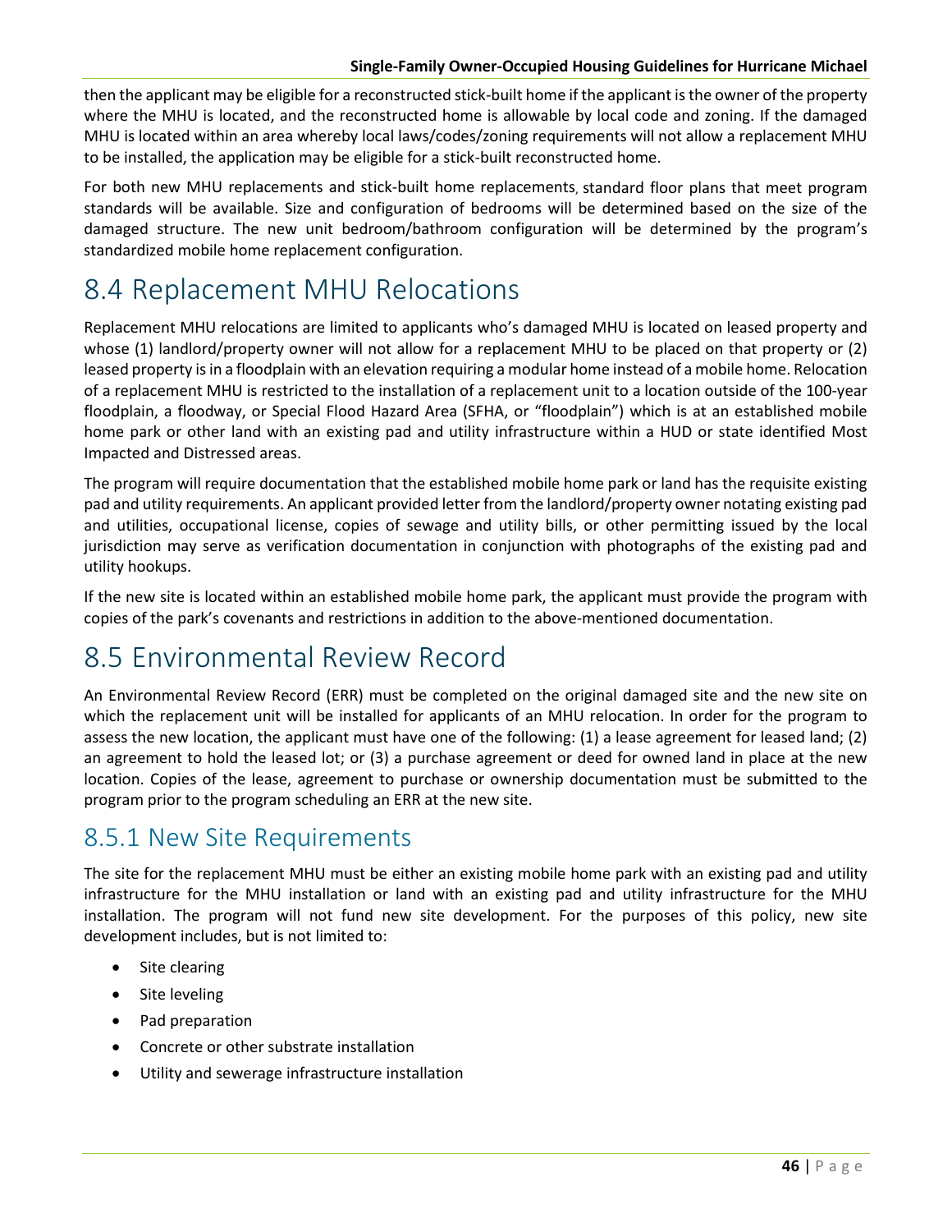then the applicant may be eligible for a reconstructed stick-built home if the applicant is the owner of the property where the MHU is located, and the reconstructed home is allowable by local code and zoning. If the damaged MHU is located within an area whereby local laws/codes/zoning requirements will not allow a replacement MHU to be installed, the application may be eligible for a stick-built reconstructed home.

For both new MHU replacements and stick-built home replacements, standard floor plans that meet program standards will be available. Size and configuration of bedrooms will be determined based on the size of the damaged structure. The new unit bedroom/bathroom configuration will be determined by the program's standardized mobile home replacement configuration.

# 8.4 Replacement MHU Relocations

Replacement MHU relocations are limited to applicants who's damaged MHU is located on leased property and whose (1) landlord/property owner will not allow for a replacement MHU to be placed on that property or (2) leased property is in a floodplain with an elevation requiring a modular home instead of a mobile home. Relocation of a replacement MHU is restricted to the installation of a replacement unit to a location outside of the 100-year floodplain, a floodway, or Special Flood Hazard Area (SFHA, or "floodplain") which is at an established mobile home park or other land with an existing pad and utility infrastructure within a HUD or state identified Most Impacted and Distressed areas.

The program will require documentation that the established mobile home park or land has the requisite existing pad and utility requirements. An applicant provided letter from the landlord/property owner notating existing pad and utilities, occupational license, copies of sewage and utility bills, or other permitting issued by the local jurisdiction may serve as verification documentation in conjunction with photographs of the existing pad and utility hookups.

If the new site is located within an established mobile home park, the applicant must provide the program with copies of the park's covenants and restrictions in addition to the above-mentioned documentation.

# 8.5 Environmental Review Record

An Environmental Review Record (ERR) must be completed on the original damaged site and the new site on which the replacement unit will be installed for applicants of an MHU relocation. In order for the program to assess the new location, the applicant must have one of the following: (1) a lease agreement for leased land; (2) an agreement to hold the leased lot; or (3) a purchase agreement or deed for owned land in place at the new location. Copies of the lease, agreement to purchase or ownership documentation must be submitted to the program prior to the program scheduling an ERR at the new site.

## 8.5.1 New Site Requirements

The site for the replacement MHU must be either an existing mobile home park with an existing pad and utility infrastructure for the MHU installation or land with an existing pad and utility infrastructure for the MHU installation. The program will not fund new site development. For the purposes of this policy, new site development includes, but is not limited to:

- Site clearing
- Site leveling
- Pad preparation
- Concrete or other substrate installation
- Utility and sewerage infrastructure installation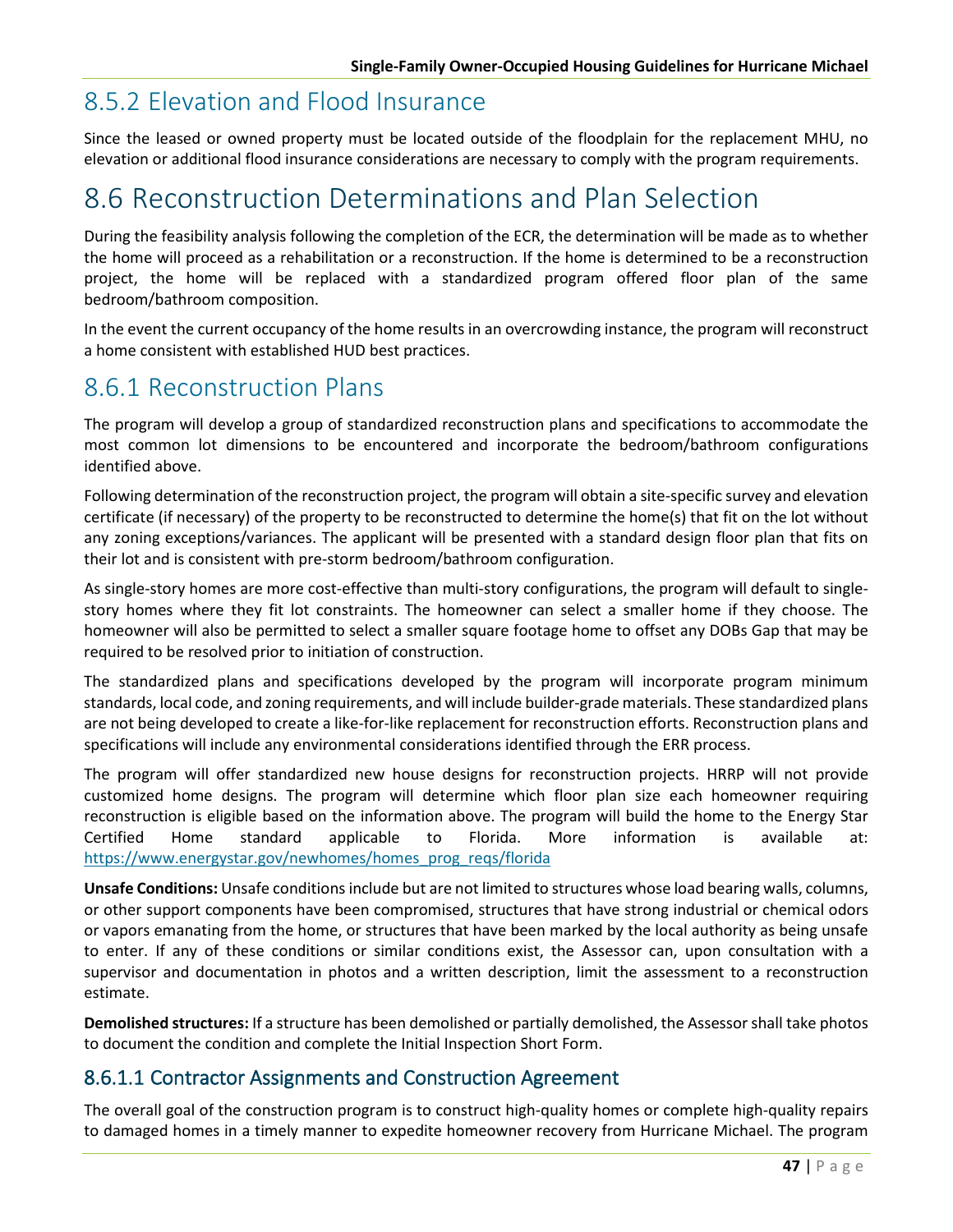## 8.5.2 Elevation and Flood Insurance

Since the leased or owned property must be located outside of the floodplain for the replacement MHU, no elevation or additional flood insurance considerations are necessary to comply with the program requirements.

# 8.6 Reconstruction Determinations and Plan Selection

During the feasibility analysis following the completion of the ECR, the determination will be made as to whether the home will proceed as a rehabilitation or a reconstruction. If the home is determined to be a reconstruction project, the home will be replaced with a standardized program offered floor plan of the same bedroom/bathroom composition.

In the event the current occupancy of the home results in an overcrowding instance, the program will reconstruct a home consistent with established HUD best practices.

## 8.6.1 Reconstruction Plans

The program will develop a group of standardized reconstruction plans and specifications to accommodate the most common lot dimensions to be encountered and incorporate the bedroom/bathroom configurations identified above.

Following determination of the reconstruction project, the program will obtain a site-specific survey and elevation certificate (if necessary) of the property to be reconstructed to determine the home(s) that fit on the lot without any zoning exceptions/variances. The applicant will be presented with a standard design floor plan that fits on their lot and is consistent with pre-storm bedroom/bathroom configuration.

As single-story homes are more cost-effective than multi-story configurations, the program will default to single-story homes where they fit lot constraints. The homeowner can select a smaller home if they choose. The homeowner will also be permitted to select a smaller square footage home to offset any DOBs Gap that may be required to be resolved prior to initiation of construction.

The standardized plans and specifications developed by the program will incorporate program minimum standards, local code, and zoning requirements, and will include builder-grade materials. These standardized plans are not being developed to create a like-for-like replacement for reconstruction efforts. Reconstruction plans and specifications will include any environmental considerations identified through the ERR process.

The program will offer standardized new house designs for reconstruction projects. HRRP will not provide customized home designs. The program will determine which floor plan size each homeowner requiring reconstruction is eligible based on the information above. The program will build the home to the Energy Star Certified Home standard applicable to Florida. More information is available at: https://www.energystar.gov/newhomes/homes_prog_reqs/florida

**Unsafe Conditions:** Unsafe conditions include but are not limited to structures whose load bearing walls, columns, or other support components have been compromised, structures that have strong industrial or chemical odors or vapors emanating from the home, or structures that have been marked by the local authority as being unsafe to enter. If any of these conditions or similar conditions exist, the Assessor can, upon consultation with a supervisor and documentation in photos and a written description, limit the assessment to a reconstruction estimate.

**Demolished structures:** If a structure has been demolished or partially demolished, the Assessor shall take photos to document the condition and complete the Initial Inspection Short Form.

### 8.6.1.1 Contractor Assignments and Construction Agreement

The overall goal of the construction program is to construct high-quality homes or complete high-quality repairs to damaged homes in a timely manner to expedite homeowner recovery from Hurricane Michael. The program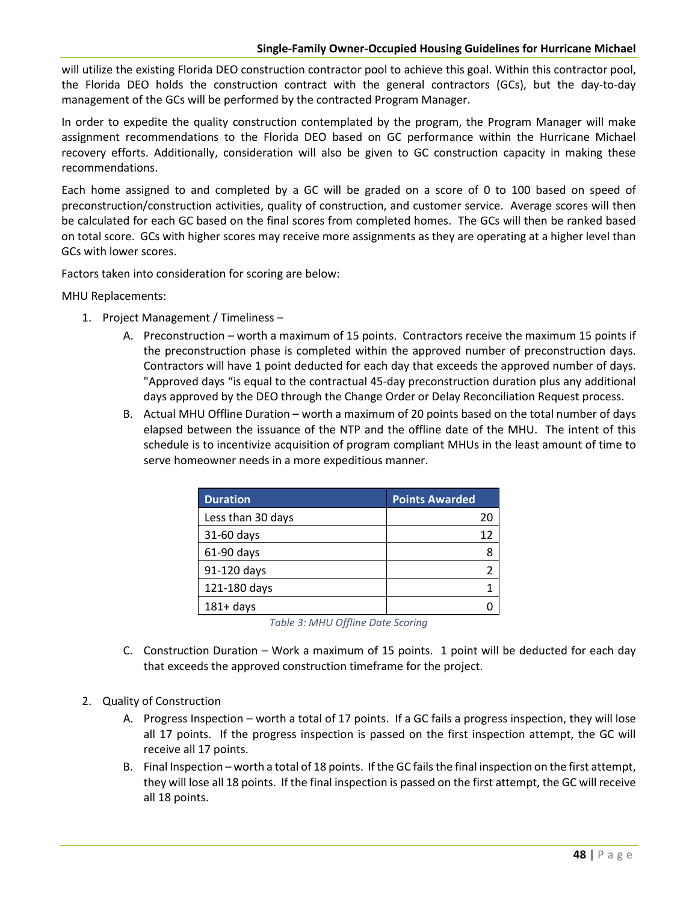will utilize the existing Florida DEO construction contractor pool to achieve this goal. Within this contractor pool, the Florida DEO holds the construction contract with the general contractors (GCs), but the day-to-day management of the GCs will be performed by the contracted Program Manager.

In order to expedite the quality construction contemplated by the program, the Program Manager will make assignment recommendations to the Florida DEO based on GC performance within the Hurricane Michael recovery efforts. Additionally, consideration will also be given to GC construction capacity in making these recommendations.

Each home assigned to and completed by a GC will be graded on a score of 0 to 100 based on speed of preconstruction/construction activities, quality of construction, and customer service. Average scores will then be calculated for each GC based on the final scores from completed homes. The GCs will then be ranked based on total score. GCs with higher scores may receive more assignments as they are operating at a higher level than GCs with lower scores.

Factors taken into consideration for scoring are below:

MHU Replacements:

1. Project Management / Timeliness –
   A. Preconstruction – worth a maximum of 15 points. Contractors receive the maximum 15 points if the preconstruction phase is completed within the approved number of preconstruction days. Contractors will have 1 point deducted for each day that exceeds the approved number of days. "Approved days "is equal to the contractual 45-day preconstruction duration plus any additional days approved by the DEO through the Change Order or Delay Reconciliation Request process.
   B. Actual MHU Offline Duration – worth a maximum of 20 points based on the total number of days elapsed between the issuance of the NTP and the offline date of the MHU. The intent of this schedule is to incentivize acquisition of program compliant MHUs in the least amount of time to serve homeowner needs in a more expeditious manner.

| Duration | Points Awarded |
|---|---|
| Less than 30 days | 20 |
| 31-60 days | 12 |
| 61-90 days | 8 |
| 91-120 days | 2 |
| 121-180 days | 1 |
| 181+ days | 0 |

*Table 3: MHU Offline Date Scoring*

   C. Construction Duration – Work a maximum of 15 points. 1 point will be deducted for each day that exceeds the approved construction timeframe for the project.

2. Quality of Construction
   A. Progress Inspection – worth a total of 17 points. If a GC fails a progress inspection, they will lose all 17 points. If the progress inspection is passed on the first inspection attempt, the GC will receive all 17 points.
   B. Final Inspection – worth a total of 18 points. If the GC fails the final inspection on the first attempt, they will lose all 18 points. If the final inspection is passed on the first attempt, the GC will receive all 18 points.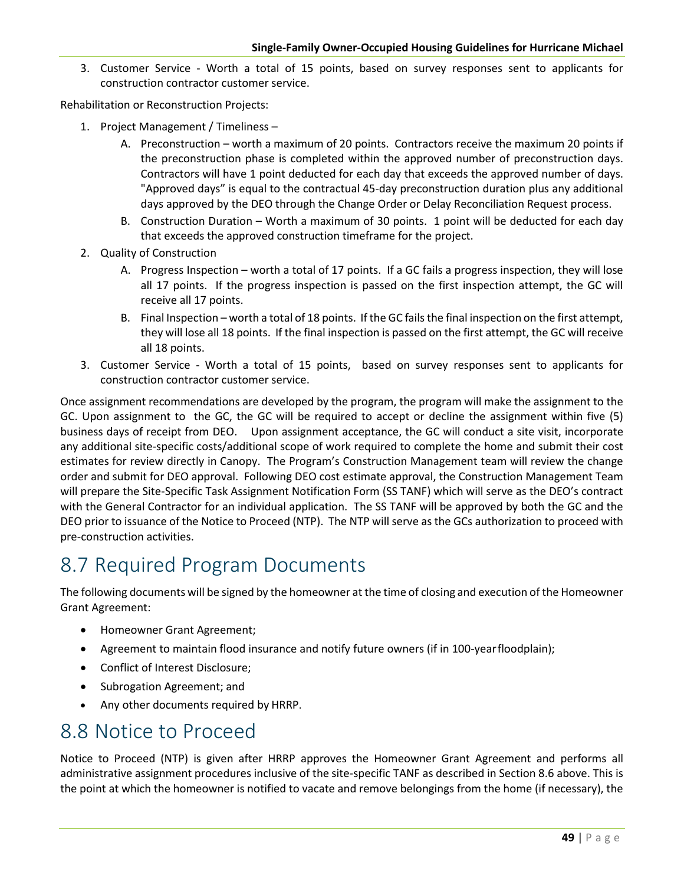3. Customer Service - Worth a total of 15 points, based on survey responses sent to applicants for construction contractor customer service.

Rehabilitation or Reconstruction Projects:

1. Project Management / Timeliness –
   A. Preconstruction – worth a maximum of 20 points. Contractors receive the maximum 20 points if the preconstruction phase is completed within the approved number of preconstruction days. Contractors will have 1 point deducted for each day that exceeds the approved number of days. "Approved days" is equal to the contractual 45-day preconstruction duration plus any additional days approved by the DEO through the Change Order or Delay Reconciliation Request process.
   B. Construction Duration – Worth a maximum of 30 points. 1 point will be deducted for each day that exceeds the approved construction timeframe for the project.
2. Quality of Construction
   A. Progress Inspection – worth a total of 17 points. If a GC fails a progress inspection, they will lose all 17 points. If the progress inspection is passed on the first inspection attempt, the GC will receive all 17 points.
   B. Final Inspection – worth a total of 18 points. If the GC fails the final inspection on the first attempt, they will lose all 18 points. If the final inspection is passed on the first attempt, the GC will receive all 18 points.
3. Customer Service - Worth a total of 15 points, based on survey responses sent to applicants for construction contractor customer service.

Once assignment recommendations are developed by the program, the program will make the assignment to the GC. Upon assignment to the GC, the GC will be required to accept or decline the assignment within five (5) business days of receipt from DEO. Upon assignment acceptance, the GC will conduct a site visit, incorporate any additional site-specific costs/additional scope of work required to complete the home and submit their cost estimates for review directly in Canopy. The Program's Construction Management team will review the change order and submit for DEO approval. Following DEO cost estimate approval, the Construction Management Team will prepare the Site-Specific Task Assignment Notification Form (SS TANF) which will serve as the DEO's contract with the General Contractor for an individual application. The SS TANF will be approved by both the GC and the DEO prior to issuance of the Notice to Proceed (NTP). The NTP will serve as the GCs authorization to proceed with pre-construction activities.

# 8.7 Required Program Documents

The following documents will be signed by the homeowner at the time of closing and execution of the Homeowner Grant Agreement:

- Homeowner Grant Agreement;
- Agreement to maintain flood insurance and notify future owners (if in 100-year floodplain);
- Conflict of Interest Disclosure;
- Subrogation Agreement; and
- Any other documents required by HRRP.

# 8.8 Notice to Proceed

Notice to Proceed (NTP) is given after HRRP approves the Homeowner Grant Agreement and performs all administrative assignment procedures inclusive of the site-specific TANF as described in Section 8.6 above. This is the point at which the homeowner is notified to vacate and remove belongings from the home (if necessary), the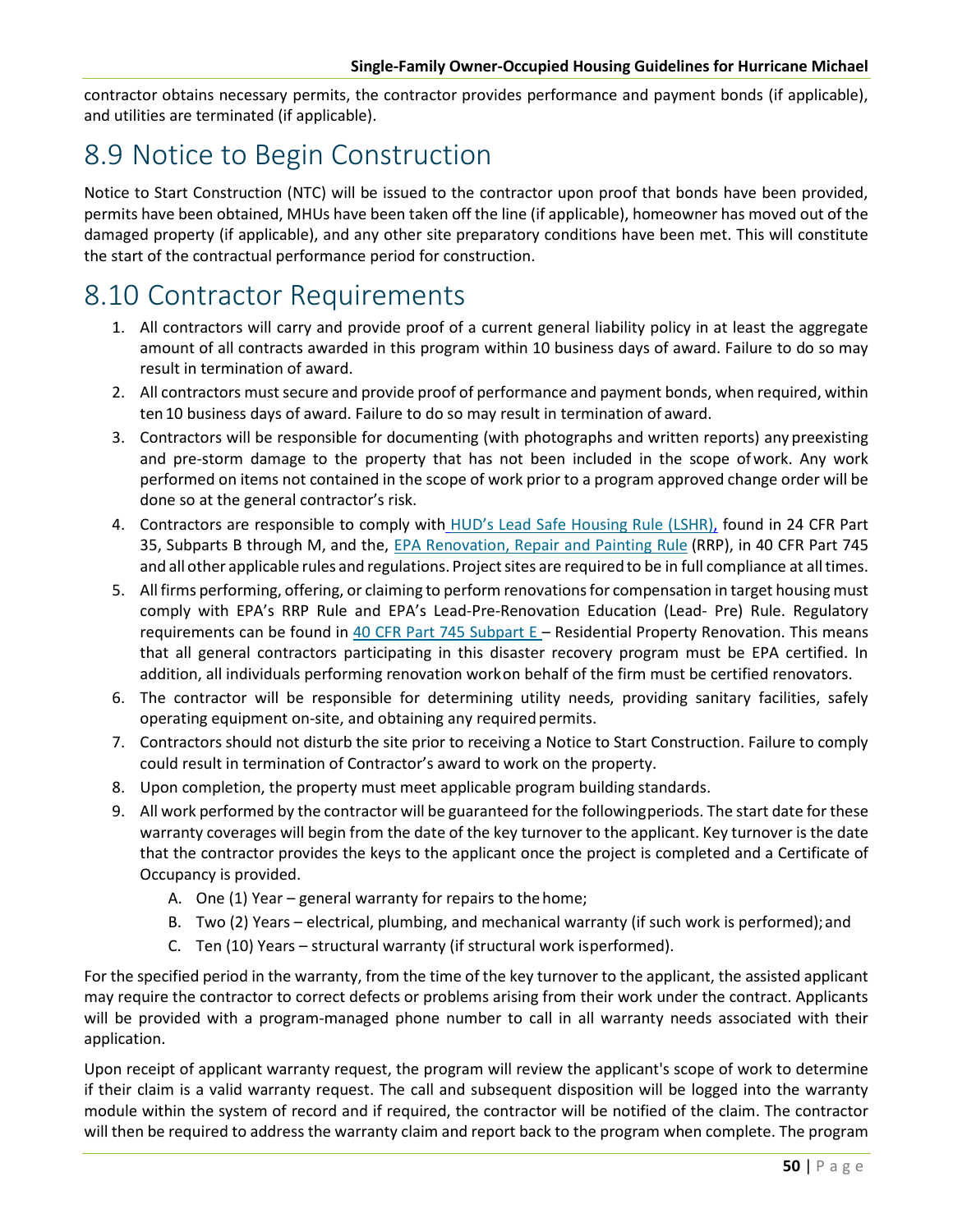contractor obtains necessary permits, the contractor provides performance and payment bonds (if applicable), and utilities are terminated (if applicable).

# 8.9 Notice to Begin Construction

Notice to Start Construction (NTC) will be issued to the contractor upon proof that bonds have been provided, permits have been obtained, MHUs have been taken off the line (if applicable), homeowner has moved out of the damaged property (if applicable), and any other site preparatory conditions have been met. This will constitute the start of the contractual performance period for construction.

# 8.10 Contractor Requirements

1. All contractors will carry and provide proof of a current general liability policy in at least the aggregate amount of all contracts awarded in this program within 10 business days of award. Failure to do so may result in termination of award.
2. All contractors must secure and provide proof of performance and payment bonds, when required, within ten 10 business days of award. Failure to do so may result in termination of award.
3. Contractors will be responsible for documenting (with photographs and written reports) any preexisting and pre-storm damage to the property that has not been included in the scope of work. Any work performed on items not contained in the scope of work prior to a program approved change order will be done so at the general contractor's risk.
4. Contractors are responsible to comply with HUD's Lead Safe Housing Rule (LSHR), found in 24 CFR Part 35, Subparts B through M, and the, EPA Renovation, Repair and Painting Rule (RRP), in 40 CFR Part 745 and all other applicable rules and regulations. Project sites are required to be in full compliance at all times.
5. All firms performing, offering, or claiming to perform renovations for compensation in target housing must comply with EPA's RRP Rule and EPA's Lead-Pre-Renovation Education (Lead- Pre) Rule. Regulatory requirements can be found in 40 CFR Part 745 Subpart E – Residential Property Renovation. This means that all general contractors participating in this disaster recovery program must be EPA certified. In addition, all individuals performing renovation work on behalf of the firm must be certified renovators.
6. The contractor will be responsible for determining utility needs, providing sanitary facilities, safely operating equipment on-site, and obtaining any required permits.
7. Contractors should not disturb the site prior to receiving a Notice to Start Construction. Failure to comply could result in termination of Contractor's award to work on the property.
8. Upon completion, the property must meet applicable program building standards.
9. All work performed by the contractor will be guaranteed for the following periods. The start date for these warranty coverages will begin from the date of the key turnover to the applicant. Key turnover is the date that the contractor provides the keys to the applicant once the project is completed and a Certificate of Occupancy is provided.
   A. One (1) Year – general warranty for repairs to the home;
   B. Two (2) Years – electrical, plumbing, and mechanical warranty (if such work is performed); and
   C. Ten (10) Years – structural warranty (if structural work is performed).

For the specified period in the warranty, from the time of the key turnover to the applicant, the assisted applicant may require the contractor to correct defects or problems arising from their work under the contract. Applicants will be provided with a program-managed phone number to call in all warranty needs associated with their application.

Upon receipt of applicant warranty request, the program will review the applicant's scope of work to determine if their claim is a valid warranty request. The call and subsequent disposition will be logged into the warranty module within the system of record and if required, the contractor will be notified of the claim. The contractor will then be required to address the warranty claim and report back to the program when complete. The program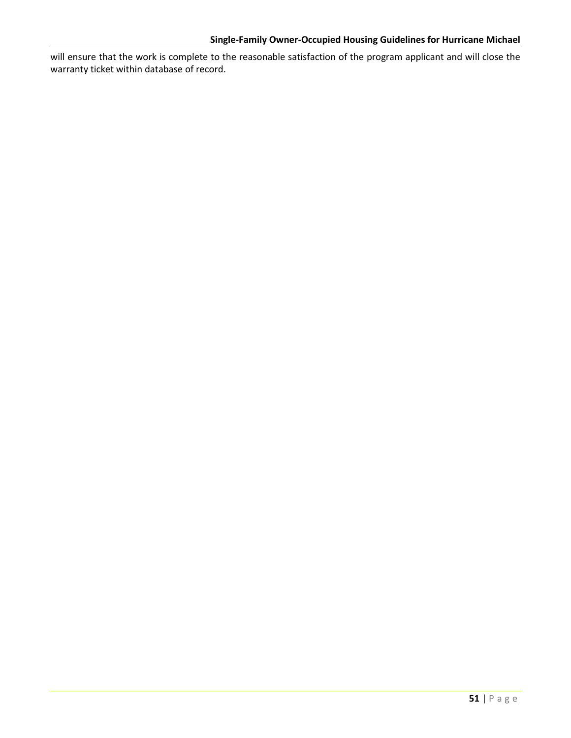will ensure that the work is complete to the reasonable satisfaction of the program applicant and will close the warranty ticket within database of record.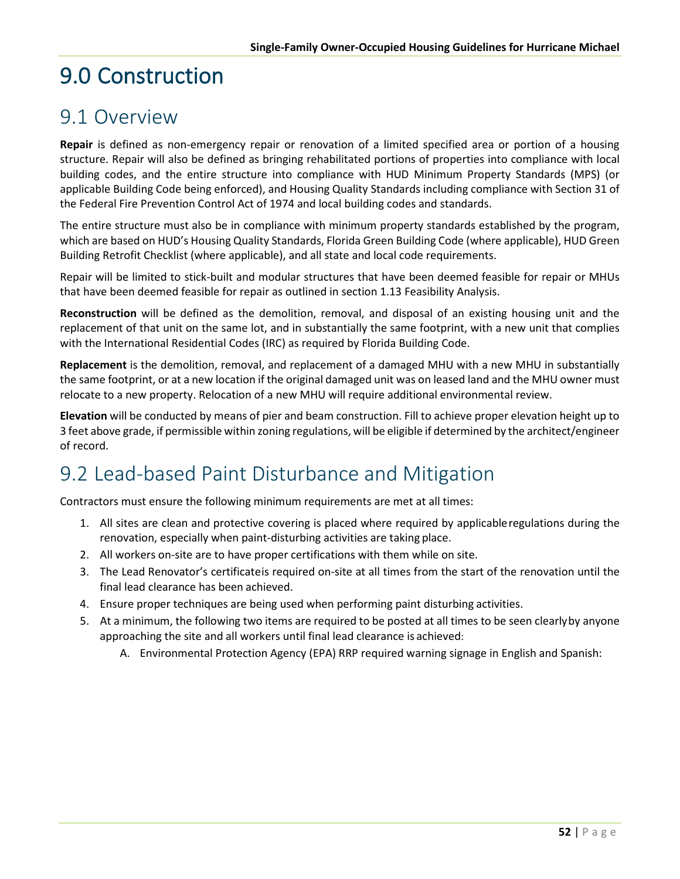# 9.0 Construction

## 9.1 Overview

**Repair** is defined as non-emergency repair or renovation of a limited specified area or portion of a housing structure. Repair will also be defined as bringing rehabilitated portions of properties into compliance with local building codes, and the entire structure into compliance with HUD Minimum Property Standards (MPS) (or applicable Building Code being enforced), and Housing Quality Standards including compliance with Section 31 of the Federal Fire Prevention Control Act of 1974 and local building codes and standards.

The entire structure must also be in compliance with minimum property standards established by the program, which are based on HUD's Housing Quality Standards, Florida Green Building Code (where applicable), HUD Green Building Retrofit Checklist (where applicable), and all state and local code requirements.

Repair will be limited to stick-built and modular structures that have been deemed feasible for repair or MHUs that have been deemed feasible for repair as outlined in section 1.13 Feasibility Analysis.

**Reconstruction** will be defined as the demolition, removal, and disposal of an existing housing unit and the replacement of that unit on the same lot, and in substantially the same footprint, with a new unit that complies with the International Residential Codes (IRC) as required by Florida Building Code.

**Replacement** is the demolition, removal, and replacement of a damaged MHU with a new MHU in substantially the same footprint, or at a new location if the original damaged unit was on leased land and the MHU owner must relocate to a new property. Relocation of a new MHU will require additional environmental review.

**Elevation** will be conducted by means of pier and beam construction. Fill to achieve proper elevation height up to 3 feet above grade, if permissible within zoning regulations, will be eligible if determined by the architect/engineer of record.

## 9.2 Lead-based Paint Disturbance and Mitigation

Contractors must ensure the following minimum requirements are met at all times:

1. All sites are clean and protective covering is placed where required by applicable regulations during the renovation, especially when paint-disturbing activities are taking place.
2. All workers on-site are to have proper certifications with them while on site.
3. The Lead Renovator's certificate is required on-site at all times from the start of the renovation until the final lead clearance has been achieved.
4. Ensure proper techniques are being used when performing paint disturbing activities.
5. At a minimum, the following two items are required to be posted at all times to be seen clearly by anyone approaching the site and all workers until final lead clearance is achieved:
   A. Environmental Protection Agency (EPA) RRP required warning signage in English and Spanish: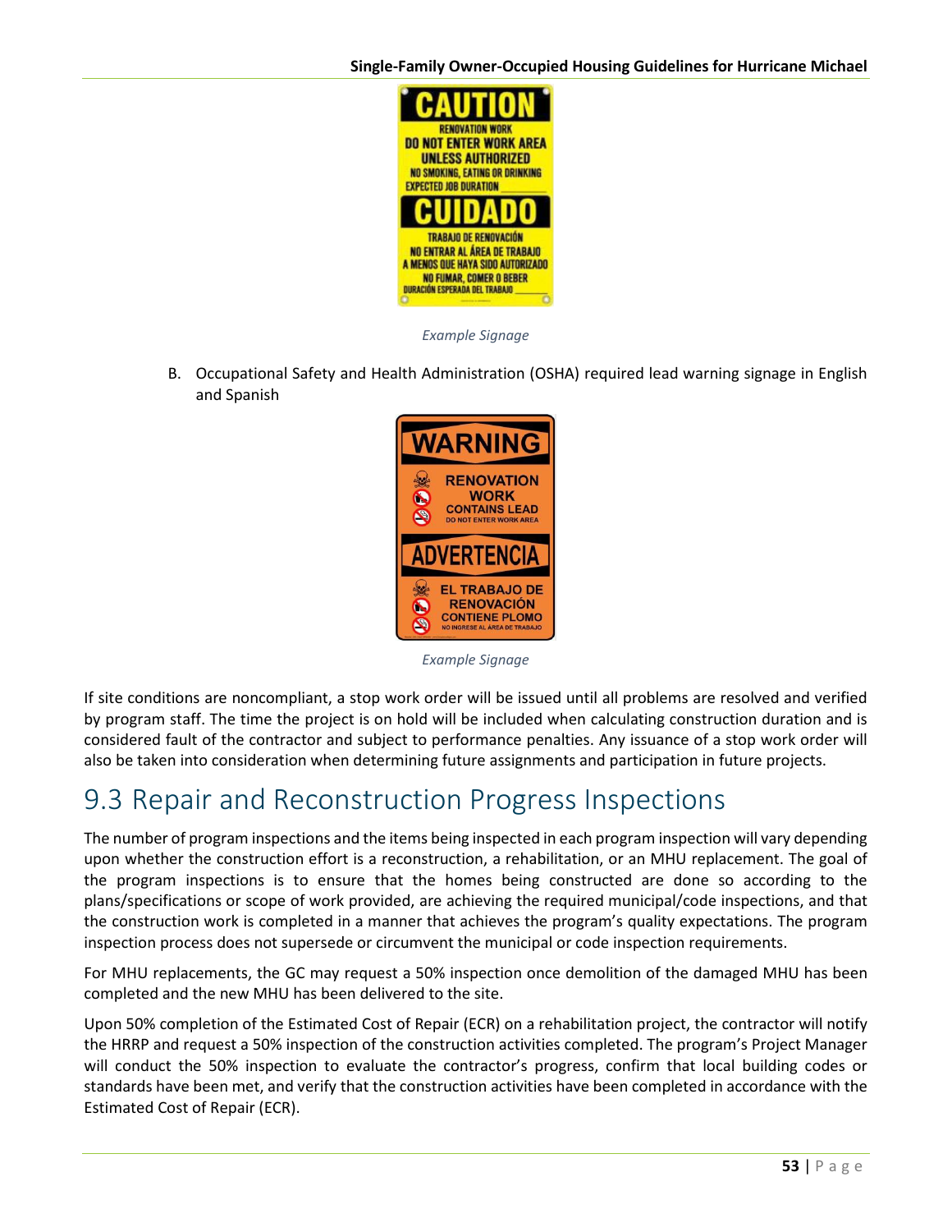*Example Signage*

B. Occupational Safety and Health Administration (OSHA) required lead warning signage in English and Spanish

*Example Signage*

If site conditions are noncompliant, a stop work order will be issued until all problems are resolved and verified by program staff. The time the project is on hold will be included when calculating construction duration and is considered fault of the contractor and subject to performance penalties. Any issuance of a stop work order will also be taken into consideration when determining future assignments and participation in future projects.

## 9.3 Repair and Reconstruction Progress Inspections

The number of program inspections and the items being inspected in each program inspection will vary depending upon whether the construction effort is a reconstruction, a rehabilitation, or an MHU replacement. The goal of the program inspections is to ensure that the homes being constructed are done so according to the plans/specifications or scope of work provided, are achieving the required municipal/code inspections, and that the construction work is completed in a manner that achieves the program's quality expectations. The program inspection process does not supersede or circumvent the municipal or code inspection requirements.

For MHU replacements, the GC may request a 50% inspection once demolition of the damaged MHU has been completed and the new MHU has been delivered to the site.

Upon 50% completion of the Estimated Cost of Repair (ECR) on a rehabilitation project, the contractor will notify the HRRP and request a 50% inspection of the construction activities completed. The program's Project Manager will conduct the 50% inspection to evaluate the contractor's progress, confirm that local building codes or standards have been met, and verify that the construction activities have been completed in accordance with the Estimated Cost of Repair (ECR).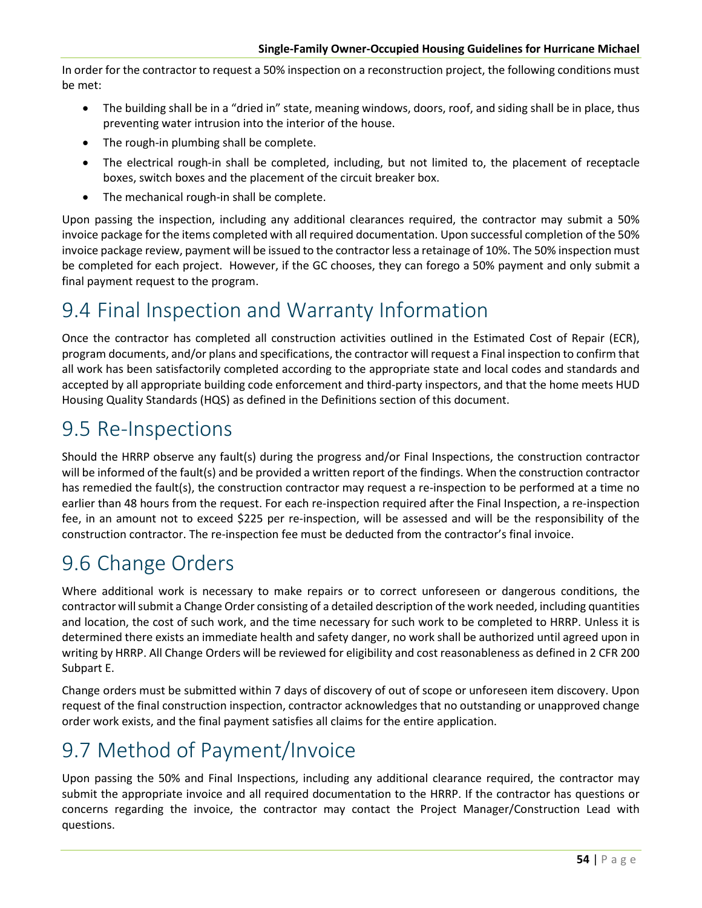In order for the contractor to request a 50% inspection on a reconstruction project, the following conditions must be met:

- The building shall be in a "dried in" state, meaning windows, doors, roof, and siding shall be in place, thus preventing water intrusion into the interior of the house.
- The rough-in plumbing shall be complete.
- The electrical rough-in shall be completed, including, but not limited to, the placement of receptacle boxes, switch boxes and the placement of the circuit breaker box.
- The mechanical rough-in shall be complete.

Upon passing the inspection, including any additional clearances required, the contractor may submit a 50% invoice package for the items completed with all required documentation. Upon successful completion of the 50% invoice package review, payment will be issued to the contractor less a retainage of 10%. The 50% inspection must be completed for each project. However, if the GC chooses, they can forego a 50% payment and only submit a final payment request to the program.

# 9.4 Final Inspection and Warranty Information

Once the contractor has completed all construction activities outlined in the Estimated Cost of Repair (ECR), program documents, and/or plans and specifications, the contractor will request a Final inspection to confirm that all work has been satisfactorily completed according to the appropriate state and local codes and standards and accepted by all appropriate building code enforcement and third-party inspectors, and that the home meets HUD Housing Quality Standards (HQS) as defined in the Definitions section of this document.

# 9.5 Re-Inspections

Should the HRRP observe any fault(s) during the progress and/or Final Inspections, the construction contractor will be informed of the fault(s) and be provided a written report of the findings. When the construction contractor has remedied the fault(s), the construction contractor may request a re-inspection to be performed at a time no earlier than 48 hours from the request. For each re-inspection required after the Final Inspection, a re-inspection fee, in an amount not to exceed $225 per re-inspection, will be assessed and will be the responsibility of the construction contractor. The re-inspection fee must be deducted from the contractor's final invoice.

# 9.6 Change Orders

Where additional work is necessary to make repairs or to correct unforeseen or dangerous conditions, the contractor will submit a Change Order consisting of a detailed description of the work needed, including quantities and location, the cost of such work, and the time necessary for such work to be completed to HRRP. Unless it is determined there exists an immediate health and safety danger, no work shall be authorized until agreed upon in writing by HRRP. All Change Orders will be reviewed for eligibility and cost reasonableness as defined in 2 CFR 200 Subpart E.

Change orders must be submitted within 7 days of discovery of out of scope or unforeseen item discovery. Upon request of the final construction inspection, contractor acknowledges that no outstanding or unapproved change order work exists, and the final payment satisfies all claims for the entire application.

# 9.7 Method of Payment/Invoice

Upon passing the 50% and Final Inspections, including any additional clearance required, the contractor may submit the appropriate invoice and all required documentation to the HRRP. If the contractor has questions or concerns regarding the invoice, the contractor may contact the Project Manager/Construction Lead with questions.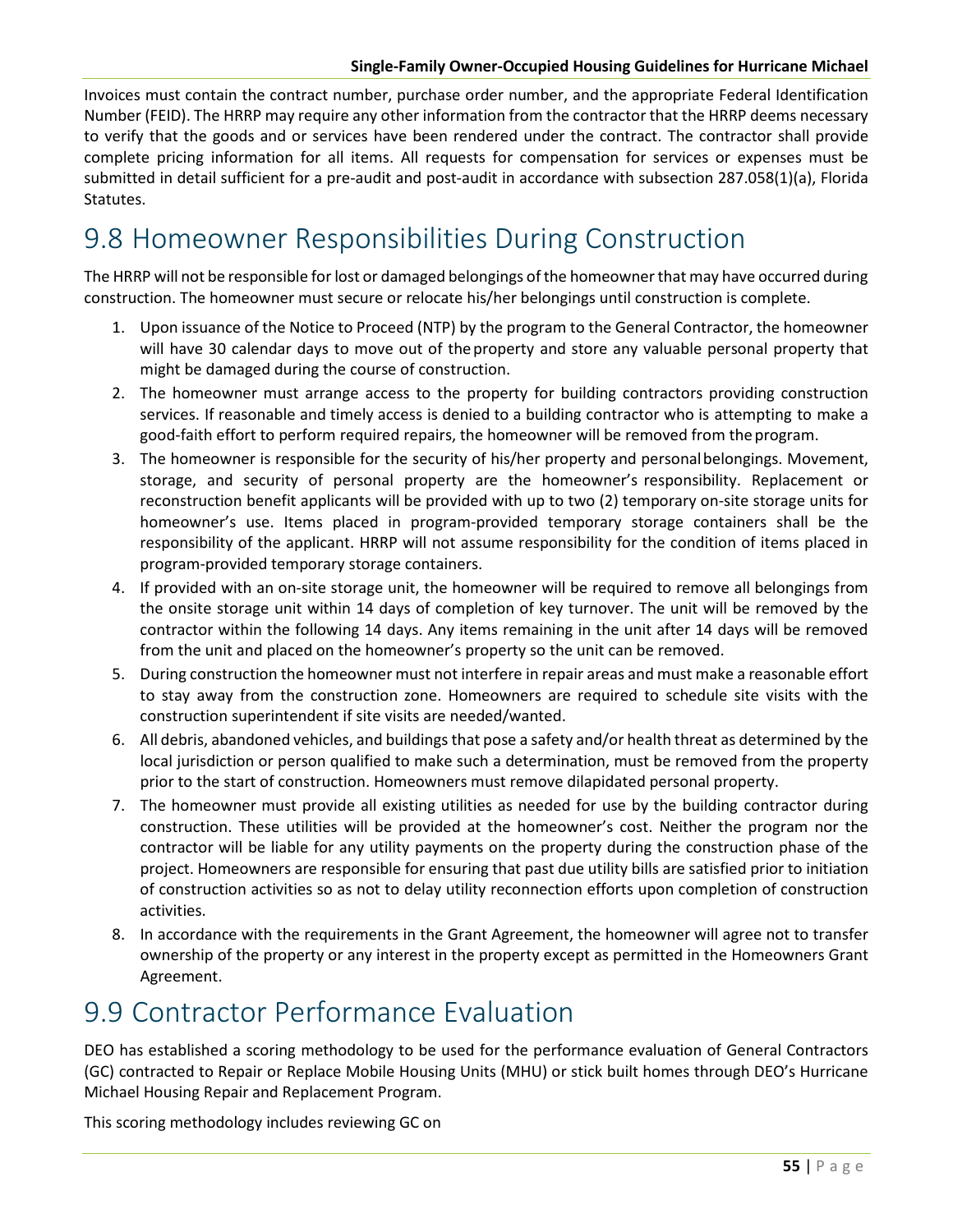Invoices must contain the contract number, purchase order number, and the appropriate Federal Identification Number (FEID). The HRRP may require any other information from the contractor that the HRRP deems necessary to verify that the goods and or services have been rendered under the contract. The contractor shall provide complete pricing information for all items. All requests for compensation for services or expenses must be submitted in detail sufficient for a pre-audit and post-audit in accordance with subsection 287.058(1)(a), Florida Statutes.

# 9.8 Homeowner Responsibilities During Construction

The HRRP will not be responsible for lost or damaged belongings of the homeowner that may have occurred during construction. The homeowner must secure or relocate his/her belongings until construction is complete.

1. Upon issuance of the Notice to Proceed (NTP) by the program to the General Contractor, the homeowner will have 30 calendar days to move out of the property and store any valuable personal property that might be damaged during the course of construction.
2. The homeowner must arrange access to the property for building contractors providing construction services. If reasonable and timely access is denied to a building contractor who is attempting to make a good-faith effort to perform required repairs, the homeowner will be removed from the program.
3. The homeowner is responsible for the security of his/her property and personal belongings. Movement, storage, and security of personal property are the homeowner's responsibility. Replacement or reconstruction benefit applicants will be provided with up to two (2) temporary on-site storage units for homeowner's use. Items placed in program-provided temporary storage containers shall be the responsibility of the applicant. HRRP will not assume responsibility for the condition of items placed in program-provided temporary storage containers.
4. If provided with an on-site storage unit, the homeowner will be required to remove all belongings from the onsite storage unit within 14 days of completion of key turnover. The unit will be removed by the contractor within the following 14 days. Any items remaining in the unit after 14 days will be removed from the unit and placed on the homeowner's property so the unit can be removed.
5. During construction the homeowner must not interfere in repair areas and must make a reasonable effort to stay away from the construction zone. Homeowners are required to schedule site visits with the construction superintendent if site visits are needed/wanted.
6. All debris, abandoned vehicles, and buildings that pose a safety and/or health threat as determined by the local jurisdiction or person qualified to make such a determination, must be removed from the property prior to the start of construction. Homeowners must remove dilapidated personal property.
7. The homeowner must provide all existing utilities as needed for use by the building contractor during construction. These utilities will be provided at the homeowner's cost. Neither the program nor the contractor will be liable for any utility payments on the property during the construction phase of the project. Homeowners are responsible for ensuring that past due utility bills are satisfied prior to initiation of construction activities so as not to delay utility reconnection efforts upon completion of construction activities.
8. In accordance with the requirements in the Grant Agreement, the homeowner will agree not to transfer ownership of the property or any interest in the property except as permitted in the Homeowners Grant Agreement.

# 9.9 Contractor Performance Evaluation

DEO has established a scoring methodology to be used for the performance evaluation of General Contractors (GC) contracted to Repair or Replace Mobile Housing Units (MHU) or stick built homes through DEO's Hurricane Michael Housing Repair and Replacement Program.

This scoring methodology includes reviewing GC on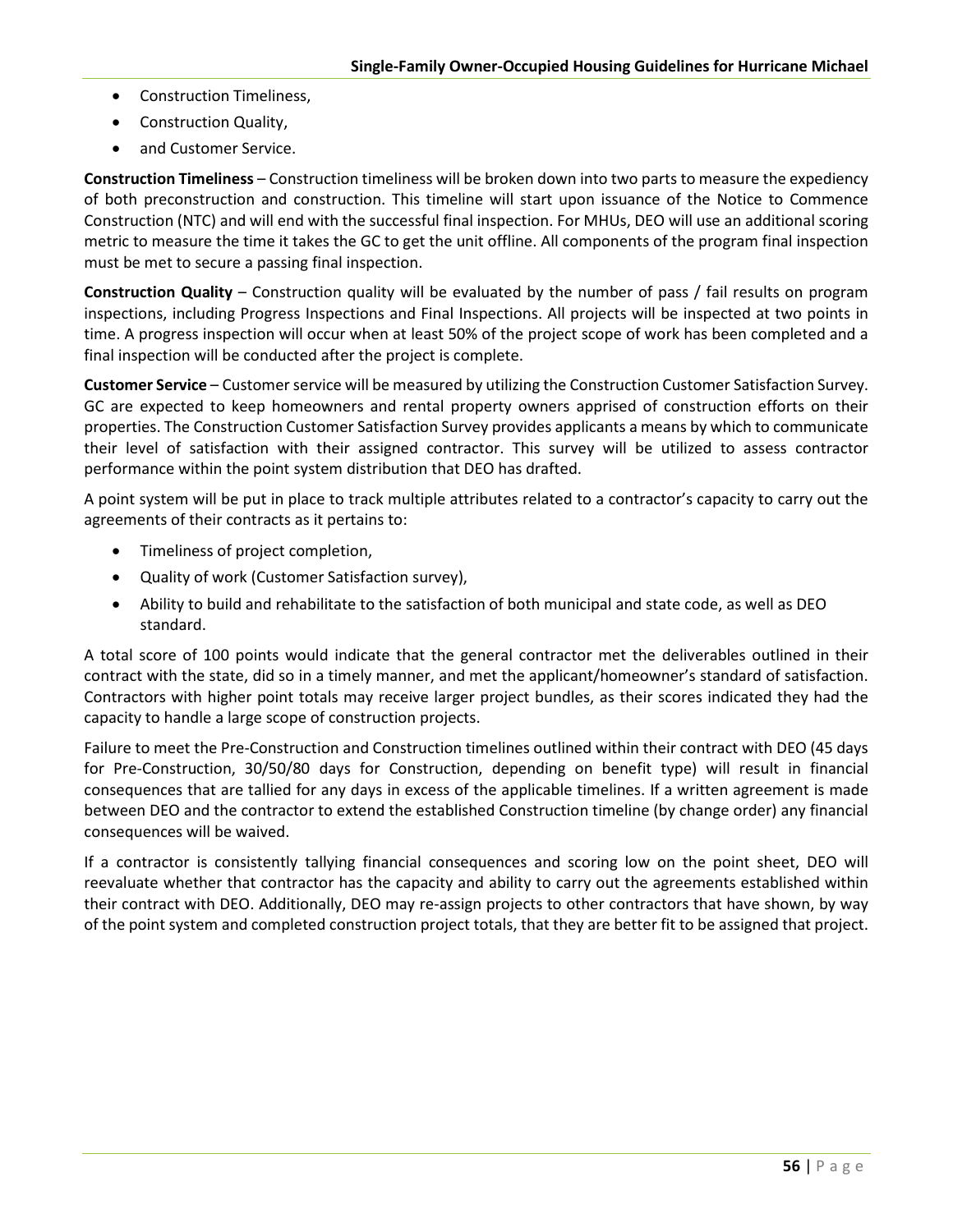- Construction Timeliness,
- Construction Quality,
- and Customer Service.

**Construction Timeliness** – Construction timeliness will be broken down into two parts to measure the expediency of both preconstruction and construction. This timeline will start upon issuance of the Notice to Commence Construction (NTC) and will end with the successful final inspection. For MHUs, DEO will use an additional scoring metric to measure the time it takes the GC to get the unit offline. All components of the program final inspection must be met to secure a passing final inspection.

**Construction Quality** – Construction quality will be evaluated by the number of pass / fail results on program inspections, including Progress Inspections and Final Inspections. All projects will be inspected at two points in time. A progress inspection will occur when at least 50% of the project scope of work has been completed and a final inspection will be conducted after the project is complete.

**Customer Service** – Customer service will be measured by utilizing the Construction Customer Satisfaction Survey. GC are expected to keep homeowners and rental property owners apprised of construction efforts on their properties. The Construction Customer Satisfaction Survey provides applicants a means by which to communicate their level of satisfaction with their assigned contractor. This survey will be utilized to assess contractor performance within the point system distribution that DEO has drafted.

A point system will be put in place to track multiple attributes related to a contractor's capacity to carry out the agreements of their contracts as it pertains to:

- Timeliness of project completion,
- Quality of work (Customer Satisfaction survey),
- Ability to build and rehabilitate to the satisfaction of both municipal and state code, as well as DEO standard.

A total score of 100 points would indicate that the general contractor met the deliverables outlined in their contract with the state, did so in a timely manner, and met the applicant/homeowner's standard of satisfaction. Contractors with higher point totals may receive larger project bundles, as their scores indicated they had the capacity to handle a large scope of construction projects.

Failure to meet the Pre-Construction and Construction timelines outlined within their contract with DEO (45 days for Pre-Construction, 30/50/80 days for Construction, depending on benefit type) will result in financial consequences that are tallied for any days in excess of the applicable timelines. If a written agreement is made between DEO and the contractor to extend the established Construction timeline (by change order) any financial consequences will be waived.

If a contractor is consistently tallying financial consequences and scoring low on the point sheet, DEO will reevaluate whether that contractor has the capacity and ability to carry out the agreements established within their contract with DEO. Additionally, DEO may re-assign projects to other contractors that have shown, by way of the point system and completed construction project totals, that they are better fit to be assigned that project.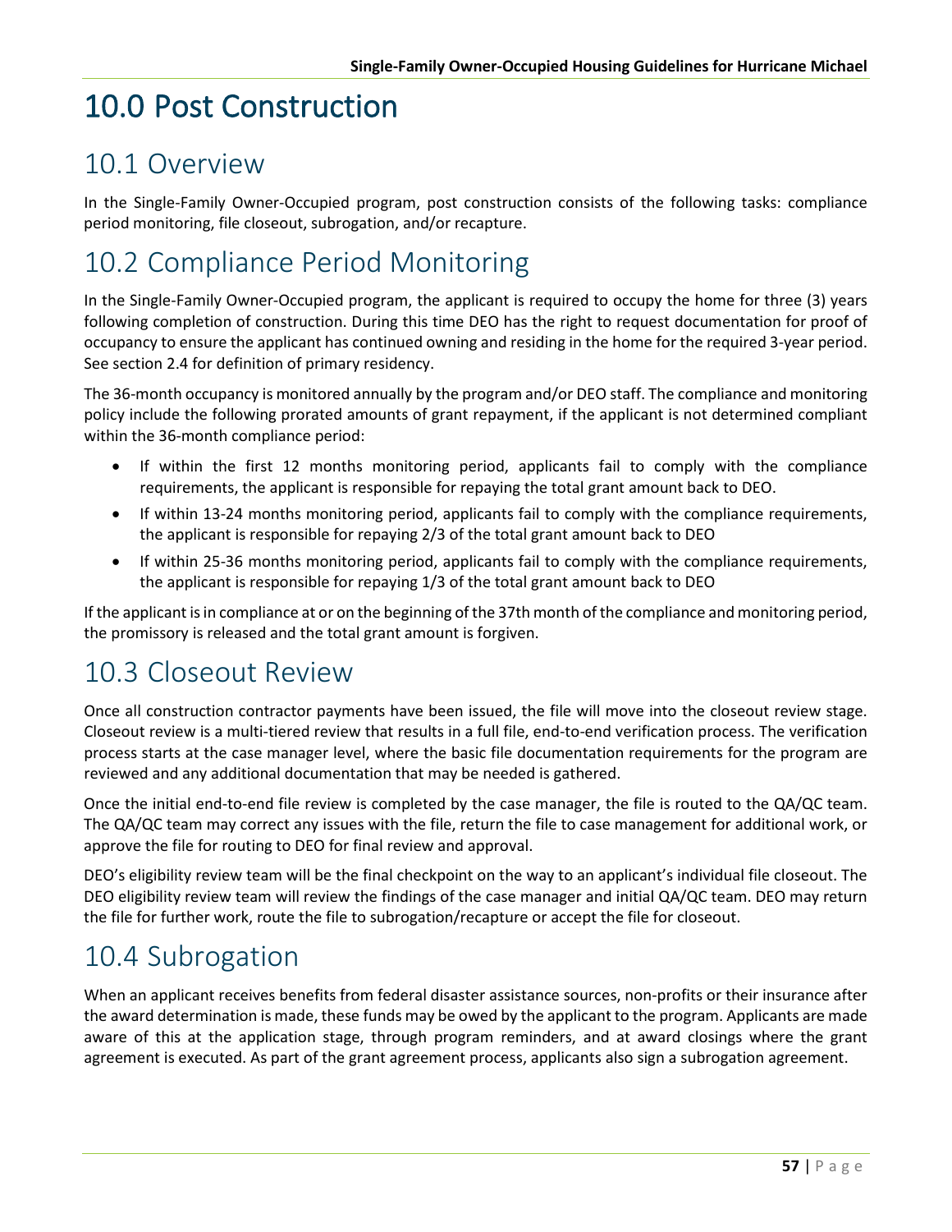# 10.0 Post Construction

## 10.1 Overview

In the Single-Family Owner-Occupied program, post construction consists of the following tasks: compliance period monitoring, file closeout, subrogation, and/or recapture.

## 10.2 Compliance Period Monitoring

In the Single-Family Owner-Occupied program, the applicant is required to occupy the home for three (3) years following completion of construction. During this time DEO has the right to request documentation for proof of occupancy to ensure the applicant has continued owning and residing in the home for the required 3-year period. See section 2.4 for definition of primary residency.

The 36-month occupancy is monitored annually by the program and/or DEO staff. The compliance and monitoring policy include the following prorated amounts of grant repayment, if the applicant is not determined compliant within the 36-month compliance period:

- If within the first 12 months monitoring period, applicants fail to comply with the compliance requirements, the applicant is responsible for repaying the total grant amount back to DEO.
- If within 13-24 months monitoring period, applicants fail to comply with the compliance requirements, the applicant is responsible for repaying 2/3 of the total grant amount back to DEO
- If within 25-36 months monitoring period, applicants fail to comply with the compliance requirements, the applicant is responsible for repaying 1/3 of the total grant amount back to DEO

If the applicant is in compliance at or on the beginning of the 37th month of the compliance and monitoring period, the promissory is released and the total grant amount is forgiven.

## 10.3 Closeout Review

Once all construction contractor payments have been issued, the file will move into the closeout review stage. Closeout review is a multi-tiered review that results in a full file, end-to-end verification process. The verification process starts at the case manager level, where the basic file documentation requirements for the program are reviewed and any additional documentation that may be needed is gathered.

Once the initial end-to-end file review is completed by the case manager, the file is routed to the QA/QC team. The QA/QC team may correct any issues with the file, return the file to case management for additional work, or approve the file for routing to DEO for final review and approval.

DEO's eligibility review team will be the final checkpoint on the way to an applicant's individual file closeout. The DEO eligibility review team will review the findings of the case manager and initial QA/QC team. DEO may return the file for further work, route the file to subrogation/recapture or accept the file for closeout.

## 10.4 Subrogation

When an applicant receives benefits from federal disaster assistance sources, non-profits or their insurance after the award determination is made, these funds may be owed by the applicant to the program. Applicants are made aware of this at the application stage, through program reminders, and at award closings where the grant agreement is executed. As part of the grant agreement process, applicants also sign a subrogation agreement.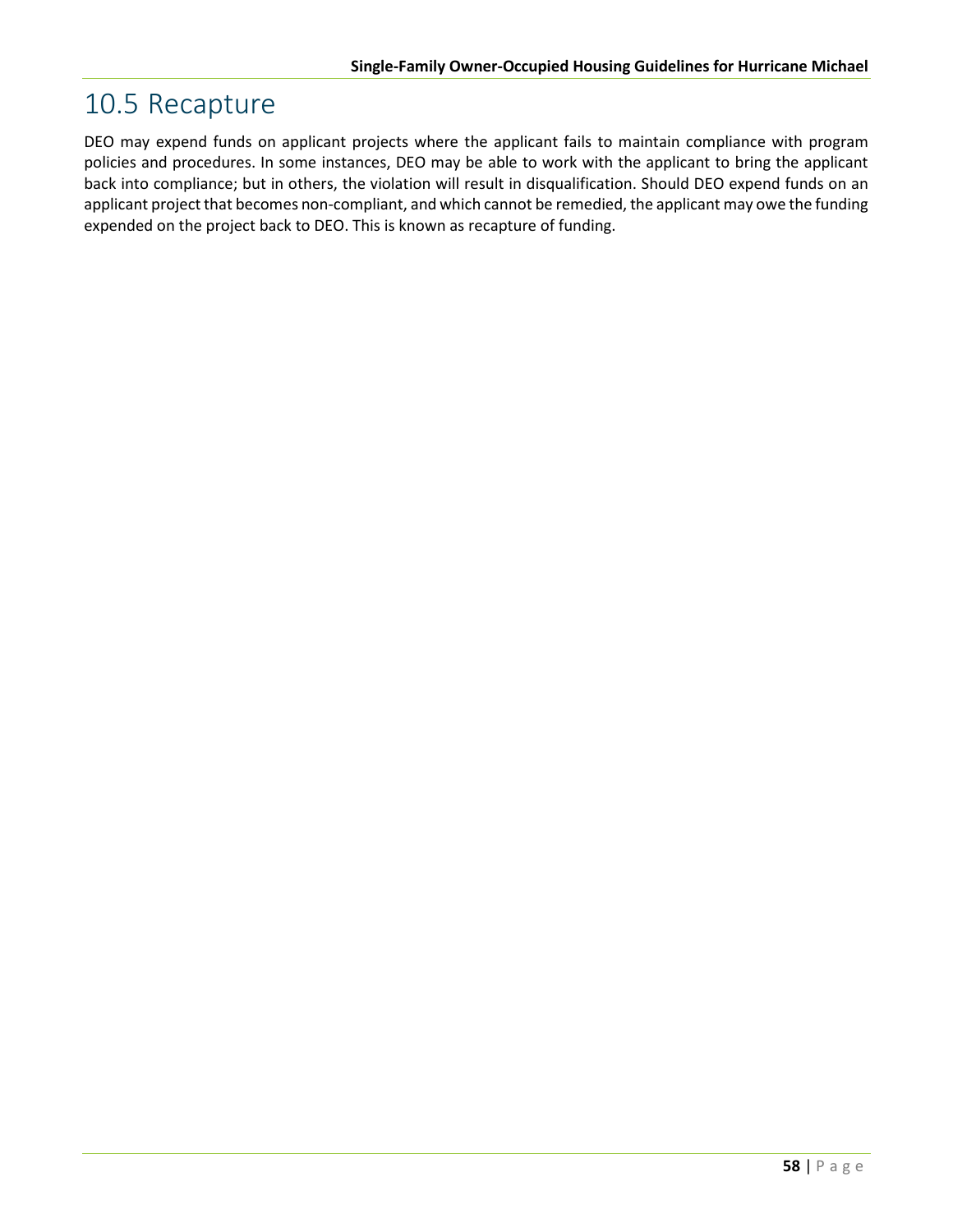## 10.5 Recapture

DEO may expend funds on applicant projects where the applicant fails to maintain compliance with program policies and procedures. In some instances, DEO may be able to work with the applicant to bring the applicant back into compliance; but in others, the violation will result in disqualification. Should DEO expend funds on an applicant project that becomes non-compliant, and which cannot be remedied, the applicant may owe the funding expended on the project back to DEO. This is known as recapture of funding.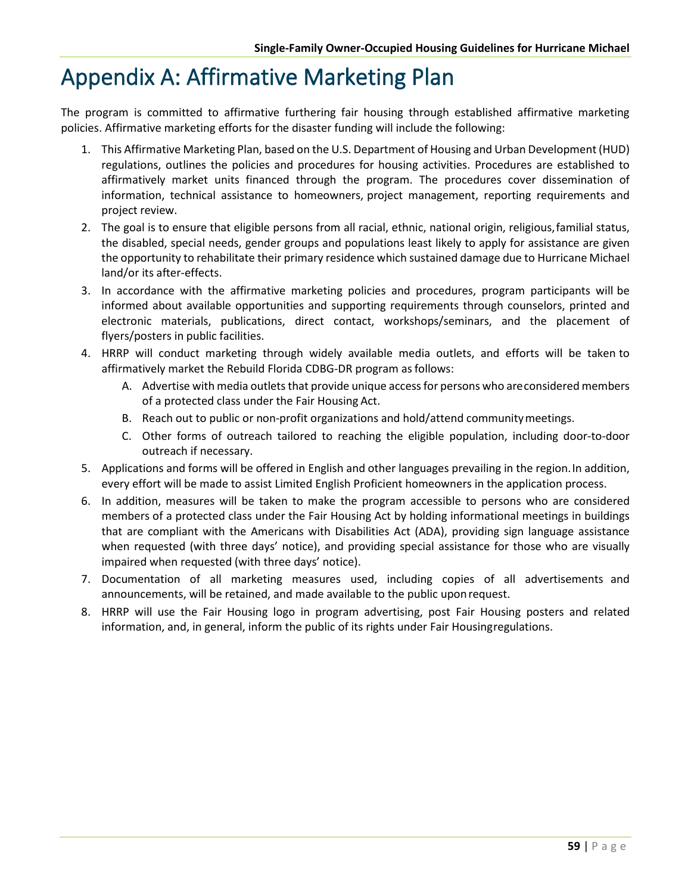# Appendix A: Affirmative Marketing Plan

The program is committed to affirmative furthering fair housing through established affirmative marketing policies. Affirmative marketing efforts for the disaster funding will include the following:

1. This Affirmative Marketing Plan, based on the U.S. Department of Housing and Urban Development (HUD) regulations, outlines the policies and procedures for housing activities. Procedures are established to affirmatively market units financed through the program. The procedures cover dissemination of information, technical assistance to homeowners, project management, reporting requirements and project review.
2. The goal is to ensure that eligible persons from all racial, ethnic, national origin, religious, familial status, the disabled, special needs, gender groups and populations least likely to apply for assistance are given the opportunity to rehabilitate their primary residence which sustained damage due to Hurricane Michael land/or its after-effects.
3. In accordance with the affirmative marketing policies and procedures, program participants will be informed about available opportunities and supporting requirements through counselors, printed and electronic materials, publications, direct contact, workshops/seminars, and the placement of flyers/posters in public facilities.
4. HRRP will conduct marketing through widely available media outlets, and efforts will be taken to affirmatively market the Rebuild Florida CDBG-DR program as follows:
   A. Advertise with media outlets that provide unique access for persons who are considered members of a protected class under the Fair Housing Act.
   B. Reach out to public or non-profit organizations and hold/attend community meetings.
   C. Other forms of outreach tailored to reaching the eligible population, including door-to-door outreach if necessary.
5. Applications and forms will be offered in English and other languages prevailing in the region. In addition, every effort will be made to assist Limited English Proficient homeowners in the application process.
6. In addition, measures will be taken to make the program accessible to persons who are considered members of a protected class under the Fair Housing Act by holding informational meetings in buildings that are compliant with the Americans with Disabilities Act (ADA), providing sign language assistance when requested (with three days' notice), and providing special assistance for those who are visually impaired when requested (with three days' notice).
7. Documentation of all marketing measures used, including copies of all advertisements and announcements, will be retained, and made available to the public upon request.
8. HRRP will use the Fair Housing logo in program advertising, post Fair Housing posters and related information, and, in general, inform the public of its rights under Fair Housing regulations.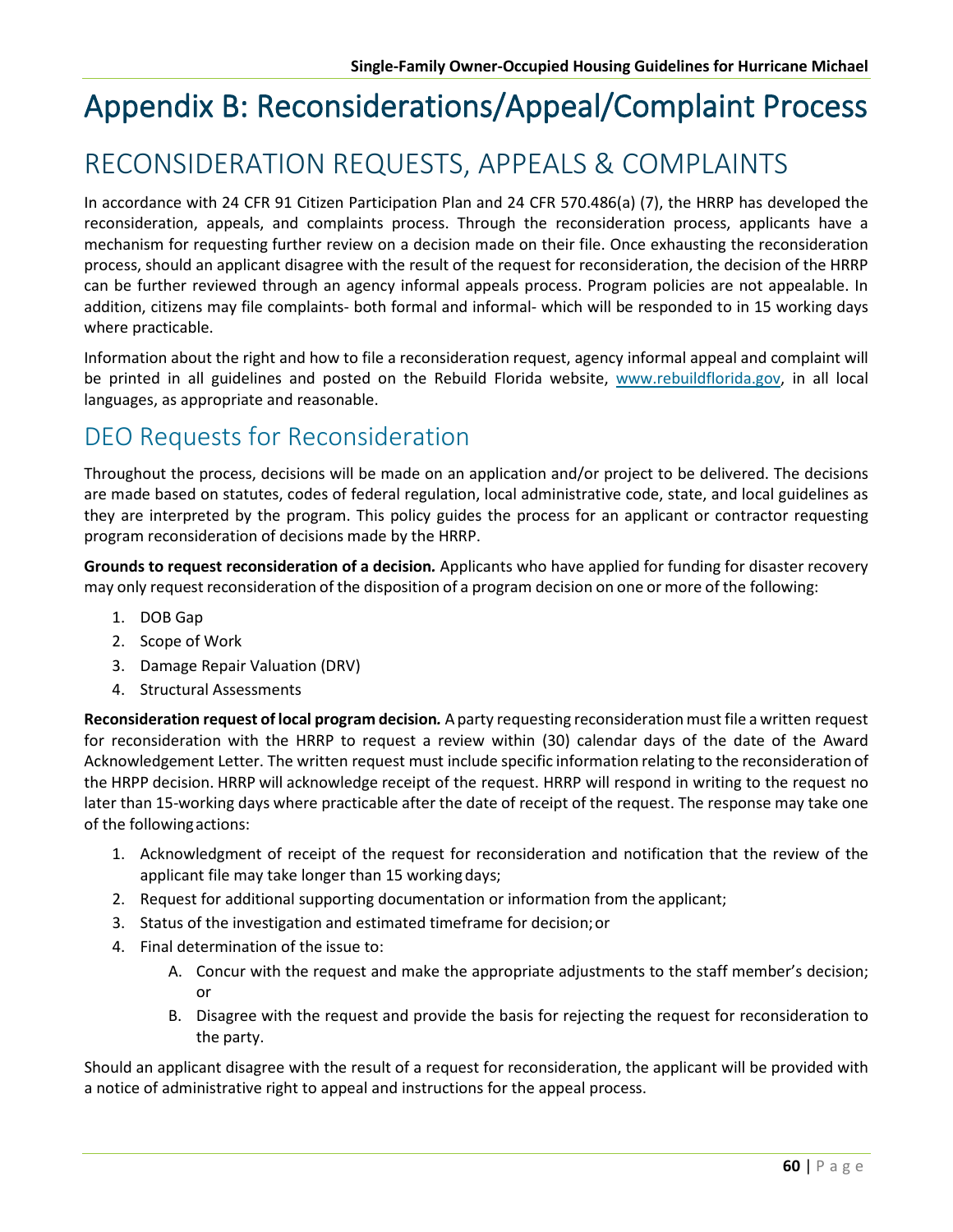# Appendix B: Reconsiderations/Appeal/Complaint Process

## RECONSIDERATION REQUESTS, APPEALS & COMPLAINTS

In accordance with 24 CFR 91 Citizen Participation Plan and 24 CFR 570.486(a) (7), the HRRP has developed the reconsideration, appeals, and complaints process. Through the reconsideration process, applicants have a mechanism for requesting further review on a decision made on their file. Once exhausting the reconsideration process, should an applicant disagree with the result of the request for reconsideration, the decision of the HRRP can be further reviewed through an agency informal appeals process. Program policies are not appealable. In addition, citizens may file complaints- both formal and informal- which will be responded to in 15 working days where practicable.

Information about the right and how to file a reconsideration request, agency informal appeal and complaint will be printed in all guidelines and posted on the Rebuild Florida website, www.rebuildflorida.gov, in all local languages, as appropriate and reasonable.

## DEO Requests for Reconsideration

Throughout the process, decisions will be made on an application and/or project to be delivered. The decisions are made based on statutes, codes of federal regulation, local administrative code, state, and local guidelines as they are interpreted by the program. This policy guides the process for an applicant or contractor requesting program reconsideration of decisions made by the HRRP.

**Grounds to request reconsideration of a decision.** Applicants who have applied for funding for disaster recovery may only request reconsideration of the disposition of a program decision on one or more of the following:

1. DOB Gap
2. Scope of Work
3. Damage Repair Valuation (DRV)
4. Structural Assessments

**Reconsideration request of local program decision.** A party requesting reconsideration must file a written request for reconsideration with the HRRP to request a review within (30) calendar days of the date of the Award Acknowledgement Letter. The written request must include specific information relating to the reconsideration of the HRPP decision. HRRP will acknowledge receipt of the request. HRRP will respond in writing to the request no later than 15-working days where practicable after the date of receipt of the request. The response may take one of the following actions:

1. Acknowledgment of receipt of the request for reconsideration and notification that the review of the applicant file may take longer than 15 working days;
2. Request for additional supporting documentation or information from the applicant;
3. Status of the investigation and estimated timeframe for decision; or
4. Final determination of the issue to:
    A. Concur with the request and make the appropriate adjustments to the staff member's decision; or
    B. Disagree with the request and provide the basis for rejecting the request for reconsideration to the party.

Should an applicant disagree with the result of a request for reconsideration, the applicant will be provided with a notice of administrative right to appeal and instructions for the appeal process.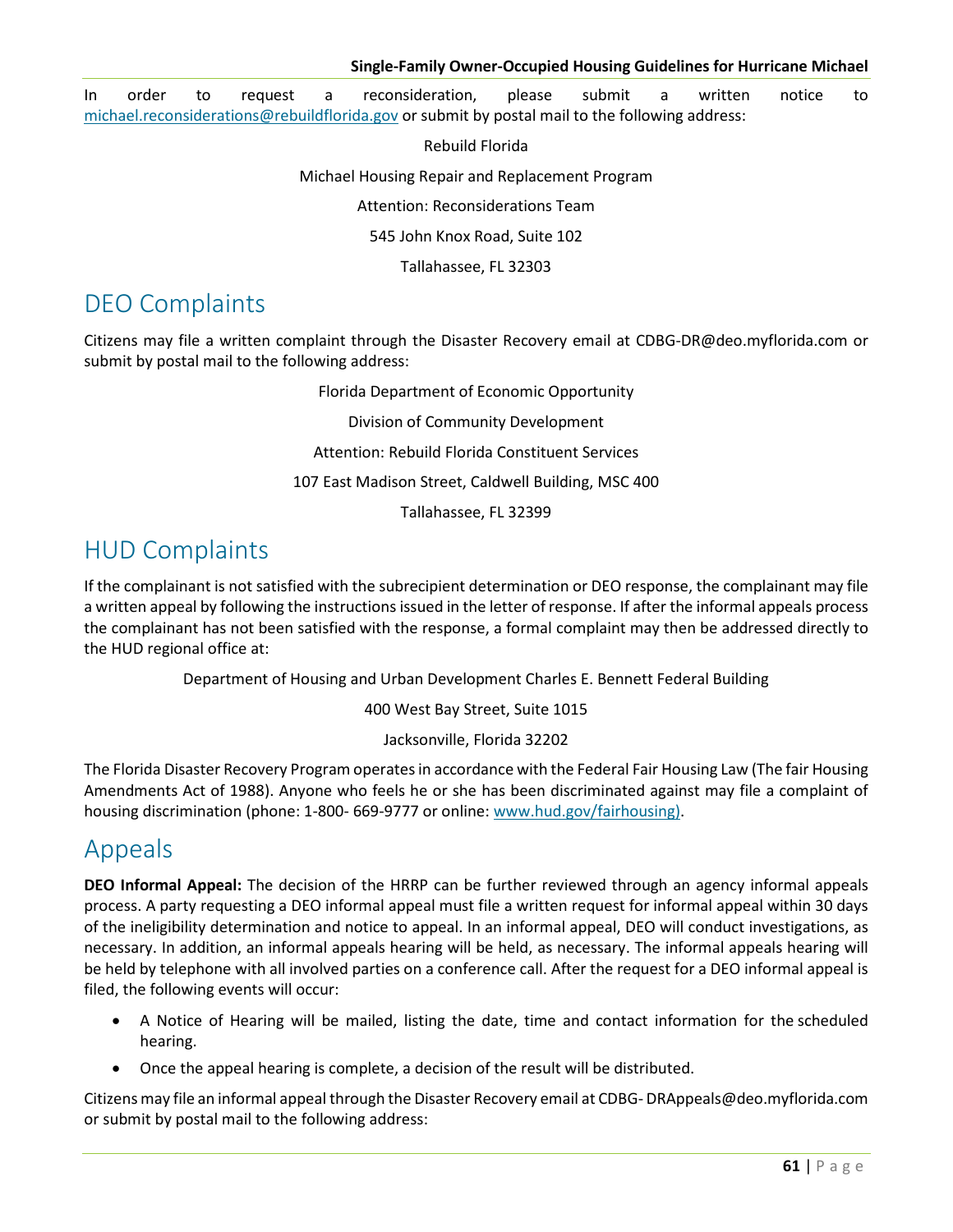In order to request a reconsideration, please submit a written notice to michael.reconsiderations@rebuildflorida.gov or submit by postal mail to the following address:

Rebuild Florida

Michael Housing Repair and Replacement Program

Attention: Reconsiderations Team

545 John Knox Road, Suite 102

Tallahassee, FL 32303

## DEO Complaints

Citizens may file a written complaint through the Disaster Recovery email at CDBG-DR@deo.myflorida.com or submit by postal mail to the following address:

Florida Department of Economic Opportunity

Division of Community Development

Attention: Rebuild Florida Constituent Services

107 East Madison Street, Caldwell Building, MSC 400

Tallahassee, FL 32399

## HUD Complaints

If the complainant is not satisfied with the subrecipient determination or DEO response, the complainant may file a written appeal by following the instructions issued in the letter of response. If after the informal appeals process the complainant has not been satisfied with the response, a formal complaint may then be addressed directly to the HUD regional office at:

Department of Housing and Urban Development Charles E. Bennett Federal Building

400 West Bay Street, Suite 1015

Jacksonville, Florida 32202

The Florida Disaster Recovery Program operates in accordance with the Federal Fair Housing Law (The fair Housing Amendments Act of 1988). Anyone who feels he or she has been discriminated against may file a complaint of housing discrimination (phone: 1-800- 669-9777 or online: www.hud.gov/fairhousing).

## Appeals

**DEO Informal Appeal:** The decision of the HRRP can be further reviewed through an agency informal appeals process. A party requesting a DEO informal appeal must file a written request for informal appeal within 30 days of the ineligibility determination and notice to appeal. In an informal appeal, DEO will conduct investigations, as necessary. In addition, an informal appeals hearing will be held, as necessary. The informal appeals hearing will be held by telephone with all involved parties on a conference call. After the request for a DEO informal appeal is filed, the following events will occur:

- A Notice of Hearing will be mailed, listing the date, time and contact information for the scheduled hearing.
- Once the appeal hearing is complete, a decision of the result will be distributed.

Citizens may file an informal appeal through the Disaster Recovery email at CDBG- DRAppeals@deo.myflorida.com or submit by postal mail to the following address: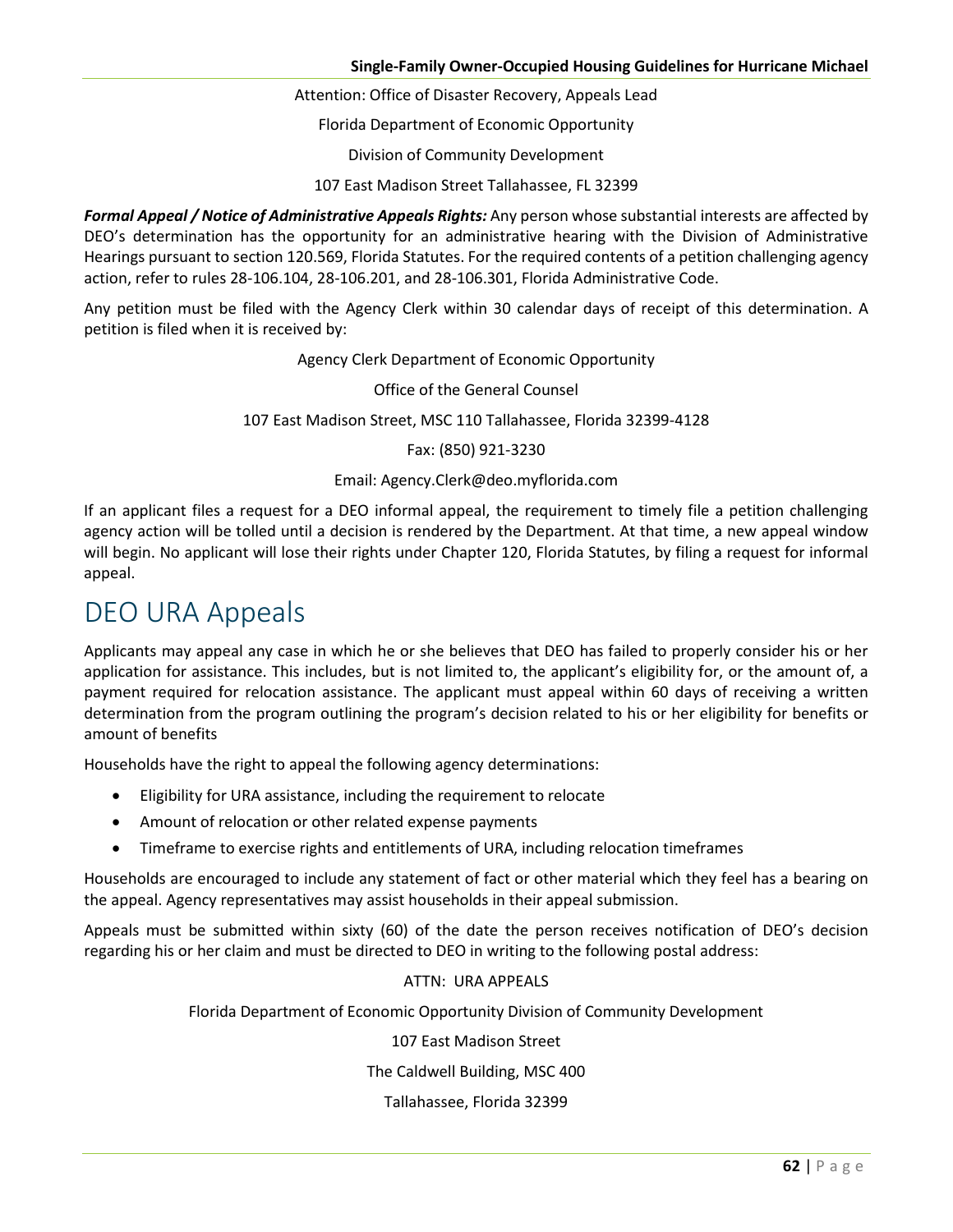Attention: Office of Disaster Recovery, Appeals Lead

Florida Department of Economic Opportunity

Division of Community Development

107 East Madison Street Tallahassee, FL 32399

***Formal Appeal / Notice of Administrative Appeals Rights:*** Any person whose substantial interests are affected by DEO's determination has the opportunity for an administrative hearing with the Division of Administrative Hearings pursuant to section 120.569, Florida Statutes. For the required contents of a petition challenging agency action, refer to rules 28-106.104, 28-106.201, and 28-106.301, Florida Administrative Code.

Any petition must be filed with the Agency Clerk within 30 calendar days of receipt of this determination. A petition is filed when it is received by:

Agency Clerk Department of Economic Opportunity

Office of the General Counsel

107 East Madison Street, MSC 110 Tallahassee, Florida 32399-4128

Fax: (850) 921-3230

Email: Agency.Clerk@deo.myflorida.com

If an applicant files a request for a DEO informal appeal, the requirement to timely file a petition challenging agency action will be tolled until a decision is rendered by the Department. At that time, a new appeal window will begin. No applicant will lose their rights under Chapter 120, Florida Statutes, by filing a request for informal appeal.

# DEO URA Appeals

Applicants may appeal any case in which he or she believes that DEO has failed to properly consider his or her application for assistance. This includes, but is not limited to, the applicant's eligibility for, or the amount of, a payment required for relocation assistance. The applicant must appeal within 60 days of receiving a written determination from the program outlining the program's decision related to his or her eligibility for benefits or amount of benefits

Households have the right to appeal the following agency determinations:

- Eligibility for URA assistance, including the requirement to relocate
- Amount of relocation or other related expense payments
- Timeframe to exercise rights and entitlements of URA, including relocation timeframes

Households are encouraged to include any statement of fact or other material which they feel has a bearing on the appeal. Agency representatives may assist households in their appeal submission.

Appeals must be submitted within sixty (60) of the date the person receives notification of DEO's decision regarding his or her claim and must be directed to DEO in writing to the following postal address:

ATTN: URA APPEALS

Florida Department of Economic Opportunity Division of Community Development

107 East Madison Street

The Caldwell Building, MSC 400

Tallahassee, Florida 32399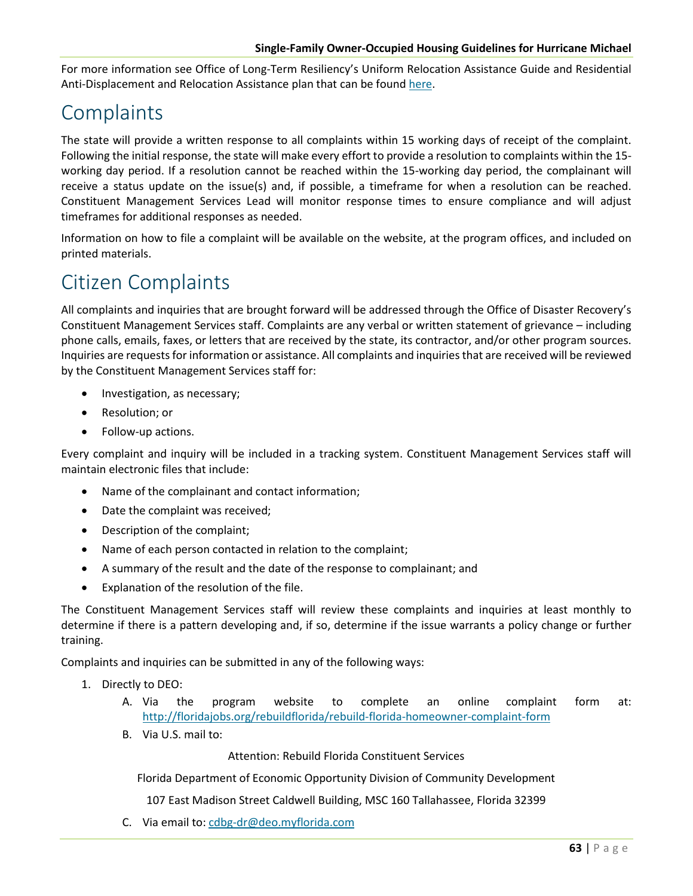For more information see Office of Long-Term Resiliency's Uniform Relocation Assistance Guide and Residential Anti-Displacement and Relocation Assistance plan that can be found [here](here).

# Complaints

The state will provide a written response to all complaints within 15 working days of receipt of the complaint. Following the initial response, the state will make every effort to provide a resolution to complaints within the 15-working day period. If a resolution cannot be reached within the 15-working day period, the complainant will receive a status update on the issue(s) and, if possible, a timeframe for when a resolution can be reached. Constituent Management Services Lead will monitor response times to ensure compliance and will adjust timeframes for additional responses as needed.

Information on how to file a complaint will be available on the website, at the program offices, and included on printed materials.

# Citizen Complaints

All complaints and inquiries that are brought forward will be addressed through the Office of Disaster Recovery's Constituent Management Services staff. Complaints are any verbal or written statement of grievance – including phone calls, emails, faxes, or letters that are received by the state, its contractor, and/or other program sources. Inquiries are requests for information or assistance. All complaints and inquiries that are received will be reviewed by the Constituent Management Services staff for:

- Investigation, as necessary;
- Resolution; or
- Follow-up actions.

Every complaint and inquiry will be included in a tracking system. Constituent Management Services staff will maintain electronic files that include:

- Name of the complainant and contact information;
- Date the complaint was received;
- Description of the complaint;
- Name of each person contacted in relation to the complaint;
- A summary of the result and the date of the response to complainant; and
- Explanation of the resolution of the file.

The Constituent Management Services staff will review these complaints and inquiries at least monthly to determine if there is a pattern developing and, if so, determine if the issue warrants a policy change or further training.

Complaints and inquiries can be submitted in any of the following ways:

1. Directly to DEO:
   A. Via the program website to complete an online complaint form at: http://floridajobs.org/rebuildflorida/rebuild-florida-homeowner-complaint-form
   B. Via U.S. mail to:

      Attention: Rebuild Florida Constituent Services

      Florida Department of Economic Opportunity Division of Community Development

      107 East Madison Street Caldwell Building, MSC 160 Tallahassee, Florida 32399

   C. Via email to: cdbg-dr@deo.myflorida.com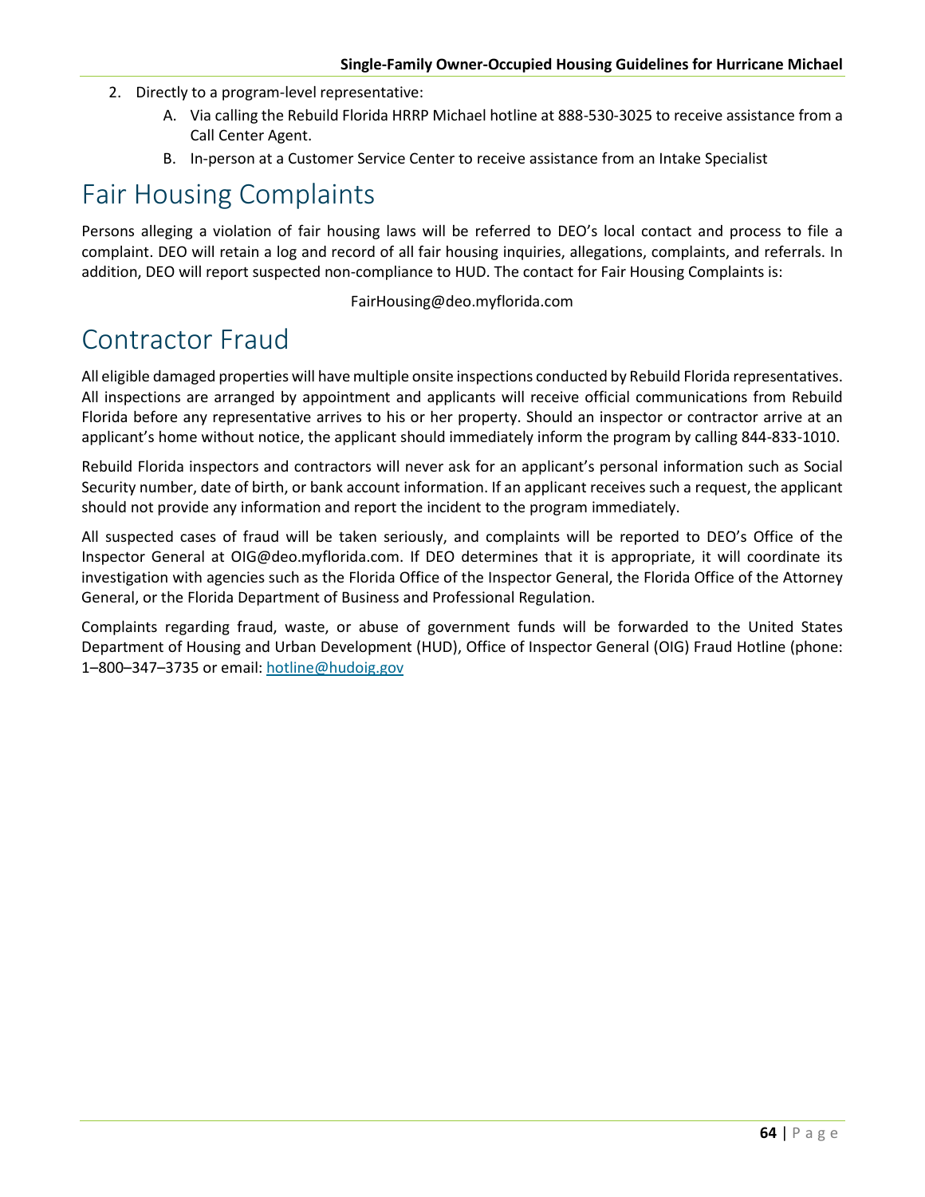2. Directly to a program-level representative:
   A. Via calling the Rebuild Florida HRRP Michael hotline at 888-530-3025 to receive assistance from a Call Center Agent.
   B. In-person at a Customer Service Center to receive assistance from an Intake Specialist

# Fair Housing Complaints

Persons alleging a violation of fair housing laws will be referred to DEO's local contact and process to file a complaint. DEO will retain a log and record of all fair housing inquiries, allegations, complaints, and referrals. In addition, DEO will report suspected non-compliance to HUD. The contact for Fair Housing Complaints is:

FairHousing@deo.myflorida.com

# Contractor Fraud

All eligible damaged properties will have multiple onsite inspections conducted by Rebuild Florida representatives. All inspections are arranged by appointment and applicants will receive official communications from Rebuild Florida before any representative arrives to his or her property. Should an inspector or contractor arrive at an applicant's home without notice, the applicant should immediately inform the program by calling 844-833-1010.

Rebuild Florida inspectors and contractors will never ask for an applicant's personal information such as Social Security number, date of birth, or bank account information. If an applicant receives such a request, the applicant should not provide any information and report the incident to the program immediately.

All suspected cases of fraud will be taken seriously, and complaints will be reported to DEO's Office of the Inspector General at OIG@deo.myflorida.com. If DEO determines that it is appropriate, it will coordinate its investigation with agencies such as the Florida Office of the Inspector General, the Florida Office of the Attorney General, or the Florida Department of Business and Professional Regulation.

Complaints regarding fraud, waste, or abuse of government funds will be forwarded to the United States Department of Housing and Urban Development (HUD), Office of Inspector General (OIG) Fraud Hotline (phone: 1–800–347–3735 or email: hotline@hudoig.gov